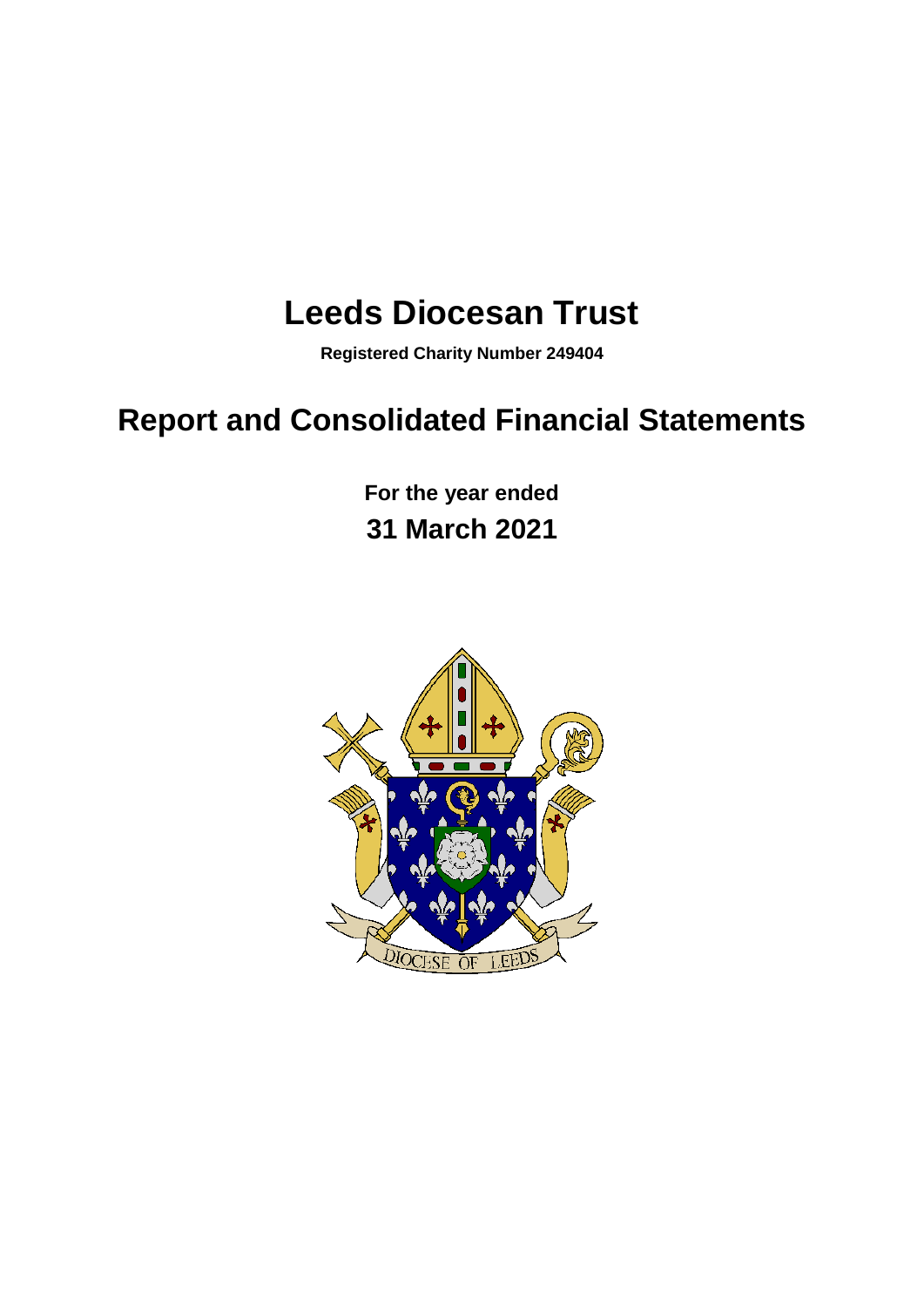# Leeds Diocesan Trust

**Registered Charity Number 249404**

# Report and Consolidated Financial Statements

**For the year ended**

**31 March 2021**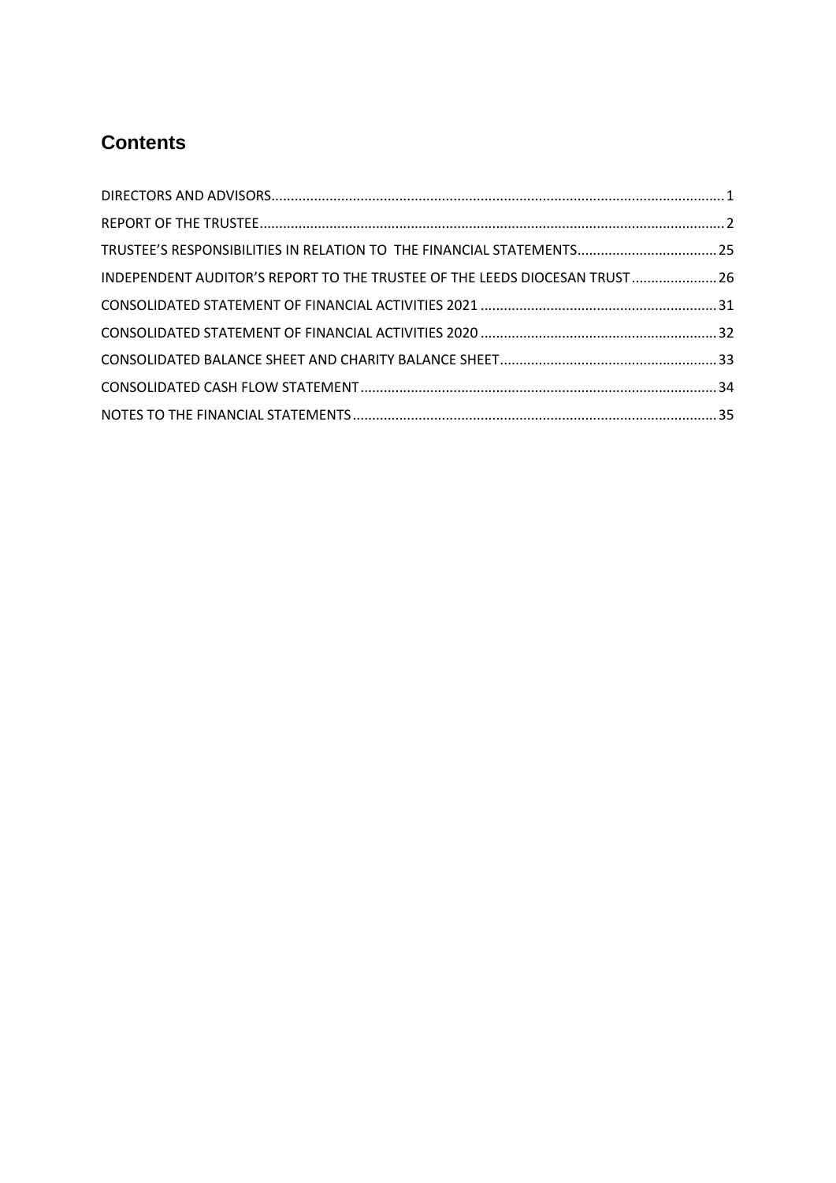## Contents

| | |
|---|---|
| DIRECTORS AND ADVISORS | 1 |
| REPORT OF THE TRUSTEE | 2 |
| TRUSTEE'S RESPONSIBILITIES IN RELATION TO THE FINANCIAL STATEMENTS | 25 |
| INDEPENDENT AUDITOR'S REPORT TO THE TRUSTEE OF THE LEEDS DIOCESAN TRUST | 26 |
| CONSOLIDATED STATEMENT OF FINANCIAL ACTIVITIES 2021 | 31 |
| CONSOLIDATED STATEMENT OF FINANCIAL ACTIVITIES 2020 | 32 |
| CONSOLIDATED BALANCE SHEET AND CHARITY BALANCE SHEET | 33 |
| CONSOLIDATED CASH FLOW STATEMENT | 34 |
| NOTES TO THE FINANCIAL STATEMENTS | 35 |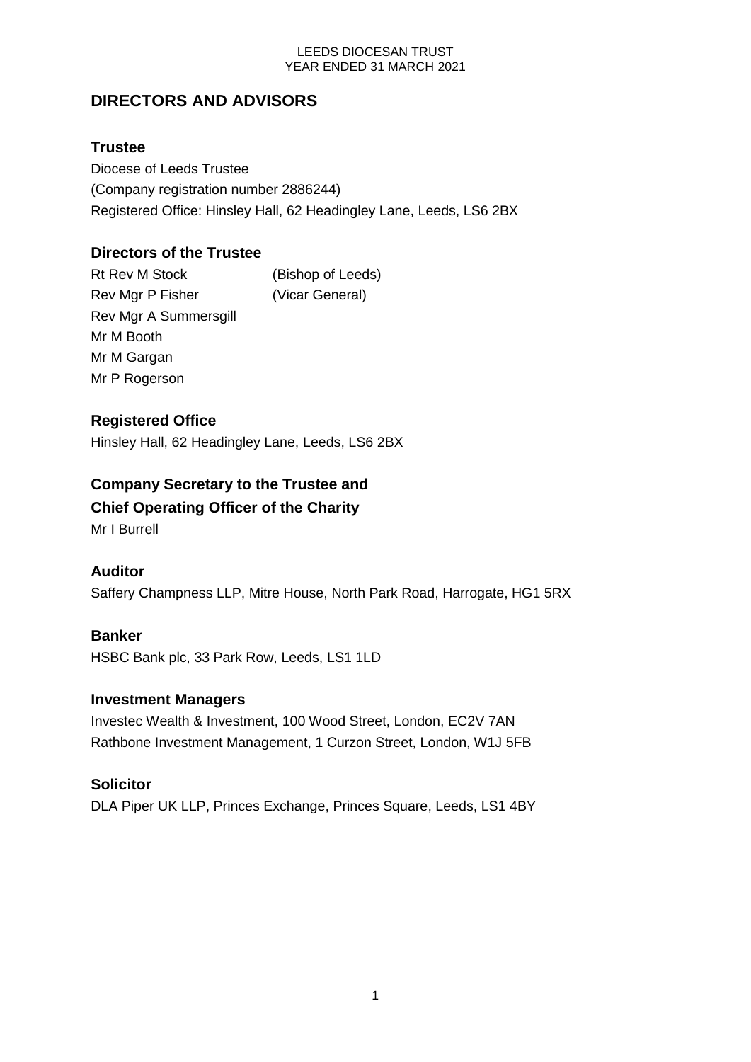# DIRECTORS AND ADVISORS

## Trustee

Diocese of Leeds Trustee
(Company registration number 2886244)
Registered Office: Hinsley Hall, 62 Headingley Lane, Leeds, LS6 2BX

## Directors of the Trustee

Rt Rev M Stock (Bishop of Leeds)
Rev Mgr P Fisher (Vicar General)
Rev Mgr A Summersgill
Mr M Booth
Mr M Gargan
Mr P Rogerson

## Registered Office

Hinsley Hall, 62 Headingley Lane, Leeds, LS6 2BX

## Company Secretary to the Trustee and Chief Operating Officer of the Charity

Mr I Burrell

## Auditor

Saffery Champness LLP, Mitre House, North Park Road, Harrogate, HG1 5RX

## Banker

HSBC Bank plc, 33 Park Row, Leeds, LS1 1LD

## Investment Managers

Investec Wealth & Investment, 100 Wood Street, London, EC2V 7AN
Rathbone Investment Management, 1 Curzon Street, London, W1J 5FB

## Solicitor

DLA Piper UK LLP, Princes Exchange, Princes Square, Leeds, LS1 4BY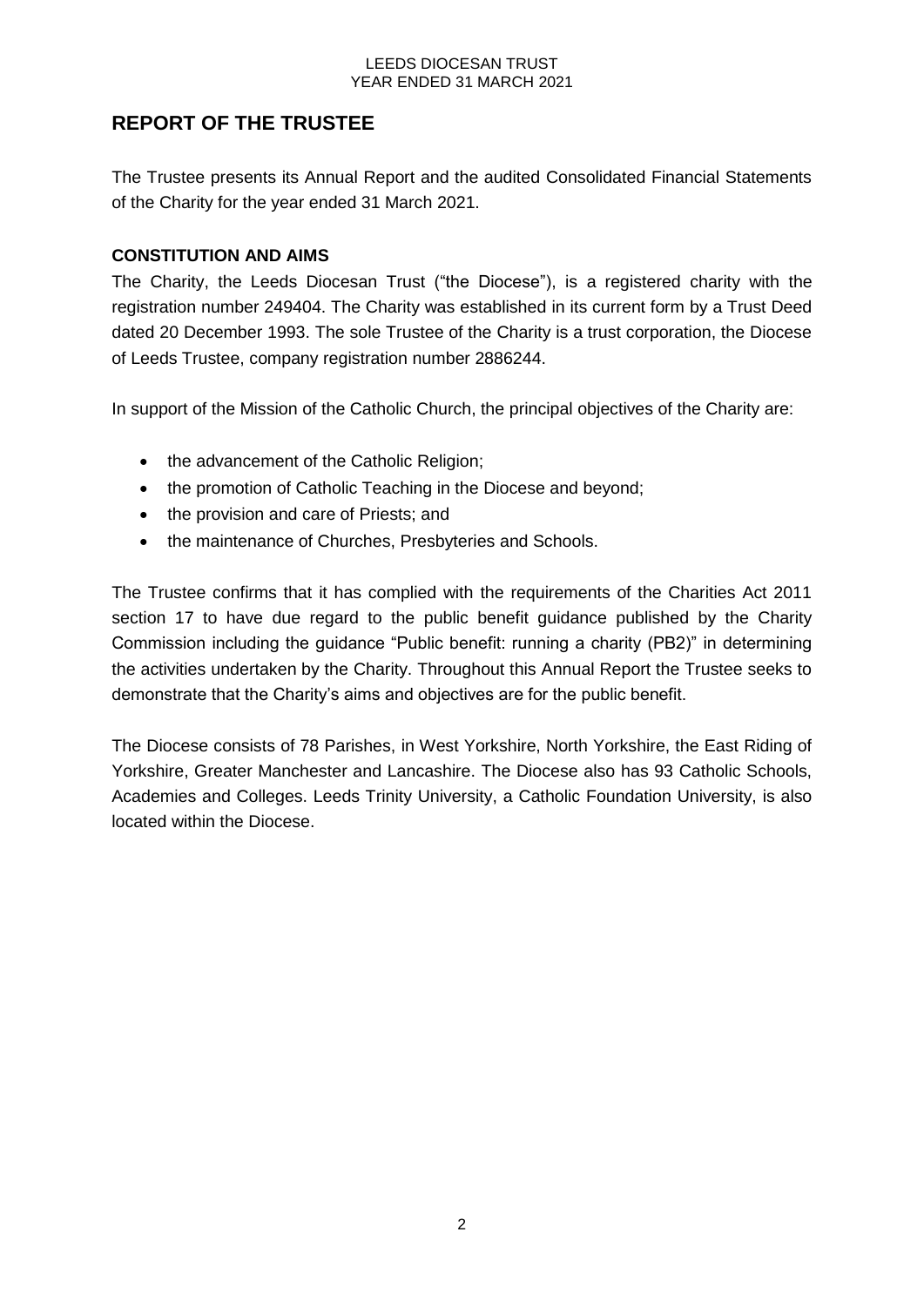# REPORT OF THE TRUSTEE

The Trustee presents its Annual Report and the audited Consolidated Financial Statements of the Charity for the year ended 31 March 2021.

## CONSTITUTION AND AIMS

The Charity, the Leeds Diocesan Trust ("the Diocese"), is a registered charity with the registration number 249404. The Charity was established in its current form by a Trust Deed dated 20 December 1993. The sole Trustee of the Charity is a trust corporation, the Diocese of Leeds Trustee, company registration number 2886244.

In support of the Mission of the Catholic Church, the principal objectives of the Charity are:

- the advancement of the Catholic Religion;
- the promotion of Catholic Teaching in the Diocese and beyond;
- the provision and care of Priests; and
- the maintenance of Churches, Presbyteries and Schools.

The Trustee confirms that it has complied with the requirements of the Charities Act 2011 section 17 to have due regard to the public benefit guidance published by the Charity Commission including the guidance "Public benefit: running a charity (PB2)" in determining the activities undertaken by the Charity. Throughout this Annual Report the Trustee seeks to demonstrate that the Charity's aims and objectives are for the public benefit.

The Diocese consists of 78 Parishes, in West Yorkshire, North Yorkshire, the East Riding of Yorkshire, Greater Manchester and Lancashire. The Diocese also has 93 Catholic Schools, Academies and Colleges. Leeds Trinity University, a Catholic Foundation University, is also located within the Diocese.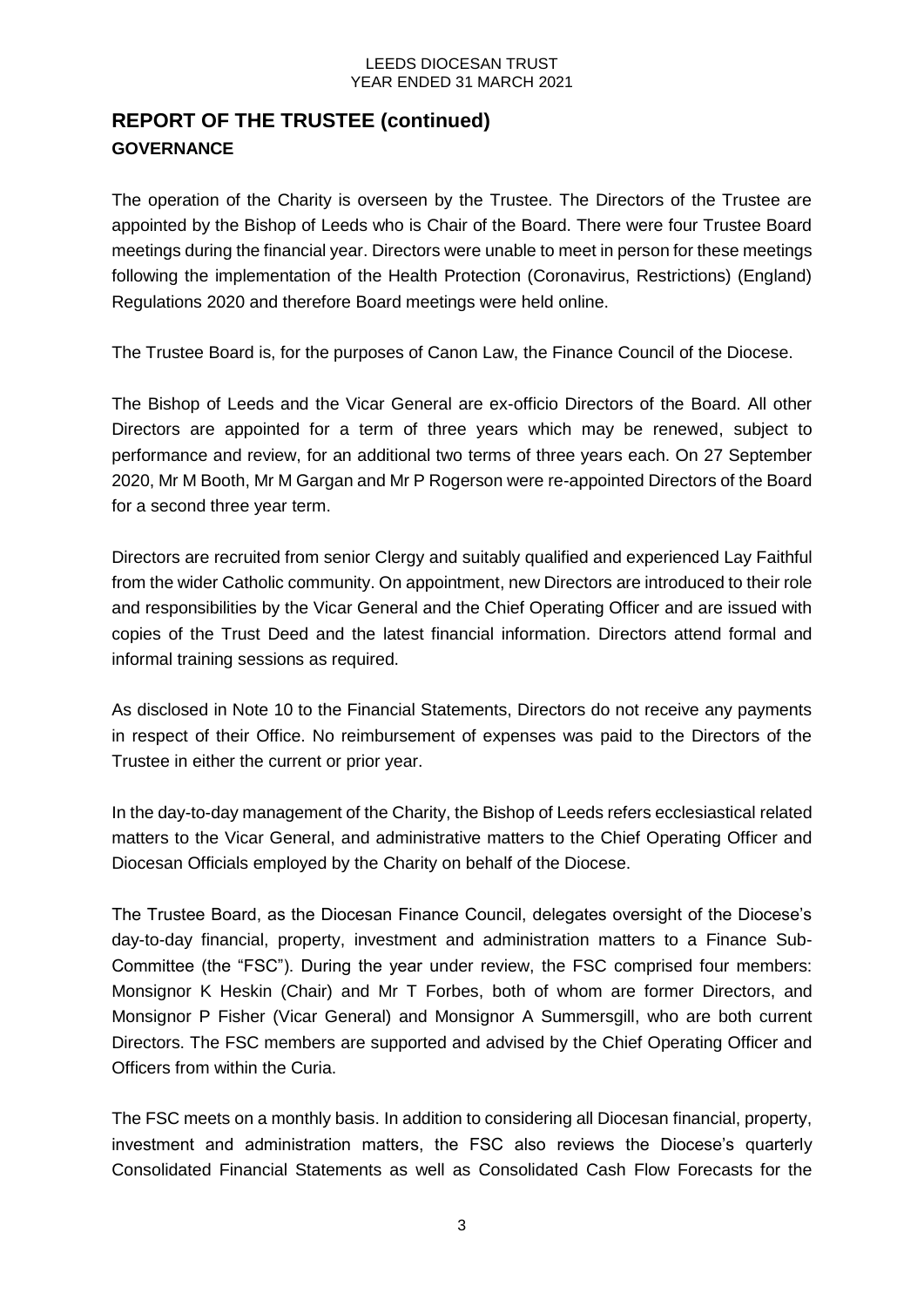## REPORT OF THE TRUSTEE (continued)

### GOVERNANCE

The operation of the Charity is overseen by the Trustee. The Directors of the Trustee are appointed by the Bishop of Leeds who is Chair of the Board. There were four Trustee Board meetings during the financial year. Directors were unable to meet in person for these meetings following the implementation of the Health Protection (Coronavirus, Restrictions) (England) Regulations 2020 and therefore Board meetings were held online.

The Trustee Board is, for the purposes of Canon Law, the Finance Council of the Diocese.

The Bishop of Leeds and the Vicar General are ex-officio Directors of the Board. All other Directors are appointed for a term of three years which may be renewed, subject to performance and review, for an additional two terms of three years each. On 27 September 2020, Mr M Booth, Mr M Gargan and Mr P Rogerson were re-appointed Directors of the Board for a second three year term.

Directors are recruited from senior Clergy and suitably qualified and experienced Lay Faithful from the wider Catholic community. On appointment, new Directors are introduced to their role and responsibilities by the Vicar General and the Chief Operating Officer and are issued with copies of the Trust Deed and the latest financial information. Directors attend formal and informal training sessions as required.

As disclosed in Note 10 to the Financial Statements, Directors do not receive any payments in respect of their Office. No reimbursement of expenses was paid to the Directors of the Trustee in either the current or prior year.

In the day-to-day management of the Charity, the Bishop of Leeds refers ecclesiastical related matters to the Vicar General, and administrative matters to the Chief Operating Officer and Diocesan Officials employed by the Charity on behalf of the Diocese.

The Trustee Board, as the Diocesan Finance Council, delegates oversight of the Diocese's day-to-day financial, property, investment and administration matters to a Finance Sub-Committee (the "FSC"). During the year under review, the FSC comprised four members: Monsignor K Heskin (Chair) and Mr T Forbes, both of whom are former Directors, and Monsignor P Fisher (Vicar General) and Monsignor A Summersgill, who are both current Directors. The FSC members are supported and advised by the Chief Operating Officer and Officers from within the Curia.

The FSC meets on a monthly basis. In addition to considering all Diocesan financial, property, investment and administration matters, the FSC also reviews the Diocese's quarterly Consolidated Financial Statements as well as Consolidated Cash Flow Forecasts for the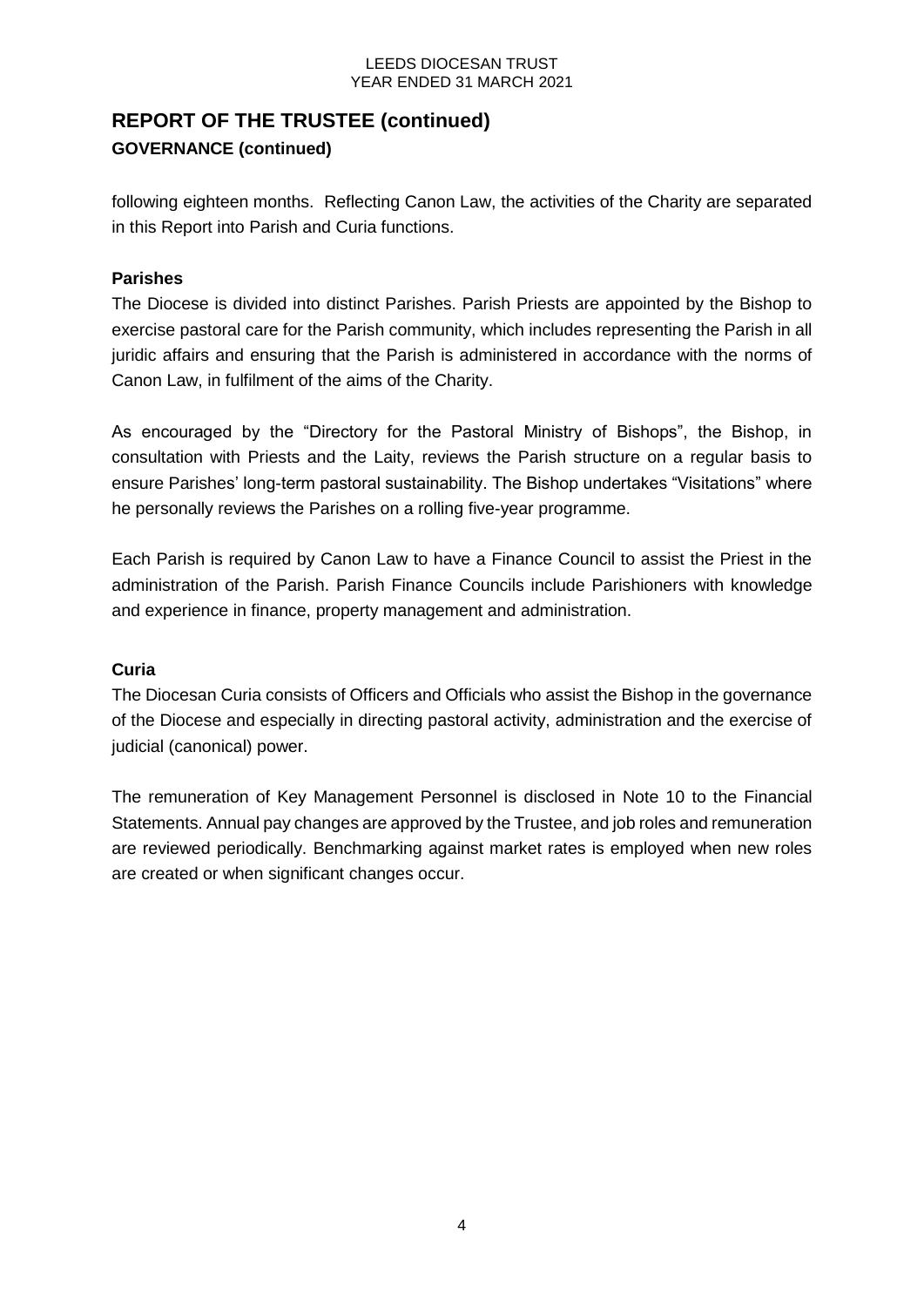## REPORT OF THE TRUSTEE (continued)

### GOVERNANCE (continued)

following eighteen months. Reflecting Canon Law, the activities of the Charity are separated in this Report into Parish and Curia functions.

**Parishes**

The Diocese is divided into distinct Parishes. Parish Priests are appointed by the Bishop to exercise pastoral care for the Parish community, which includes representing the Parish in all juridic affairs and ensuring that the Parish is administered in accordance with the norms of Canon Law, in fulfilment of the aims of the Charity.

As encouraged by the "Directory for the Pastoral Ministry of Bishops", the Bishop, in consultation with Priests and the Laity, reviews the Parish structure on a regular basis to ensure Parishes' long-term pastoral sustainability. The Bishop undertakes "Visitations" where he personally reviews the Parishes on a rolling five-year programme.

Each Parish is required by Canon Law to have a Finance Council to assist the Priest in the administration of the Parish. Parish Finance Councils include Parishioners with knowledge and experience in finance, property management and administration.

**Curia**

The Diocesan Curia consists of Officers and Officials who assist the Bishop in the governance of the Diocese and especially in directing pastoral activity, administration and the exercise of judicial (canonical) power.

The remuneration of Key Management Personnel is disclosed in Note 10 to the Financial Statements. Annual pay changes are approved by the Trustee, and job roles and remuneration are reviewed periodically. Benchmarking against market rates is employed when new roles are created or when significant changes occur.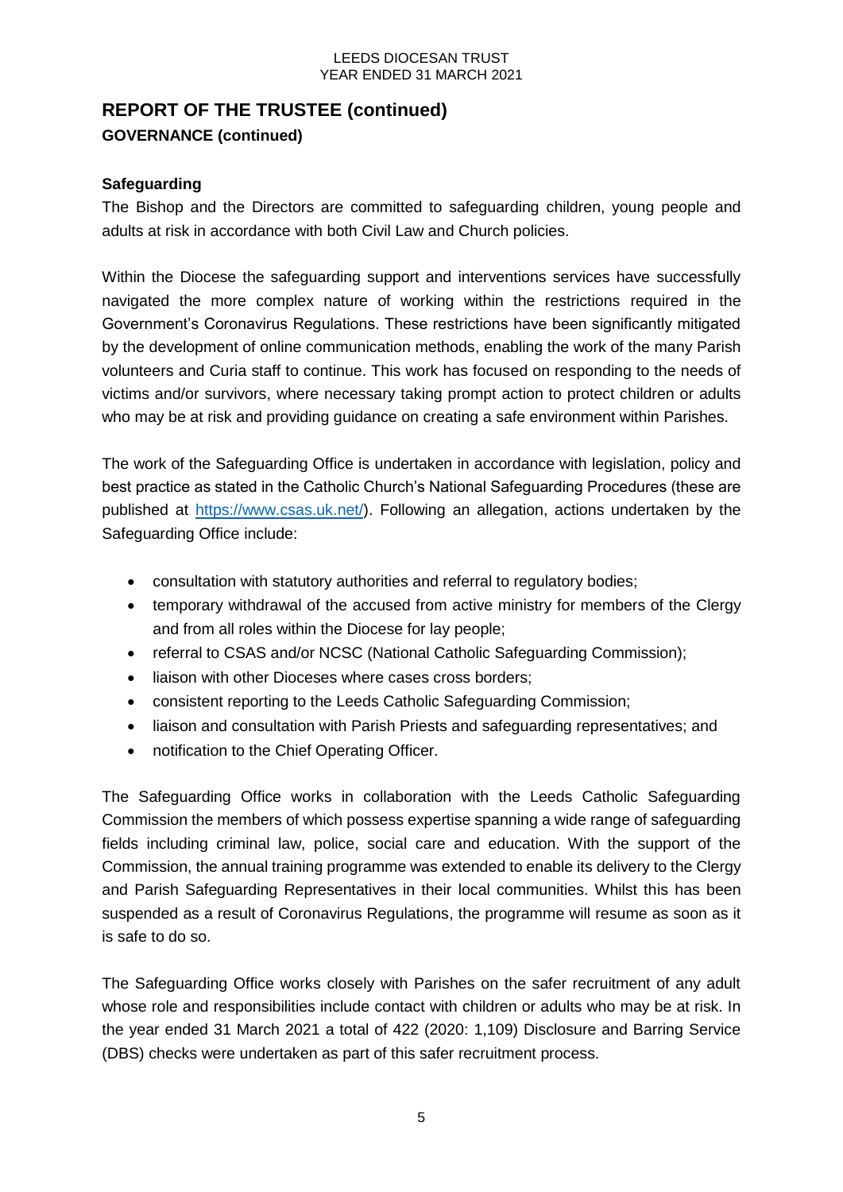## REPORT OF THE TRUSTEE (continued)

### GOVERNANCE (continued)

**Safeguarding**

The Bishop and the Directors are committed to safeguarding children, young people and adults at risk in accordance with both Civil Law and Church policies.

Within the Diocese the safeguarding support and interventions services have successfully navigated the more complex nature of working within the restrictions required in the Government's Coronavirus Regulations. These restrictions have been significantly mitigated by the development of online communication methods, enabling the work of the many Parish volunteers and Curia staff to continue. This work has focused on responding to the needs of victims and/or survivors, where necessary taking prompt action to protect children or adults who may be at risk and providing guidance on creating a safe environment within Parishes.

The work of the Safeguarding Office is undertaken in accordance with legislation, policy and best practice as stated in the Catholic Church's National Safeguarding Procedures (these are published at https://www.csas.uk.net/). Following an allegation, actions undertaken by the Safeguarding Office include:

- consultation with statutory authorities and referral to regulatory bodies;
- temporary withdrawal of the accused from active ministry for members of the Clergy and from all roles within the Diocese for lay people;
- referral to CSAS and/or NCSC (National Catholic Safeguarding Commission);
- liaison with other Dioceses where cases cross borders;
- consistent reporting to the Leeds Catholic Safeguarding Commission;
- liaison and consultation with Parish Priests and safeguarding representatives; and
- notification to the Chief Operating Officer.

The Safeguarding Office works in collaboration with the Leeds Catholic Safeguarding Commission the members of which possess expertise spanning a wide range of safeguarding fields including criminal law, police, social care and education. With the support of the Commission, the annual training programme was extended to enable its delivery to the Clergy and Parish Safeguarding Representatives in their local communities. Whilst this has been suspended as a result of Coronavirus Regulations, the programme will resume as soon as it is safe to do so.

The Safeguarding Office works closely with Parishes on the safer recruitment of any adult whose role and responsibilities include contact with children or adults who may be at risk. In the year ended 31 March 2021 a total of 422 (2020: 1,109) Disclosure and Barring Service (DBS) checks were undertaken as part of this safer recruitment process.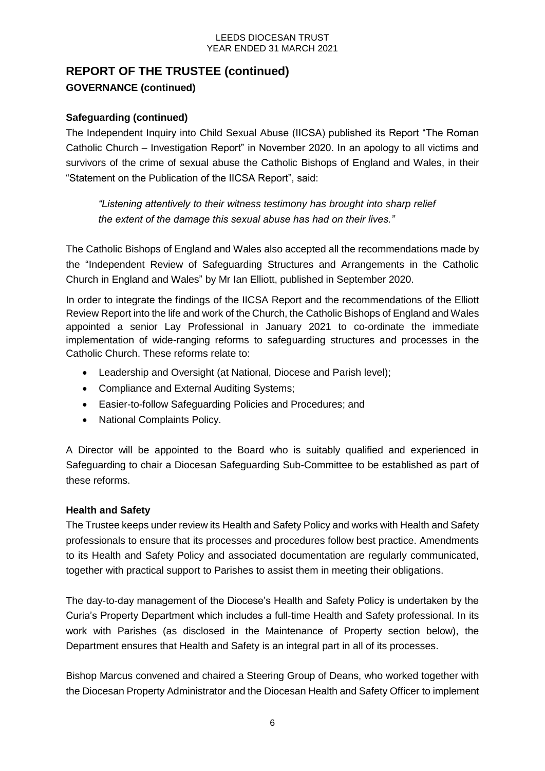## REPORT OF THE TRUSTEE (continued)

### GOVERNANCE (continued)

**Safeguarding (continued)**

The Independent Inquiry into Child Sexual Abuse (IICSA) published its Report "The Roman Catholic Church – Investigation Report" in November 2020. In an apology to all victims and survivors of the crime of sexual abuse the Catholic Bishops of England and Wales, in their "Statement on the Publication of the IICSA Report", said:

> *"Listening attentively to their witness testimony has brought into sharp relief the extent of the damage this sexual abuse has had on their lives."*

The Catholic Bishops of England and Wales also accepted all the recommendations made by the "Independent Review of Safeguarding Structures and Arrangements in the Catholic Church in England and Wales" by Mr Ian Elliott, published in September 2020.

In order to integrate the findings of the IICSA Report and the recommendations of the Elliott Review Report into the life and work of the Church, the Catholic Bishops of England and Wales appointed a senior Lay Professional in January 2021 to co-ordinate the immediate implementation of wide-ranging reforms to safeguarding structures and processes in the Catholic Church. These reforms relate to:

- Leadership and Oversight (at National, Diocese and Parish level);
- Compliance and External Auditing Systems;
- Easier-to-follow Safeguarding Policies and Procedures; and
- National Complaints Policy.

A Director will be appointed to the Board who is suitably qualified and experienced in Safeguarding to chair a Diocesan Safeguarding Sub-Committee to be established as part of these reforms.

**Health and Safety**

The Trustee keeps under review its Health and Safety Policy and works with Health and Safety professionals to ensure that its processes and procedures follow best practice. Amendments to its Health and Safety Policy and associated documentation are regularly communicated, together with practical support to Parishes to assist them in meeting their obligations.

The day-to-day management of the Diocese's Health and Safety Policy is undertaken by the Curia's Property Department which includes a full-time Health and Safety professional. In its work with Parishes (as disclosed in the Maintenance of Property section below), the Department ensures that Health and Safety is an integral part in all of its processes.

Bishop Marcus convened and chaired a Steering Group of Deans, who worked together with the Diocesan Property Administrator and the Diocesan Health and Safety Officer to implement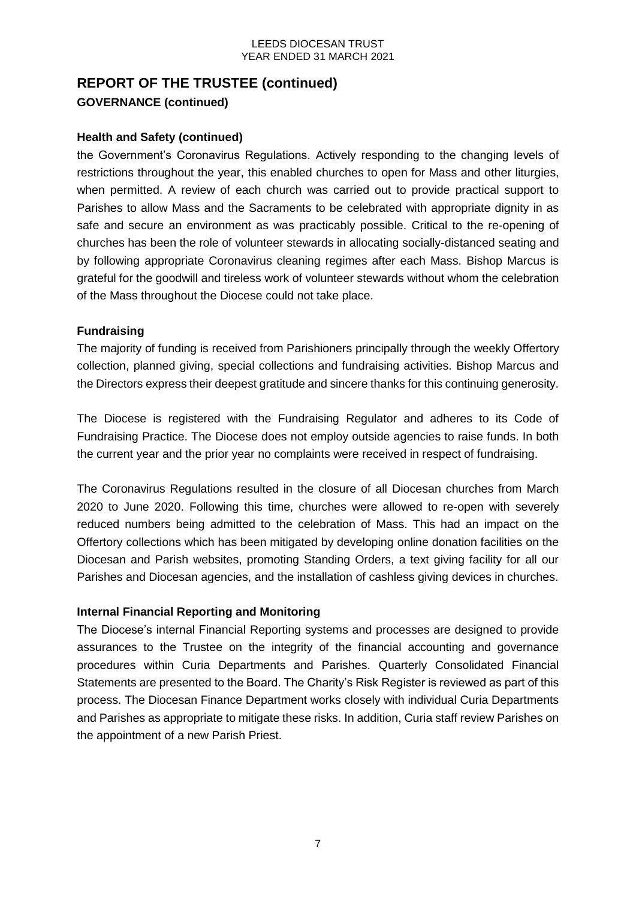## REPORT OF THE TRUSTEE (continued)

### GOVERNANCE (continued)

#### Health and Safety (continued)

the Government's Coronavirus Regulations. Actively responding to the changing levels of restrictions throughout the year, this enabled churches to open for Mass and other liturgies, when permitted. A review of each church was carried out to provide practical support to Parishes to allow Mass and the Sacraments to be celebrated with appropriate dignity in as safe and secure an environment as was practicably possible. Critical to the re-opening of churches has been the role of volunteer stewards in allocating socially-distanced seating and by following appropriate Coronavirus cleaning regimes after each Mass. Bishop Marcus is grateful for the goodwill and tireless work of volunteer stewards without whom the celebration of the Mass throughout the Diocese could not take place.

#### Fundraising

The majority of funding is received from Parishioners principally through the weekly Offertory collection, planned giving, special collections and fundraising activities. Bishop Marcus and the Directors express their deepest gratitude and sincere thanks for this continuing generosity.

The Diocese is registered with the Fundraising Regulator and adheres to its Code of Fundraising Practice. The Diocese does not employ outside agencies to raise funds. In both the current year and the prior year no complaints were received in respect of fundraising.

The Coronavirus Regulations resulted in the closure of all Diocesan churches from March 2020 to June 2020. Following this time, churches were allowed to re-open with severely reduced numbers being admitted to the celebration of Mass. This had an impact on the Offertory collections which has been mitigated by developing online donation facilities on the Diocesan and Parish websites, promoting Standing Orders, a text giving facility for all our Parishes and Diocesan agencies, and the installation of cashless giving devices in churches.

#### Internal Financial Reporting and Monitoring

The Diocese's internal Financial Reporting systems and processes are designed to provide assurances to the Trustee on the integrity of the financial accounting and governance procedures within Curia Departments and Parishes. Quarterly Consolidated Financial Statements are presented to the Board. The Charity's Risk Register is reviewed as part of this process. The Diocesan Finance Department works closely with individual Curia Departments and Parishes as appropriate to mitigate these risks. In addition, Curia staff review Parishes on the appointment of a new Parish Priest.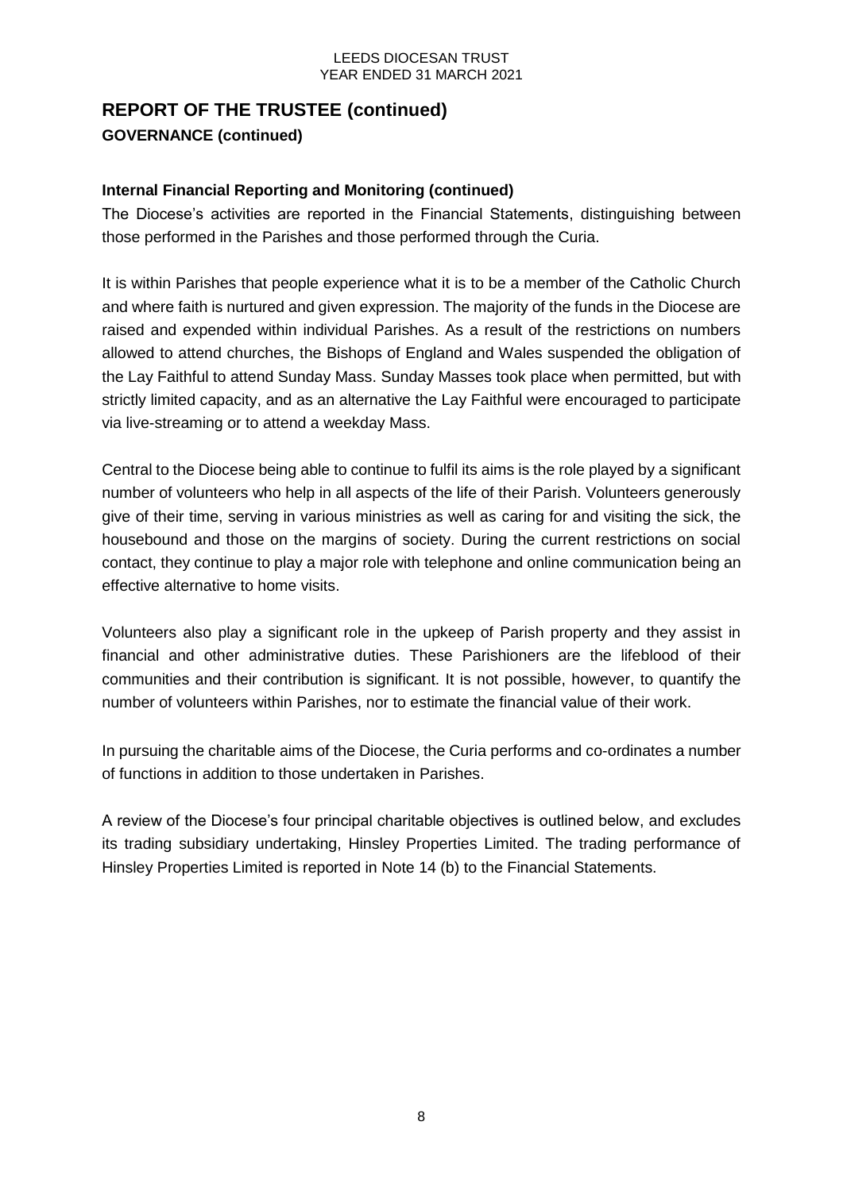## REPORT OF THE TRUSTEE (continued)

### GOVERNANCE (continued)

**Internal Financial Reporting and Monitoring (continued)**

The Diocese's activities are reported in the Financial Statements, distinguishing between those performed in the Parishes and those performed through the Curia.

It is within Parishes that people experience what it is to be a member of the Catholic Church and where faith is nurtured and given expression. The majority of the funds in the Diocese are raised and expended within individual Parishes. As a result of the restrictions on numbers allowed to attend churches, the Bishops of England and Wales suspended the obligation of the Lay Faithful to attend Sunday Mass. Sunday Masses took place when permitted, but with strictly limited capacity, and as an alternative the Lay Faithful were encouraged to participate via live-streaming or to attend a weekday Mass.

Central to the Diocese being able to continue to fulfil its aims is the role played by a significant number of volunteers who help in all aspects of the life of their Parish. Volunteers generously give of their time, serving in various ministries as well as caring for and visiting the sick, the housebound and those on the margins of society. During the current restrictions on social contact, they continue to play a major role with telephone and online communication being an effective alternative to home visits.

Volunteers also play a significant role in the upkeep of Parish property and they assist in financial and other administrative duties. These Parishioners are the lifeblood of their communities and their contribution is significant. It is not possible, however, to quantify the number of volunteers within Parishes, nor to estimate the financial value of their work.

In pursuing the charitable aims of the Diocese, the Curia performs and co-ordinates a number of functions in addition to those undertaken in Parishes.

A review of the Diocese's four principal charitable objectives is outlined below, and excludes its trading subsidiary undertaking, Hinsley Properties Limited. The trading performance of Hinsley Properties Limited is reported in Note 14 (b) to the Financial Statements.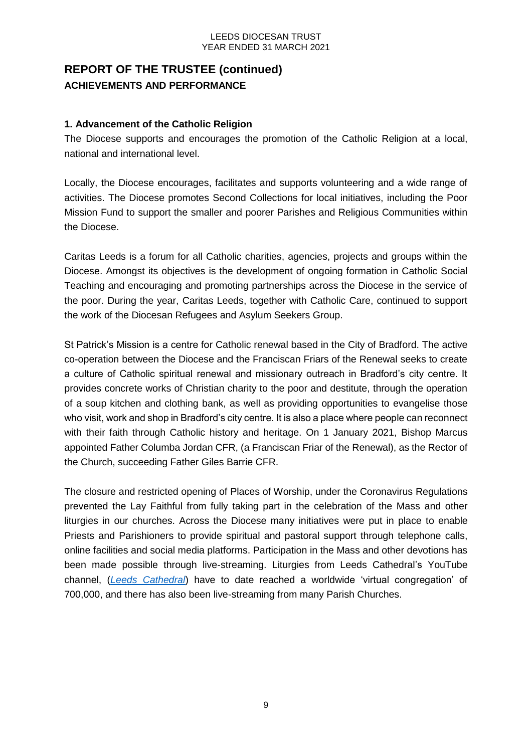# REPORT OF THE TRUSTEE (continued)

## ACHIEVEMENTS AND PERFORMANCE

### 1. Advancement of the Catholic Religion

The Diocese supports and encourages the promotion of the Catholic Religion at a local, national and international level.

Locally, the Diocese encourages, facilitates and supports volunteering and a wide range of activities. The Diocese promotes Second Collections for local initiatives, including the Poor Mission Fund to support the smaller and poorer Parishes and Religious Communities within the Diocese.

Caritas Leeds is a forum for all Catholic charities, agencies, projects and groups within the Diocese. Amongst its objectives is the development of ongoing formation in Catholic Social Teaching and encouraging and promoting partnerships across the Diocese in the service of the poor. During the year, Caritas Leeds, together with Catholic Care, continued to support the work of the Diocesan Refugees and Asylum Seekers Group.

St Patrick's Mission is a centre for Catholic renewal based in the City of Bradford. The active co-operation between the Diocese and the Franciscan Friars of the Renewal seeks to create a culture of Catholic spiritual renewal and missionary outreach in Bradford's city centre. It provides concrete works of Christian charity to the poor and destitute, through the operation of a soup kitchen and clothing bank, as well as providing opportunities to evangelise those who visit, work and shop in Bradford's city centre. It is also a place where people can reconnect with their faith through Catholic history and heritage. On 1 January 2021, Bishop Marcus appointed Father Columba Jordan CFR, (a Franciscan Friar of the Renewal), as the Rector of the Church, succeeding Father Giles Barrie CFR.

The closure and restricted opening of Places of Worship, under the Coronavirus Regulations prevented the Lay Faithful from fully taking part in the celebration of the Mass and other liturgies in our churches. Across the Diocese many initiatives were put in place to enable Priests and Parishioners to provide spiritual and pastoral support through telephone calls, online facilities and social media platforms. Participation in the Mass and other devotions has been made possible through live-streaming. Liturgies from Leeds Cathedral's YouTube channel, (*Leeds Cathedral*) have to date reached a worldwide 'virtual congregation' of 700,000, and there has also been live-streaming from many Parish Churches.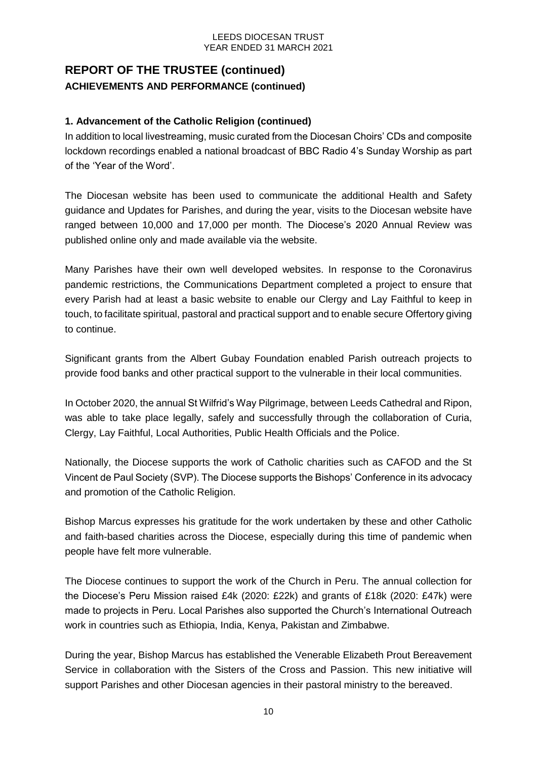# REPORT OF THE TRUSTEE (continued)

### ACHIEVEMENTS AND PERFORMANCE (continued)

#### 1. Advancement of the Catholic Religion (continued)

In addition to local livestreaming, music curated from the Diocesan Choirs' CDs and composite lockdown recordings enabled a national broadcast of BBC Radio 4's Sunday Worship as part of the 'Year of the Word'.

The Diocesan website has been used to communicate the additional Health and Safety guidance and Updates for Parishes, and during the year, visits to the Diocesan website have ranged between 10,000 and 17,000 per month. The Diocese's 2020 Annual Review was published online only and made available via the website.

Many Parishes have their own well developed websites. In response to the Coronavirus pandemic restrictions, the Communications Department completed a project to ensure that every Parish had at least a basic website to enable our Clergy and Lay Faithful to keep in touch, to facilitate spiritual, pastoral and practical support and to enable secure Offertory giving to continue.

Significant grants from the Albert Gubay Foundation enabled Parish outreach projects to provide food banks and other practical support to the vulnerable in their local communities.

In October 2020, the annual St Wilfrid's Way Pilgrimage, between Leeds Cathedral and Ripon, was able to take place legally, safely and successfully through the collaboration of Curia, Clergy, Lay Faithful, Local Authorities, Public Health Officials and the Police.

Nationally, the Diocese supports the work of Catholic charities such as CAFOD and the St Vincent de Paul Society (SVP). The Diocese supports the Bishops' Conference in its advocacy and promotion of the Catholic Religion.

Bishop Marcus expresses his gratitude for the work undertaken by these and other Catholic and faith-based charities across the Diocese, especially during this time of pandemic when people have felt more vulnerable.

The Diocese continues to support the work of the Church in Peru. The annual collection for the Diocese's Peru Mission raised £4k (2020: £22k) and grants of £18k (2020: £47k) were made to projects in Peru. Local Parishes also supported the Church's International Outreach work in countries such as Ethiopia, India, Kenya, Pakistan and Zimbabwe.

During the year, Bishop Marcus has established the Venerable Elizabeth Prout Bereavement Service in collaboration with the Sisters of the Cross and Passion. This new initiative will support Parishes and other Diocesan agencies in their pastoral ministry to the bereaved.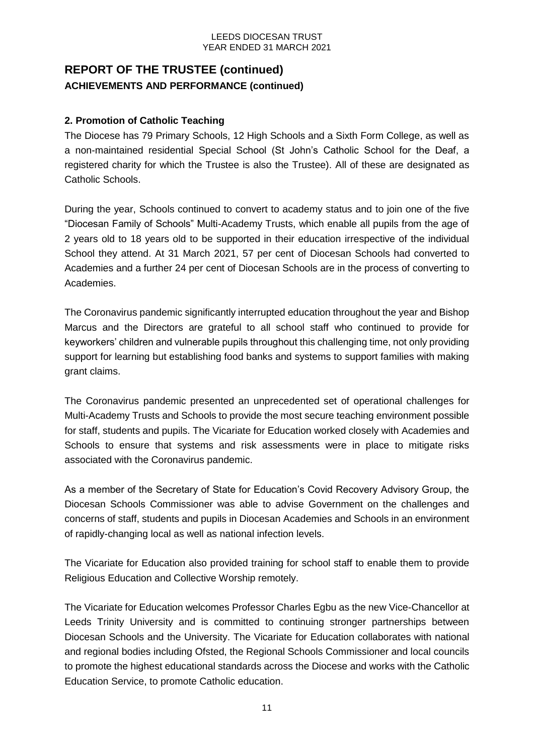# REPORT OF THE TRUSTEE (continued)

## ACHIEVEMENTS AND PERFORMANCE (continued)

### 2. Promotion of Catholic Teaching

The Diocese has 79 Primary Schools, 12 High Schools and a Sixth Form College, as well as a non-maintained residential Special School (St John's Catholic School for the Deaf, a registered charity for which the Trustee is also the Trustee). All of these are designated as Catholic Schools.

During the year, Schools continued to convert to academy status and to join one of the five "Diocesan Family of Schools" Multi-Academy Trusts, which enable all pupils from the age of 2 years old to 18 years old to be supported in their education irrespective of the individual School they attend. At 31 March 2021, 57 per cent of Diocesan Schools had converted to Academies and a further 24 per cent of Diocesan Schools are in the process of converting to Academies.

The Coronavirus pandemic significantly interrupted education throughout the year and Bishop Marcus and the Directors are grateful to all school staff who continued to provide for keyworkers' children and vulnerable pupils throughout this challenging time, not only providing support for learning but establishing food banks and systems to support families with making grant claims.

The Coronavirus pandemic presented an unprecedented set of operational challenges for Multi-Academy Trusts and Schools to provide the most secure teaching environment possible for staff, students and pupils. The Vicariate for Education worked closely with Academies and Schools to ensure that systems and risk assessments were in place to mitigate risks associated with the Coronavirus pandemic.

As a member of the Secretary of State for Education's Covid Recovery Advisory Group, the Diocesan Schools Commissioner was able to advise Government on the challenges and concerns of staff, students and pupils in Diocesan Academies and Schools in an environment of rapidly-changing local as well as national infection levels.

The Vicariate for Education also provided training for school staff to enable them to provide Religious Education and Collective Worship remotely.

The Vicariate for Education welcomes Professor Charles Egbu as the new Vice-Chancellor at Leeds Trinity University and is committed to continuing stronger partnerships between Diocesan Schools and the University. The Vicariate for Education collaborates with national and regional bodies including Ofsted, the Regional Schools Commissioner and local councils to promote the highest educational standards across the Diocese and works with the Catholic Education Service, to promote Catholic education.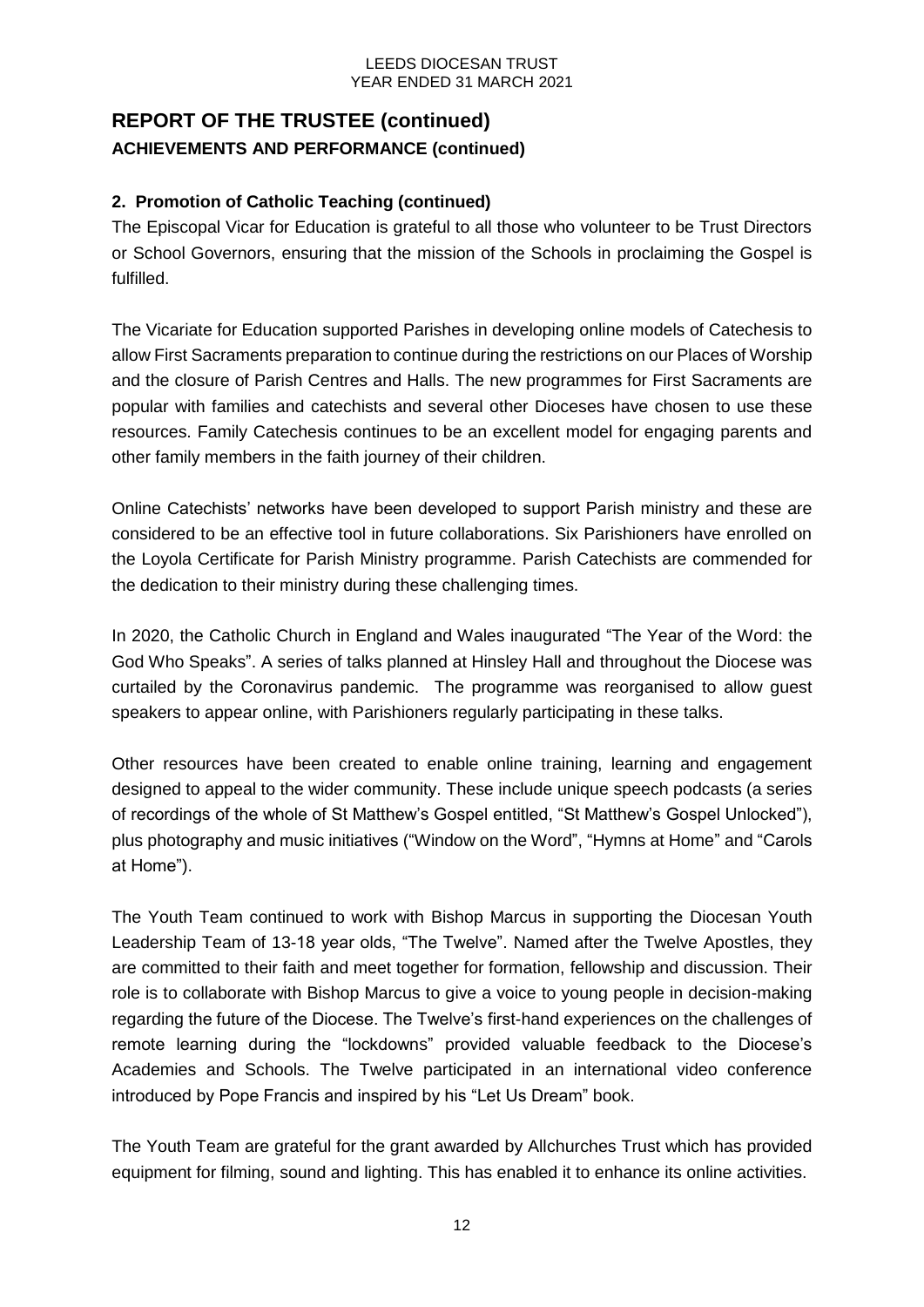## REPORT OF THE TRUSTEE (continued)

### ACHIEVEMENTS AND PERFORMANCE (continued)

#### 2. Promotion of Catholic Teaching (continued)

The Episcopal Vicar for Education is grateful to all those who volunteer to be Trust Directors or School Governors, ensuring that the mission of the Schools in proclaiming the Gospel is fulfilled.

The Vicariate for Education supported Parishes in developing online models of Catechesis to allow First Sacraments preparation to continue during the restrictions on our Places of Worship and the closure of Parish Centres and Halls. The new programmes for First Sacraments are popular with families and catechists and several other Dioceses have chosen to use these resources. Family Catechesis continues to be an excellent model for engaging parents and other family members in the faith journey of their children.

Online Catechists' networks have been developed to support Parish ministry and these are considered to be an effective tool in future collaborations. Six Parishioners have enrolled on the Loyola Certificate for Parish Ministry programme. Parish Catechists are commended for the dedication to their ministry during these challenging times.

In 2020, the Catholic Church in England and Wales inaugurated "The Year of the Word: the God Who Speaks". A series of talks planned at Hinsley Hall and throughout the Diocese was curtailed by the Coronavirus pandemic. The programme was reorganised to allow guest speakers to appear online, with Parishioners regularly participating in these talks.

Other resources have been created to enable online training, learning and engagement designed to appeal to the wider community. These include unique speech podcasts (a series of recordings of the whole of St Matthew's Gospel entitled, "St Matthew's Gospel Unlocked"), plus photography and music initiatives ("Window on the Word", "Hymns at Home" and "Carols at Home").

The Youth Team continued to work with Bishop Marcus in supporting the Diocesan Youth Leadership Team of 13-18 year olds, "The Twelve". Named after the Twelve Apostles, they are committed to their faith and meet together for formation, fellowship and discussion. Their role is to collaborate with Bishop Marcus to give a voice to young people in decision-making regarding the future of the Diocese. The Twelve's first-hand experiences on the challenges of remote learning during the "lockdowns" provided valuable feedback to the Diocese's Academies and Schools. The Twelve participated in an international video conference introduced by Pope Francis and inspired by his "Let Us Dream" book.

The Youth Team are grateful for the grant awarded by Allchurches Trust which has provided equipment for filming, sound and lighting. This has enabled it to enhance its online activities.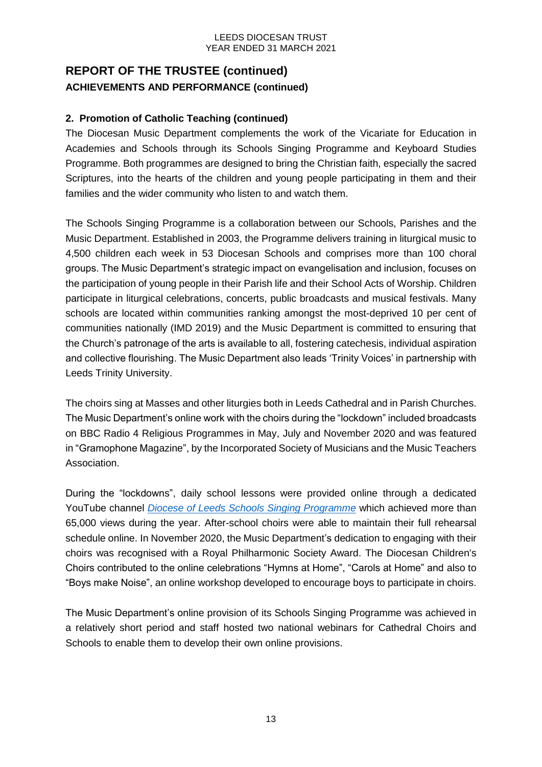## REPORT OF THE TRUSTEE (continued)

### ACHIEVEMENTS AND PERFORMANCE (continued)

#### 2. Promotion of Catholic Teaching (continued)

The Diocesan Music Department complements the work of the Vicariate for Education in Academies and Schools through its Schools Singing Programme and Keyboard Studies Programme. Both programmes are designed to bring the Christian faith, especially the sacred Scriptures, into the hearts of the children and young people participating in them and their families and the wider community who listen to and watch them.

The Schools Singing Programme is a collaboration between our Schools, Parishes and the Music Department. Established in 2003, the Programme delivers training in liturgical music to 4,500 children each week in 53 Diocesan Schools and comprises more than 100 choral groups. The Music Department's strategic impact on evangelisation and inclusion, focuses on the participation of young people in their Parish life and their School Acts of Worship. Children participate in liturgical celebrations, concerts, public broadcasts and musical festivals. Many schools are located within communities ranking amongst the most-deprived 10 per cent of communities nationally (IMD 2019) and the Music Department is committed to ensuring that the Church's patronage of the arts is available to all, fostering catechesis, individual aspiration and collective flourishing. The Music Department also leads 'Trinity Voices' in partnership with Leeds Trinity University.

The choirs sing at Masses and other liturgies both in Leeds Cathedral and in Parish Churches. The Music Department's online work with the choirs during the "lockdown" included broadcasts on BBC Radio 4 Religious Programmes in May, July and November 2020 and was featured in "Gramophone Magazine", by the Incorporated Society of Musicians and the Music Teachers Association.

During the "lockdowns", daily school lessons were provided online through a dedicated YouTube channel *Diocese of Leeds Schools Singing Programme* which achieved more than 65,000 views during the year. After-school choirs were able to maintain their full rehearsal schedule online. In November 2020, the Music Department's dedication to engaging with their choirs was recognised with a Royal Philharmonic Society Award. The Diocesan Children's Choirs contributed to the online celebrations "Hymns at Home", "Carols at Home" and also to "Boys make Noise", an online workshop developed to encourage boys to participate in choirs.

The Music Department's online provision of its Schools Singing Programme was achieved in a relatively short period and staff hosted two national webinars for Cathedral Choirs and Schools to enable them to develop their own online provisions.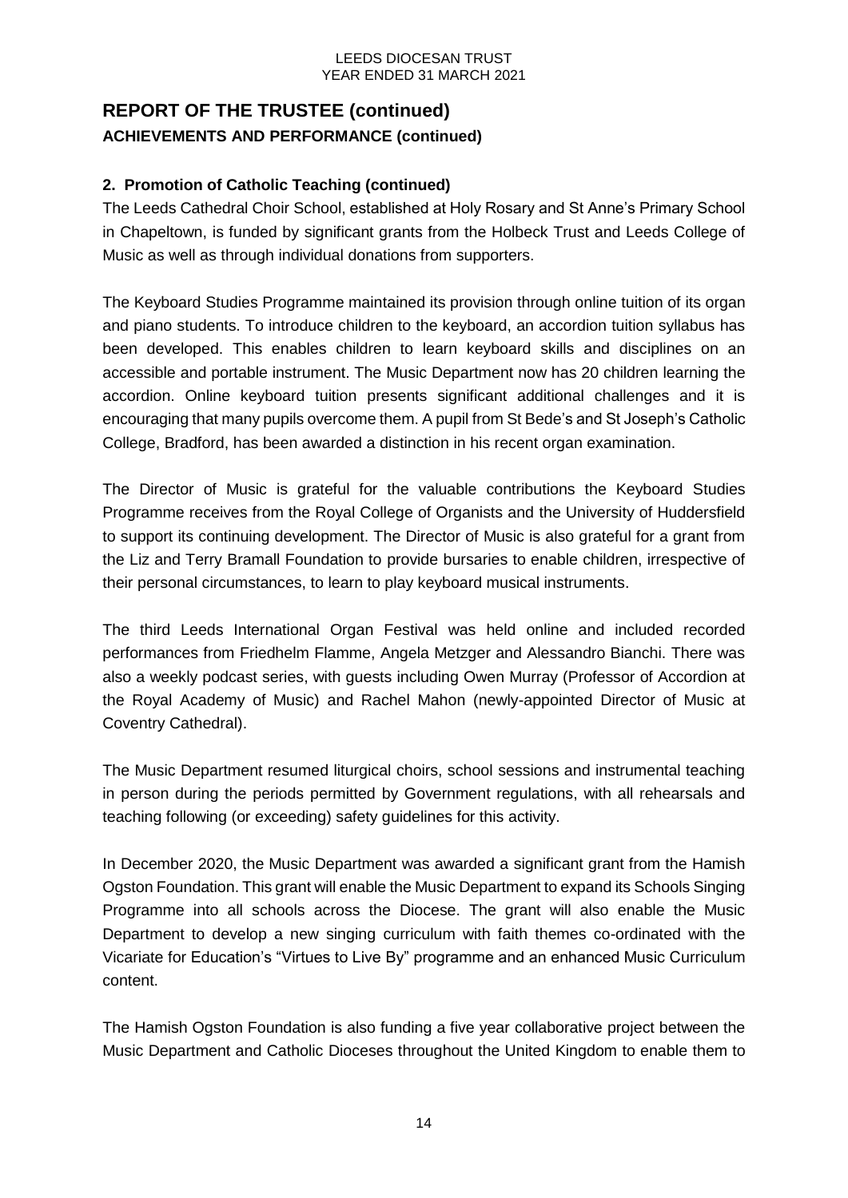# REPORT OF THE TRUSTEE (continued)

## ACHIEVEMENTS AND PERFORMANCE (continued)

### 2. Promotion of Catholic Teaching (continued)

The Leeds Cathedral Choir School, established at Holy Rosary and St Anne's Primary School in Chapeltown, is funded by significant grants from the Holbeck Trust and Leeds College of Music as well as through individual donations from supporters.

The Keyboard Studies Programme maintained its provision through online tuition of its organ and piano students. To introduce children to the keyboard, an accordion tuition syllabus has been developed. This enables children to learn keyboard skills and disciplines on an accessible and portable instrument. The Music Department now has 20 children learning the accordion. Online keyboard tuition presents significant additional challenges and it is encouraging that many pupils overcome them. A pupil from St Bede's and St Joseph's Catholic College, Bradford, has been awarded a distinction in his recent organ examination.

The Director of Music is grateful for the valuable contributions the Keyboard Studies Programme receives from the Royal College of Organists and the University of Huddersfield to support its continuing development. The Director of Music is also grateful for a grant from the Liz and Terry Bramall Foundation to provide bursaries to enable children, irrespective of their personal circumstances, to learn to play keyboard musical instruments.

The third Leeds International Organ Festival was held online and included recorded performances from Friedhelm Flamme, Angela Metzger and Alessandro Bianchi. There was also a weekly podcast series, with guests including Owen Murray (Professor of Accordion at the Royal Academy of Music) and Rachel Mahon (newly-appointed Director of Music at Coventry Cathedral).

The Music Department resumed liturgical choirs, school sessions and instrumental teaching in person during the periods permitted by Government regulations, with all rehearsals and teaching following (or exceeding) safety guidelines for this activity.

In December 2020, the Music Department was awarded a significant grant from the Hamish Ogston Foundation. This grant will enable the Music Department to expand its Schools Singing Programme into all schools across the Diocese. The grant will also enable the Music Department to develop a new singing curriculum with faith themes co-ordinated with the Vicariate for Education's "Virtues to Live By" programme and an enhanced Music Curriculum content.

The Hamish Ogston Foundation is also funding a five year collaborative project between the Music Department and Catholic Dioceses throughout the United Kingdom to enable them to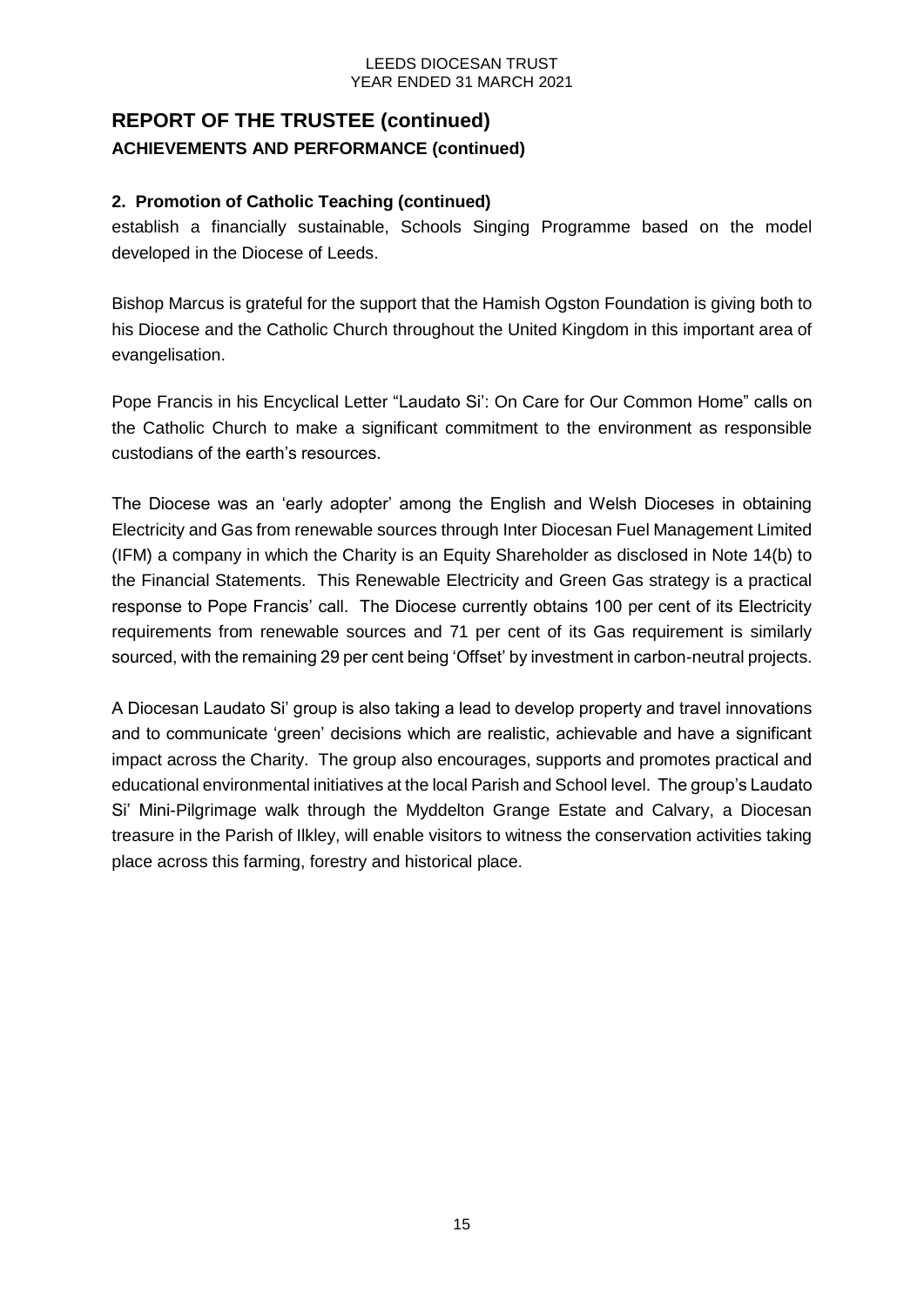## REPORT OF THE TRUSTEE (continued)

### ACHIEVEMENTS AND PERFORMANCE (continued)

#### 2. Promotion of Catholic Teaching (continued)

establish a financially sustainable, Schools Singing Programme based on the model developed in the Diocese of Leeds.

Bishop Marcus is grateful for the support that the Hamish Ogston Foundation is giving both to his Diocese and the Catholic Church throughout the United Kingdom in this important area of evangelisation.

Pope Francis in his Encyclical Letter "Laudato Si': On Care for Our Common Home" calls on the Catholic Church to make a significant commitment to the environment as responsible custodians of the earth's resources.

The Diocese was an 'early adopter' among the English and Welsh Dioceses in obtaining Electricity and Gas from renewable sources through Inter Diocesan Fuel Management Limited (IFM) a company in which the Charity is an Equity Shareholder as disclosed in Note 14(b) to the Financial Statements. This Renewable Electricity and Green Gas strategy is a practical response to Pope Francis' call. The Diocese currently obtains 100 per cent of its Electricity requirements from renewable sources and 71 per cent of its Gas requirement is similarly sourced, with the remaining 29 per cent being 'Offset' by investment in carbon-neutral projects.

A Diocesan Laudato Si' group is also taking a lead to develop property and travel innovations and to communicate 'green' decisions which are realistic, achievable and have a significant impact across the Charity. The group also encourages, supports and promotes practical and educational environmental initiatives at the local Parish and School level. The group's Laudato Si' Mini-Pilgrimage walk through the Myddelton Grange Estate and Calvary, a Diocesan treasure in the Parish of Ilkley, will enable visitors to witness the conservation activities taking place across this farming, forestry and historical place.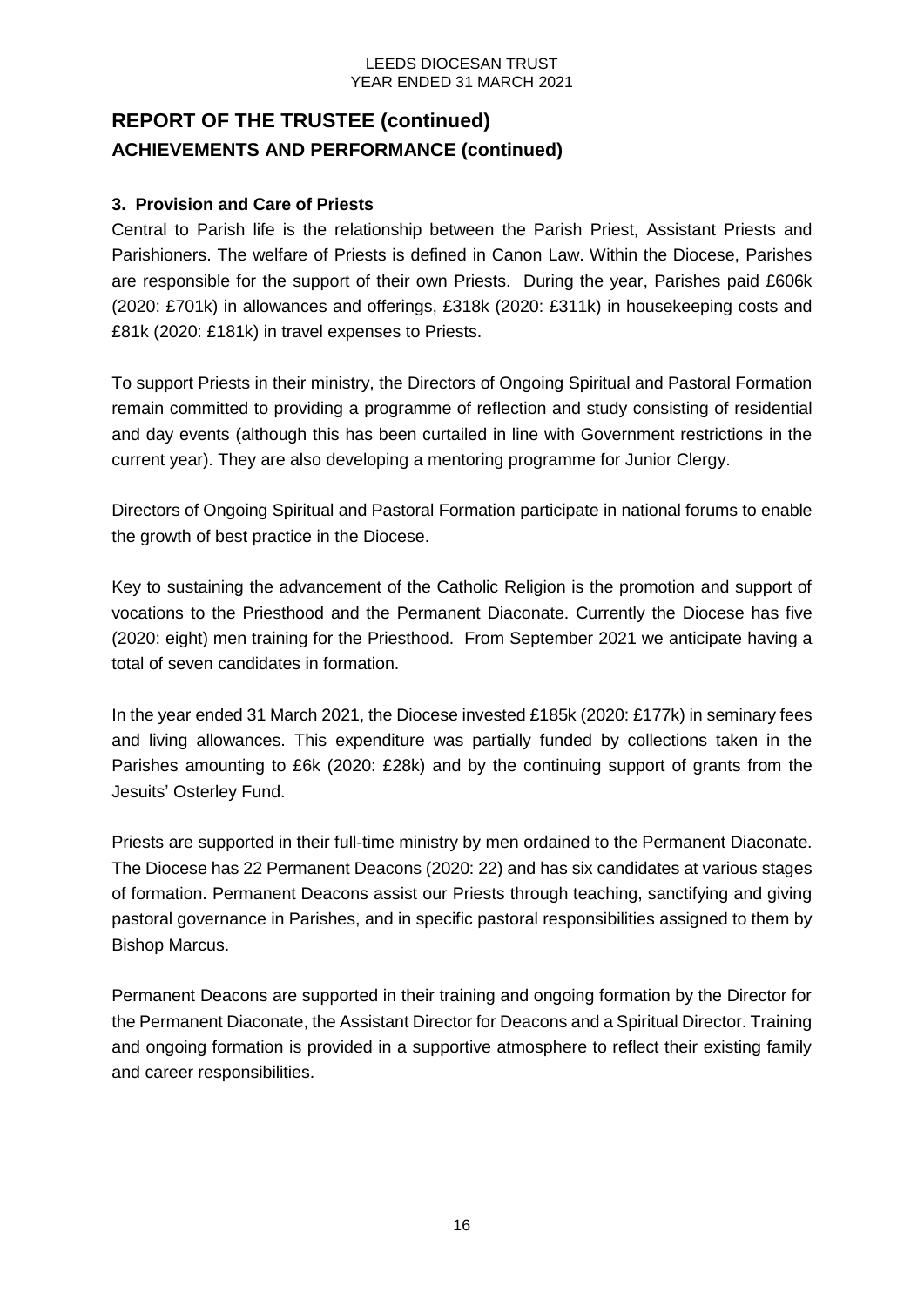## REPORT OF THE TRUSTEE (continued)

## ACHIEVEMENTS AND PERFORMANCE (continued)

### 3. Provision and Care of Priests

Central to Parish life is the relationship between the Parish Priest, Assistant Priests and Parishioners. The welfare of Priests is defined in Canon Law. Within the Diocese, Parishes are responsible for the support of their own Priests. During the year, Parishes paid £606k (2020: £701k) in allowances and offerings, £318k (2020: £311k) in housekeeping costs and £81k (2020: £181k) in travel expenses to Priests.

To support Priests in their ministry, the Directors of Ongoing Spiritual and Pastoral Formation remain committed to providing a programme of reflection and study consisting of residential and day events (although this has been curtailed in line with Government restrictions in the current year). They are also developing a mentoring programme for Junior Clergy.

Directors of Ongoing Spiritual and Pastoral Formation participate in national forums to enable the growth of best practice in the Diocese.

Key to sustaining the advancement of the Catholic Religion is the promotion and support of vocations to the Priesthood and the Permanent Diaconate. Currently the Diocese has five (2020: eight) men training for the Priesthood. From September 2021 we anticipate having a total of seven candidates in formation.

In the year ended 31 March 2021, the Diocese invested £185k (2020: £177k) in seminary fees and living allowances. This expenditure was partially funded by collections taken in the Parishes amounting to £6k (2020: £28k) and by the continuing support of grants from the Jesuits' Osterley Fund.

Priests are supported in their full-time ministry by men ordained to the Permanent Diaconate. The Diocese has 22 Permanent Deacons (2020: 22) and has six candidates at various stages of formation. Permanent Deacons assist our Priests through teaching, sanctifying and giving pastoral governance in Parishes, and in specific pastoral responsibilities assigned to them by Bishop Marcus.

Permanent Deacons are supported in their training and ongoing formation by the Director for the Permanent Diaconate, the Assistant Director for Deacons and a Spiritual Director. Training and ongoing formation is provided in a supportive atmosphere to reflect their existing family and career responsibilities.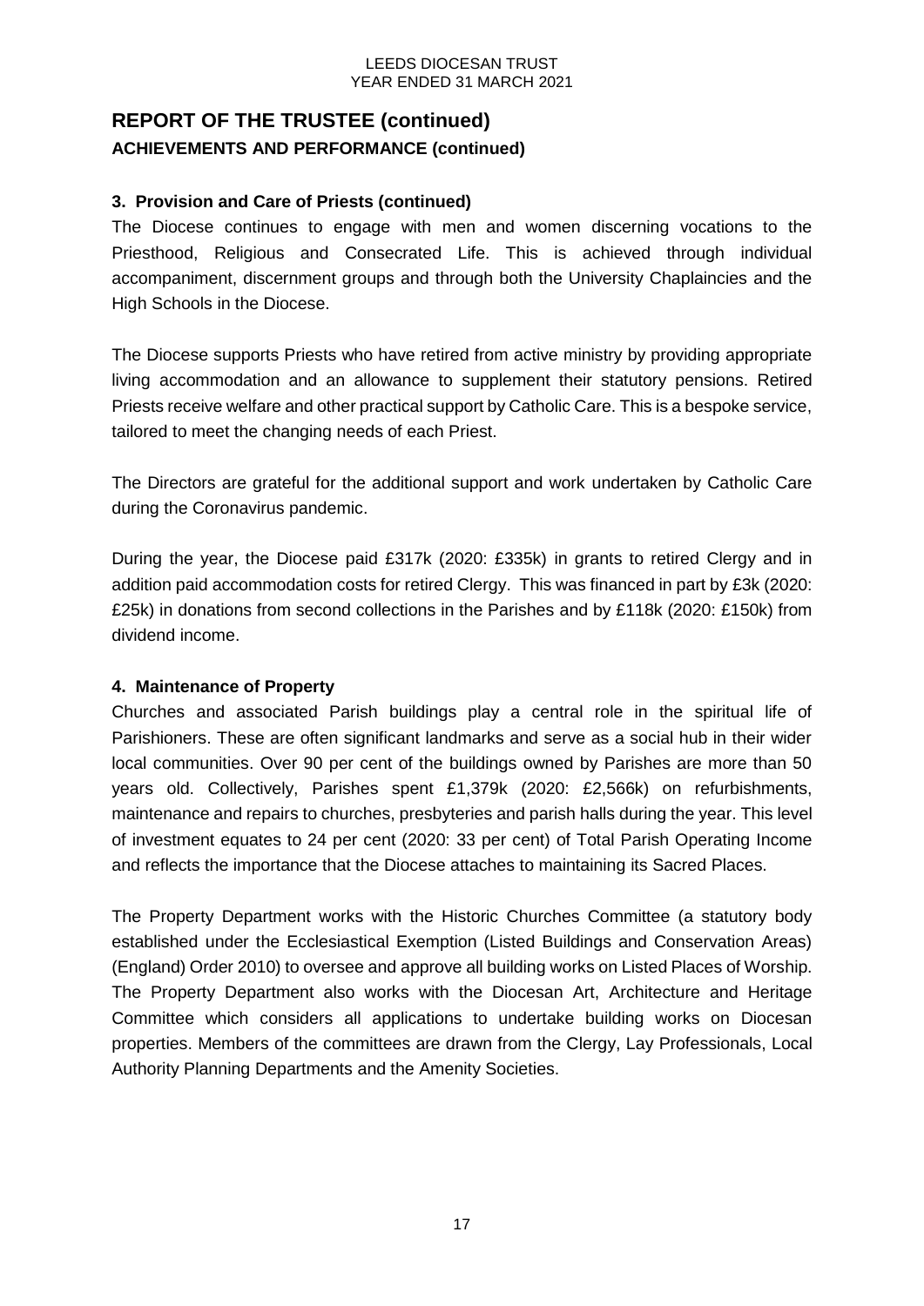## REPORT OF THE TRUSTEE (continued)

### ACHIEVEMENTS AND PERFORMANCE (continued)

#### 3. Provision and Care of Priests (continued)

The Diocese continues to engage with men and women discerning vocations to the Priesthood, Religious and Consecrated Life. This is achieved through individual accompaniment, discernment groups and through both the University Chaplaincies and the High Schools in the Diocese.

The Diocese supports Priests who have retired from active ministry by providing appropriate living accommodation and an allowance to supplement their statutory pensions. Retired Priests receive welfare and other practical support by Catholic Care. This is a bespoke service, tailored to meet the changing needs of each Priest.

The Directors are grateful for the additional support and work undertaken by Catholic Care during the Coronavirus pandemic.

During the year, the Diocese paid £317k (2020: £335k) in grants to retired Clergy and in addition paid accommodation costs for retired Clergy. This was financed in part by £3k (2020: £25k) in donations from second collections in the Parishes and by £118k (2020: £150k) from dividend income.

#### 4. Maintenance of Property

Churches and associated Parish buildings play a central role in the spiritual life of Parishioners. These are often significant landmarks and serve as a social hub in their wider local communities. Over 90 per cent of the buildings owned by Parishes are more than 50 years old. Collectively, Parishes spent £1,379k (2020: £2,566k) on refurbishments, maintenance and repairs to churches, presbyteries and parish halls during the year. This level of investment equates to 24 per cent (2020: 33 per cent) of Total Parish Operating Income and reflects the importance that the Diocese attaches to maintaining its Sacred Places.

The Property Department works with the Historic Churches Committee (a statutory body established under the Ecclesiastical Exemption (Listed Buildings and Conservation Areas) (England) Order 2010) to oversee and approve all building works on Listed Places of Worship. The Property Department also works with the Diocesan Art, Architecture and Heritage Committee which considers all applications to undertake building works on Diocesan properties. Members of the committees are drawn from the Clergy, Lay Professionals, Local Authority Planning Departments and the Amenity Societies.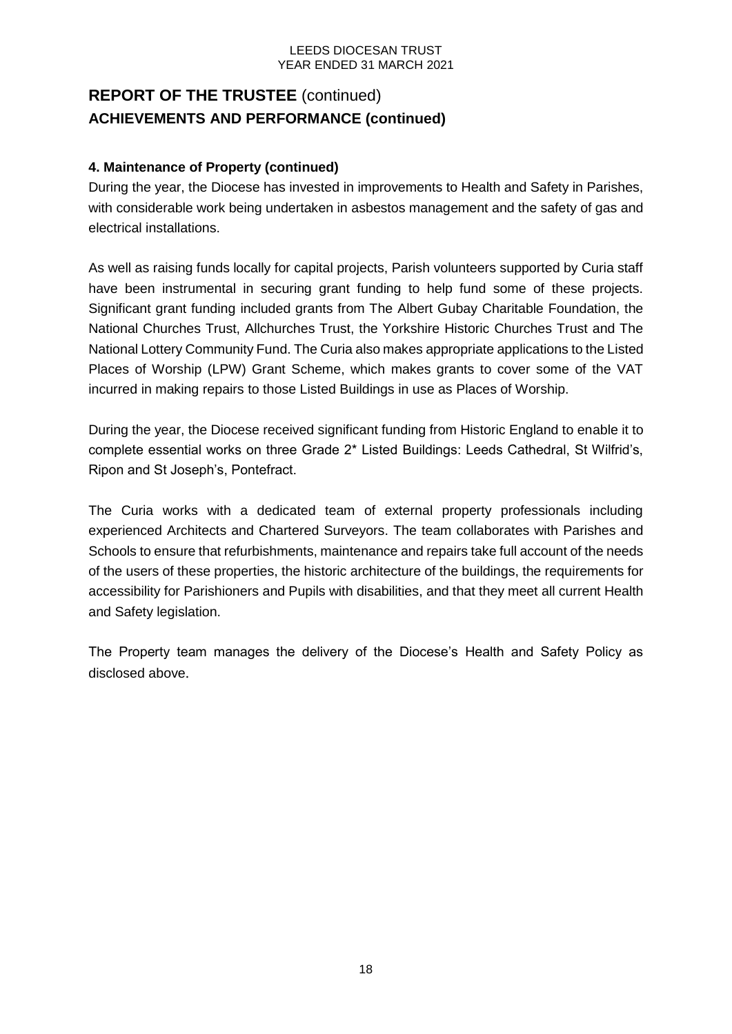## REPORT OF THE TRUSTEE (continued)

## ACHIEVEMENTS AND PERFORMANCE (continued)

### 4. Maintenance of Property (continued)

During the year, the Diocese has invested in improvements to Health and Safety in Parishes, with considerable work being undertaken in asbestos management and the safety of gas and electrical installations.

As well as raising funds locally for capital projects, Parish volunteers supported by Curia staff have been instrumental in securing grant funding to help fund some of these projects. Significant grant funding included grants from The Albert Gubay Charitable Foundation, the National Churches Trust, Allchurches Trust, the Yorkshire Historic Churches Trust and The National Lottery Community Fund. The Curia also makes appropriate applications to the Listed Places of Worship (LPW) Grant Scheme, which makes grants to cover some of the VAT incurred in making repairs to those Listed Buildings in use as Places of Worship.

During the year, the Diocese received significant funding from Historic England to enable it to complete essential works on three Grade 2* Listed Buildings: Leeds Cathedral, St Wilfrid's, Ripon and St Joseph's, Pontefract.

The Curia works with a dedicated team of external property professionals including experienced Architects and Chartered Surveyors. The team collaborates with Parishes and Schools to ensure that refurbishments, maintenance and repairs take full account of the needs of the users of these properties, the historic architecture of the buildings, the requirements for accessibility for Parishioners and Pupils with disabilities, and that they meet all current Health and Safety legislation.

The Property team manages the delivery of the Diocese's Health and Safety Policy as disclosed above.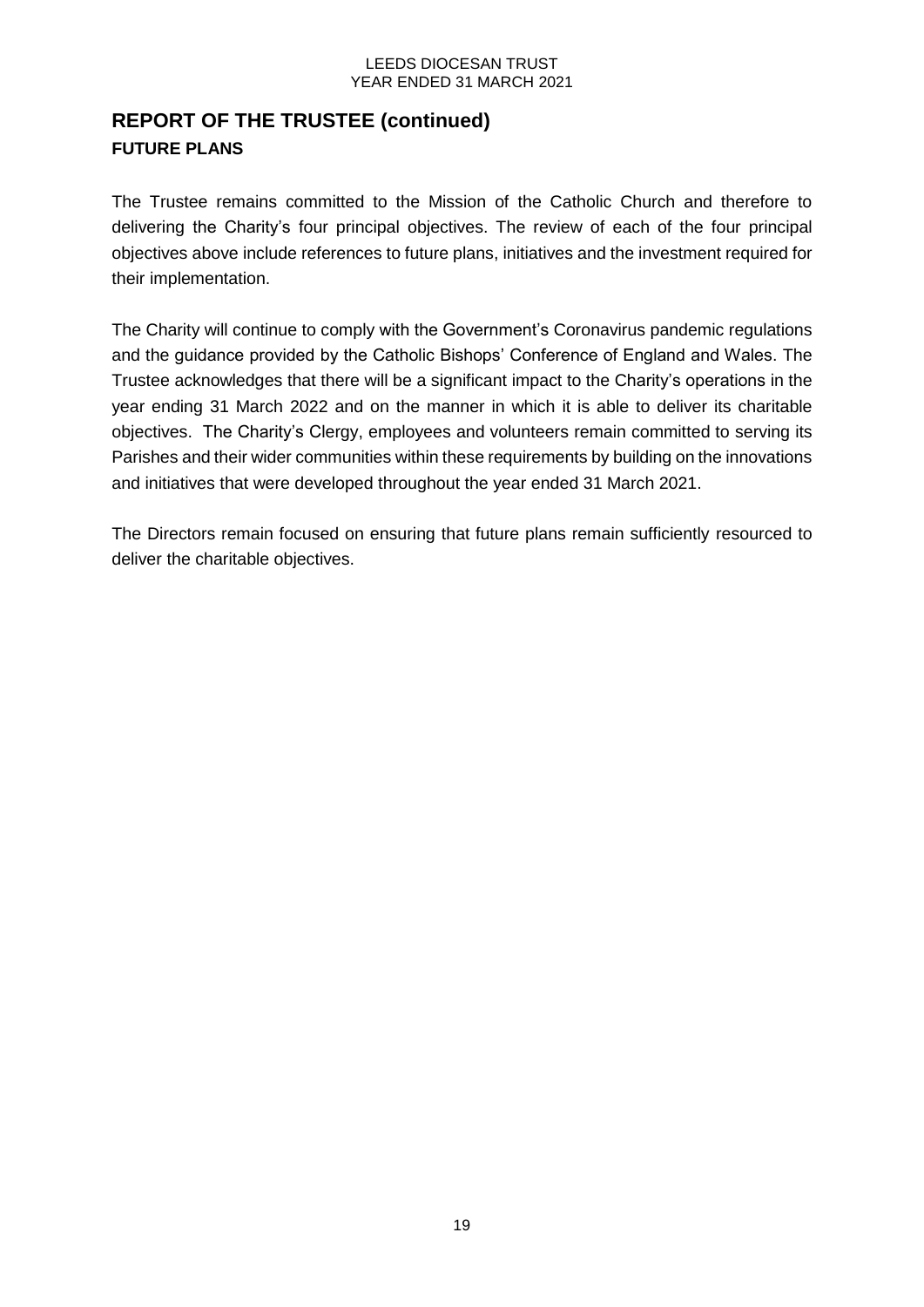## REPORT OF THE TRUSTEE (continued)

### FUTURE PLANS

The Trustee remains committed to the Mission of the Catholic Church and therefore to delivering the Charity's four principal objectives. The review of each of the four principal objectives above include references to future plans, initiatives and the investment required for their implementation.

The Charity will continue to comply with the Government's Coronavirus pandemic regulations and the guidance provided by the Catholic Bishops' Conference of England and Wales. The Trustee acknowledges that there will be a significant impact to the Charity's operations in the year ending 31 March 2022 and on the manner in which it is able to deliver its charitable objectives. The Charity's Clergy, employees and volunteers remain committed to serving its Parishes and their wider communities within these requirements by building on the innovations and initiatives that were developed throughout the year ended 31 March 2021.

The Directors remain focused on ensuring that future plans remain sufficiently resourced to deliver the charitable objectives.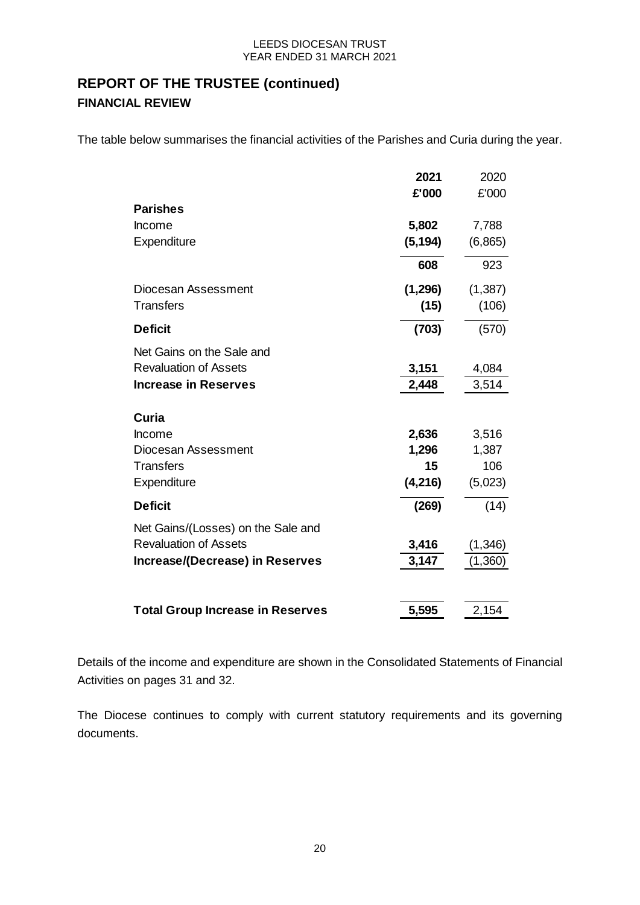## REPORT OF THE TRUSTEE (continued)

### FINANCIAL REVIEW

The table below summarises the financial activities of the Parishes and Curia during the year.

| | **2021** | 2020 |
|---|---|---|
| | **£'000** | £'000 |
| **Parishes** | | |
| Income | **5,802** | 7,788 |
| Expenditure | **(5,194)** | (6,865) |
| | **608** | 923 |
| Diocesan Assessment | **(1,296)** | (1,387) |
| Transfers | **(15)** | (106) |
| **Deficit** | **(703)** | (570) |
| Net Gains on the Sale and Revaluation of Assets | **3,151** | 4,084 |
| **Increase in Reserves** | **2,448** | 3,514 |
| **Curia** | | |
| Income | **2,636** | 3,516 |
| Diocesan Assessment | **1,296** | 1,387 |
| Transfers | **15** | 106 |
| Expenditure | **(4,216)** | (5,023) |
| **Deficit** | **(269)** | (14) |
| Net Gains/(Losses) on the Sale and Revaluation of Assets | **3,416** | (1,346) |
| **Increase/(Decrease) in Reserves** | **3,147** | (1,360) |
| **Total Group Increase in Reserves** | **5,595** | 2,154 |

Details of the income and expenditure are shown in the Consolidated Statements of Financial Activities on pages 31 and 32.

The Diocese continues to comply with current statutory requirements and its governing documents.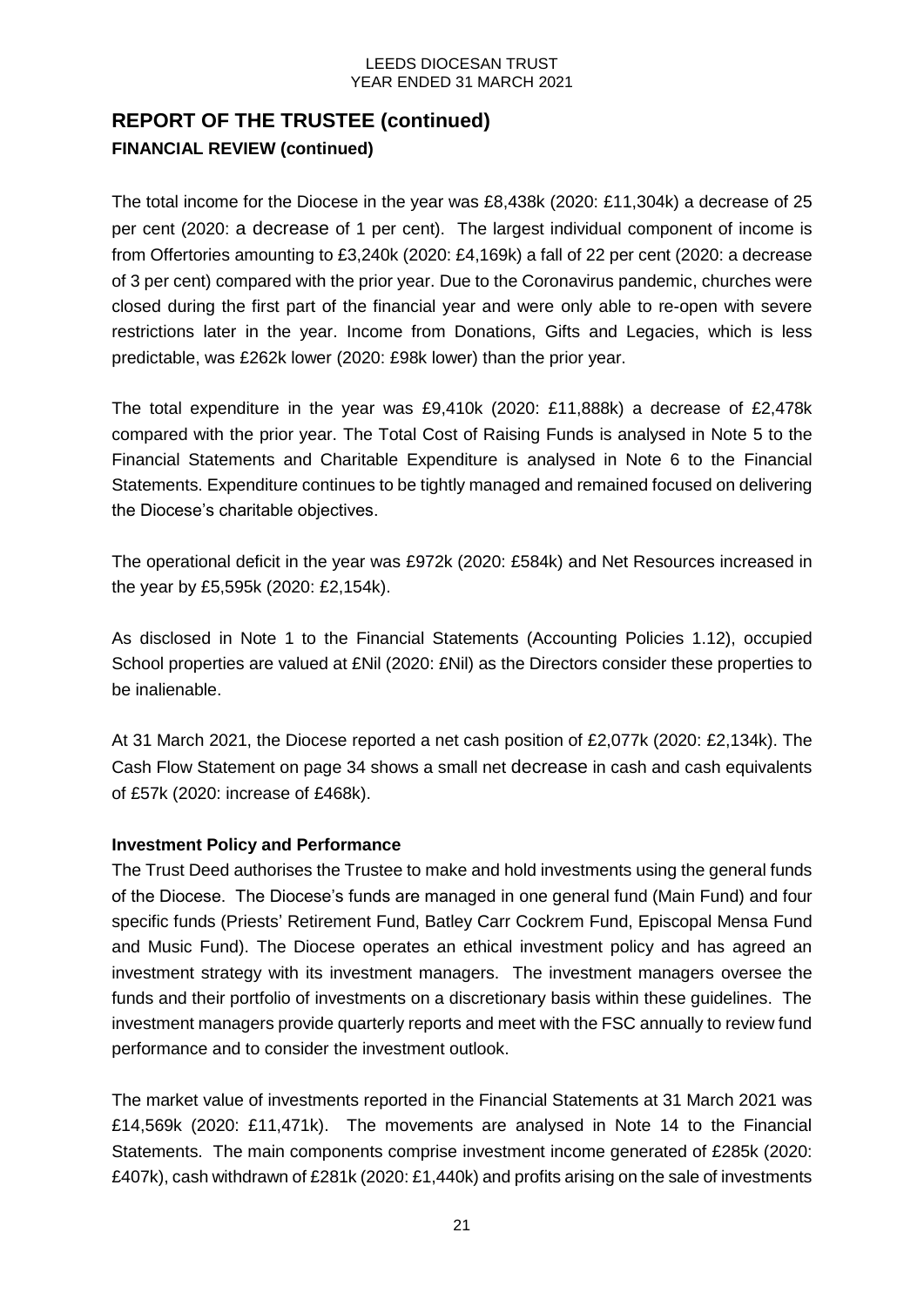## REPORT OF THE TRUSTEE (continued)

### FINANCIAL REVIEW (continued)

The total income for the Diocese in the year was £8,438k (2020: £11,304k) a decrease of 25 per cent (2020: a decrease of 1 per cent). The largest individual component of income is from Offertories amounting to £3,240k (2020: £4,169k) a fall of 22 per cent (2020: a decrease of 3 per cent) compared with the prior year. Due to the Coronavirus pandemic, churches were closed during the first part of the financial year and were only able to re-open with severe restrictions later in the year. Income from Donations, Gifts and Legacies, which is less predictable, was £262k lower (2020: £98k lower) than the prior year.

The total expenditure in the year was £9,410k (2020: £11,888k) a decrease of £2,478k compared with the prior year. The Total Cost of Raising Funds is analysed in Note 5 to the Financial Statements and Charitable Expenditure is analysed in Note 6 to the Financial Statements. Expenditure continues to be tightly managed and remained focused on delivering the Diocese's charitable objectives.

The operational deficit in the year was £972k (2020: £584k) and Net Resources increased in the year by £5,595k (2020: £2,154k).

As disclosed in Note 1 to the Financial Statements (Accounting Policies 1.12), occupied School properties are valued at £Nil (2020: £Nil) as the Directors consider these properties to be inalienable.

At 31 March 2021, the Diocese reported a net cash position of £2,077k (2020: £2,134k). The Cash Flow Statement on page 34 shows a small net decrease in cash and cash equivalents of £57k (2020: increase of £468k).

**Investment Policy and Performance**

The Trust Deed authorises the Trustee to make and hold investments using the general funds of the Diocese. The Diocese's funds are managed in one general fund (Main Fund) and four specific funds (Priests' Retirement Fund, Batley Carr Cockrem Fund, Episcopal Mensa Fund and Music Fund). The Diocese operates an ethical investment policy and has agreed an investment strategy with its investment managers. The investment managers oversee the funds and their portfolio of investments on a discretionary basis within these guidelines. The investment managers provide quarterly reports and meet with the FSC annually to review fund performance and to consider the investment outlook.

The market value of investments reported in the Financial Statements at 31 March 2021 was £14,569k (2020: £11,471k). The movements are analysed in Note 14 to the Financial Statements. The main components comprise investment income generated of £285k (2020: £407k), cash withdrawn of £281k (2020: £1,440k) and profits arising on the sale of investments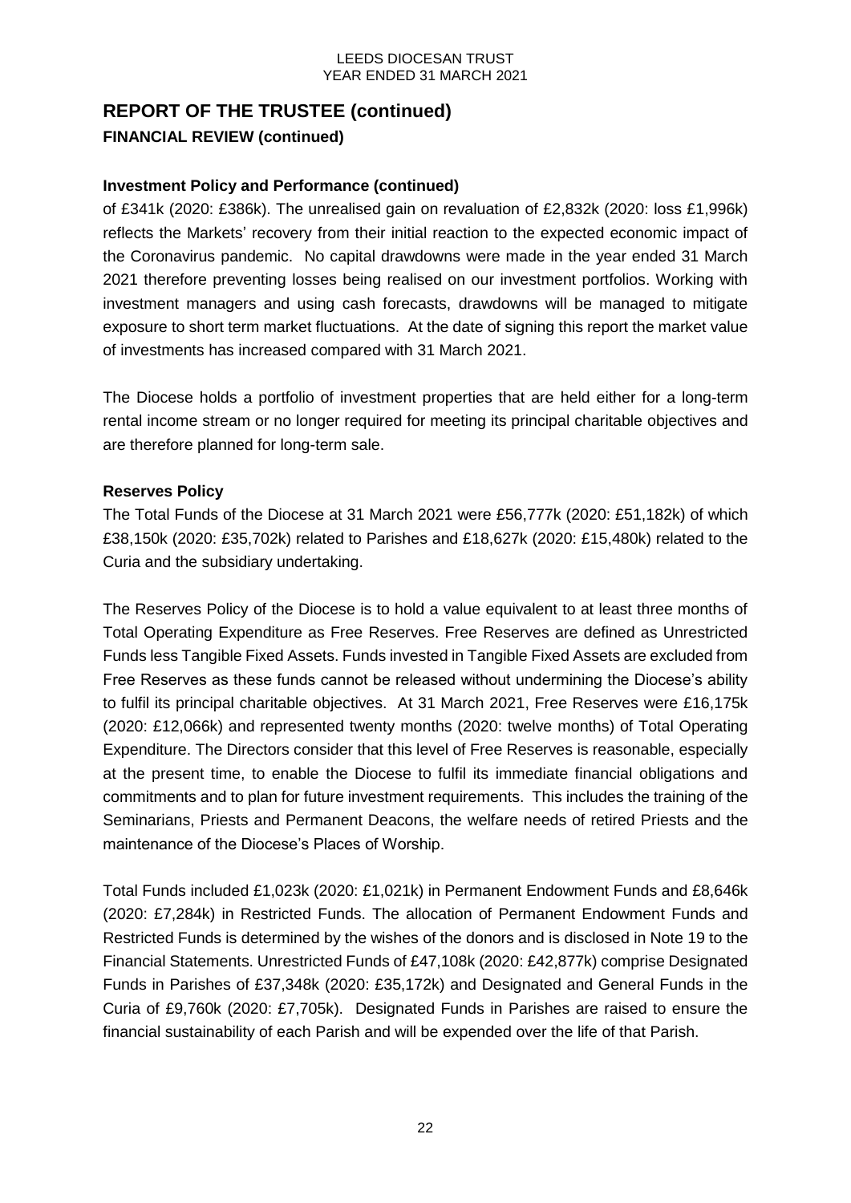## REPORT OF THE TRUSTEE (continued)

### FINANCIAL REVIEW (continued)

**Investment Policy and Performance (continued)**

of £341k (2020: £386k). The unrealised gain on revaluation of £2,832k (2020: loss £1,996k) reflects the Markets' recovery from their initial reaction to the expected economic impact of the Coronavirus pandemic. No capital drawdowns were made in the year ended 31 March 2021 therefore preventing losses being realised on our investment portfolios. Working with investment managers and using cash forecasts, drawdowns will be managed to mitigate exposure to short term market fluctuations. At the date of signing this report the market value of investments has increased compared with 31 March 2021.

The Diocese holds a portfolio of investment properties that are held either for a long-term rental income stream or no longer required for meeting its principal charitable objectives and are therefore planned for long-term sale.

**Reserves Policy**

The Total Funds of the Diocese at 31 March 2021 were £56,777k (2020: £51,182k) of which £38,150k (2020: £35,702k) related to Parishes and £18,627k (2020: £15,480k) related to the Curia and the subsidiary undertaking.

The Reserves Policy of the Diocese is to hold a value equivalent to at least three months of Total Operating Expenditure as Free Reserves. Free Reserves are defined as Unrestricted Funds less Tangible Fixed Assets. Funds invested in Tangible Fixed Assets are excluded from Free Reserves as these funds cannot be released without undermining the Diocese's ability to fulfil its principal charitable objectives. At 31 March 2021, Free Reserves were £16,175k (2020: £12,066k) and represented twenty months (2020: twelve months) of Total Operating Expenditure. The Directors consider that this level of Free Reserves is reasonable, especially at the present time, to enable the Diocese to fulfil its immediate financial obligations and commitments and to plan for future investment requirements. This includes the training of the Seminarians, Priests and Permanent Deacons, the welfare needs of retired Priests and the maintenance of the Diocese's Places of Worship.

Total Funds included £1,023k (2020: £1,021k) in Permanent Endowment Funds and £8,646k (2020: £7,284k) in Restricted Funds. The allocation of Permanent Endowment Funds and Restricted Funds is determined by the wishes of the donors and is disclosed in Note 19 to the Financial Statements. Unrestricted Funds of £47,108k (2020: £42,877k) comprise Designated Funds in Parishes of £37,348k (2020: £35,172k) and Designated and General Funds in the Curia of £9,760k (2020: £7,705k). Designated Funds in Parishes are raised to ensure the financial sustainability of each Parish and will be expended over the life of that Parish.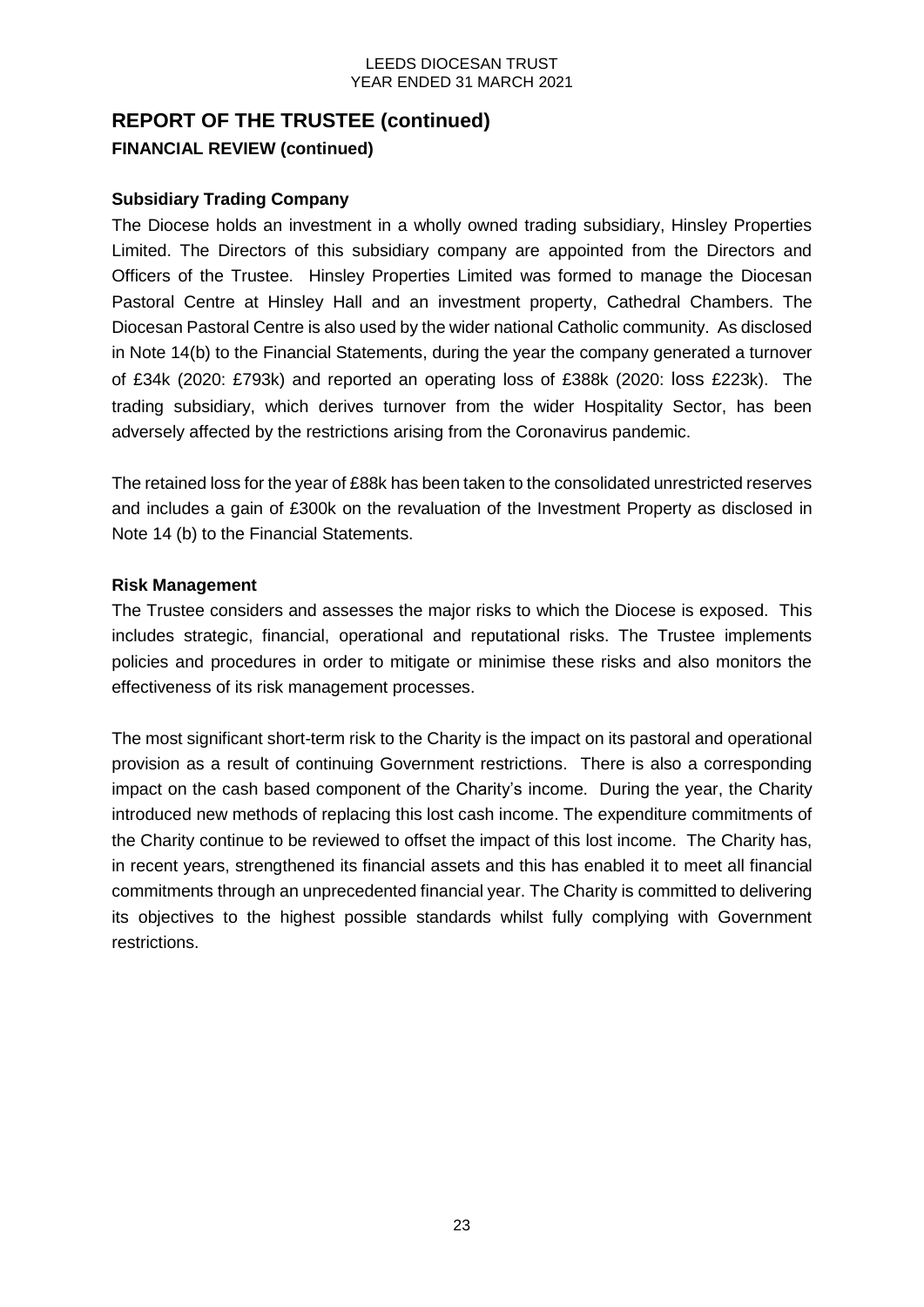## REPORT OF THE TRUSTEE (continued)

### FINANCIAL REVIEW (continued)

#### Subsidiary Trading Company

The Diocese holds an investment in a wholly owned trading subsidiary, Hinsley Properties Limited. The Directors of this subsidiary company are appointed from the Directors and Officers of the Trustee. Hinsley Properties Limited was formed to manage the Diocesan Pastoral Centre at Hinsley Hall and an investment property, Cathedral Chambers. The Diocesan Pastoral Centre is also used by the wider national Catholic community. As disclosed in Note 14(b) to the Financial Statements, during the year the company generated a turnover of £34k (2020: £793k) and reported an operating loss of £388k (2020: loss £223k). The trading subsidiary, which derives turnover from the wider Hospitality Sector, has been adversely affected by the restrictions arising from the Coronavirus pandemic.

The retained loss for the year of £88k has been taken to the consolidated unrestricted reserves and includes a gain of £300k on the revaluation of the Investment Property as disclosed in Note 14 (b) to the Financial Statements.

#### Risk Management

The Trustee considers and assesses the major risks to which the Diocese is exposed. This includes strategic, financial, operational and reputational risks. The Trustee implements policies and procedures in order to mitigate or minimise these risks and also monitors the effectiveness of its risk management processes.

The most significant short-term risk to the Charity is the impact on its pastoral and operational provision as a result of continuing Government restrictions. There is also a corresponding impact on the cash based component of the Charity's income. During the year, the Charity introduced new methods of replacing this lost cash income. The expenditure commitments of the Charity continue to be reviewed to offset the impact of this lost income. The Charity has, in recent years, strengthened its financial assets and this has enabled it to meet all financial commitments through an unprecedented financial year. The Charity is committed to delivering its objectives to the highest possible standards whilst fully complying with Government restrictions.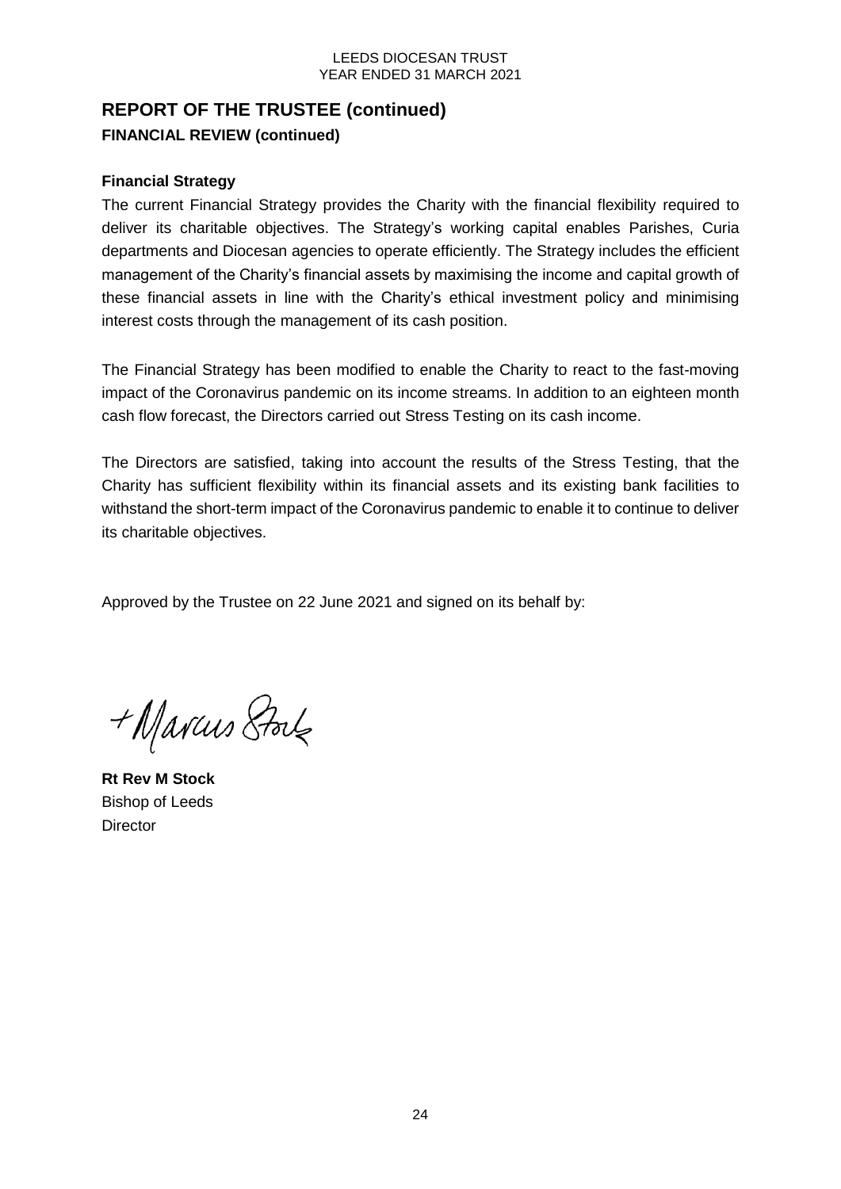## REPORT OF THE TRUSTEE (continued)

**FINANCIAL REVIEW (continued)**

**Financial Strategy**

The current Financial Strategy provides the Charity with the financial flexibility required to deliver its charitable objectives. The Strategy's working capital enables Parishes, Curia departments and Diocesan agencies to operate efficiently. The Strategy includes the efficient management of the Charity's financial assets by maximising the income and capital growth of these financial assets in line with the Charity's ethical investment policy and minimising interest costs through the management of its cash position.

The Financial Strategy has been modified to enable the Charity to react to the fast-moving impact of the Coronavirus pandemic on its income streams. In addition to an eighteen month cash flow forecast, the Directors carried out Stress Testing on its cash income.

The Directors are satisfied, taking into account the results of the Stress Testing, that the Charity has sufficient flexibility within its financial assets and its existing bank facilities to withstand the short-term impact of the Coronavirus pandemic to enable it to continue to deliver its charitable objectives.

Approved by the Trustee on 22 June 2021 and signed on its behalf by:

+Marcus Stock

**Rt Rev M Stock**
Bishop of Leeds
Director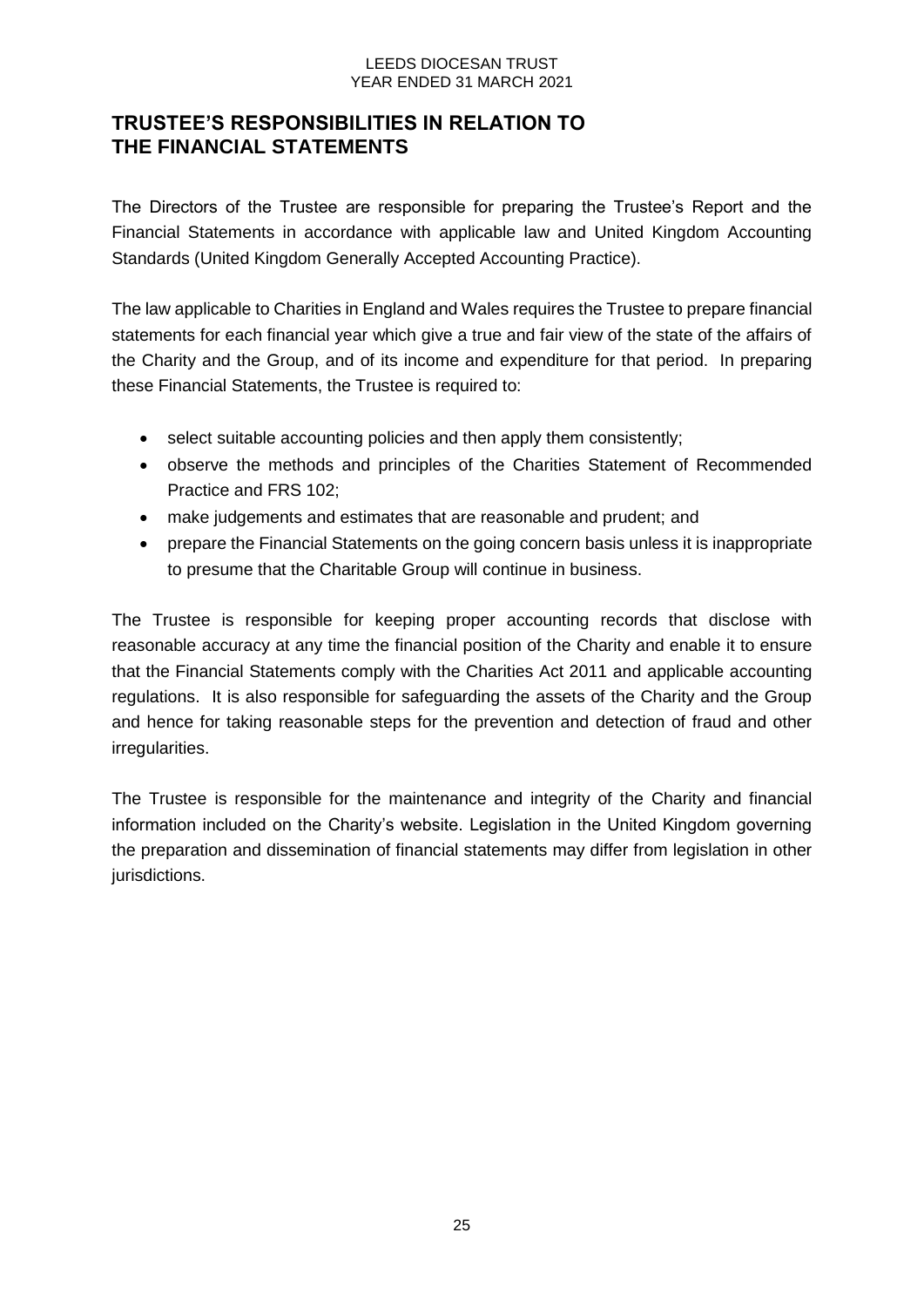# TRUSTEE'S RESPONSIBILITIES IN RELATION TO THE FINANCIAL STATEMENTS

The Directors of the Trustee are responsible for preparing the Trustee's Report and the Financial Statements in accordance with applicable law and United Kingdom Accounting Standards (United Kingdom Generally Accepted Accounting Practice).

The law applicable to Charities in England and Wales requires the Trustee to prepare financial statements for each financial year which give a true and fair view of the state of the affairs of the Charity and the Group, and of its income and expenditure for that period. In preparing these Financial Statements, the Trustee is required to:

- select suitable accounting policies and then apply them consistently;
- observe the methods and principles of the Charities Statement of Recommended Practice and FRS 102;
- make judgements and estimates that are reasonable and prudent; and
- prepare the Financial Statements on the going concern basis unless it is inappropriate to presume that the Charitable Group will continue in business.

The Trustee is responsible for keeping proper accounting records that disclose with reasonable accuracy at any time the financial position of the Charity and enable it to ensure that the Financial Statements comply with the Charities Act 2011 and applicable accounting regulations. It is also responsible for safeguarding the assets of the Charity and the Group and hence for taking reasonable steps for the prevention and detection of fraud and other irregularities.

The Trustee is responsible for the maintenance and integrity of the Charity and financial information included on the Charity's website. Legislation in the United Kingdom governing the preparation and dissemination of financial statements may differ from legislation in other jurisdictions.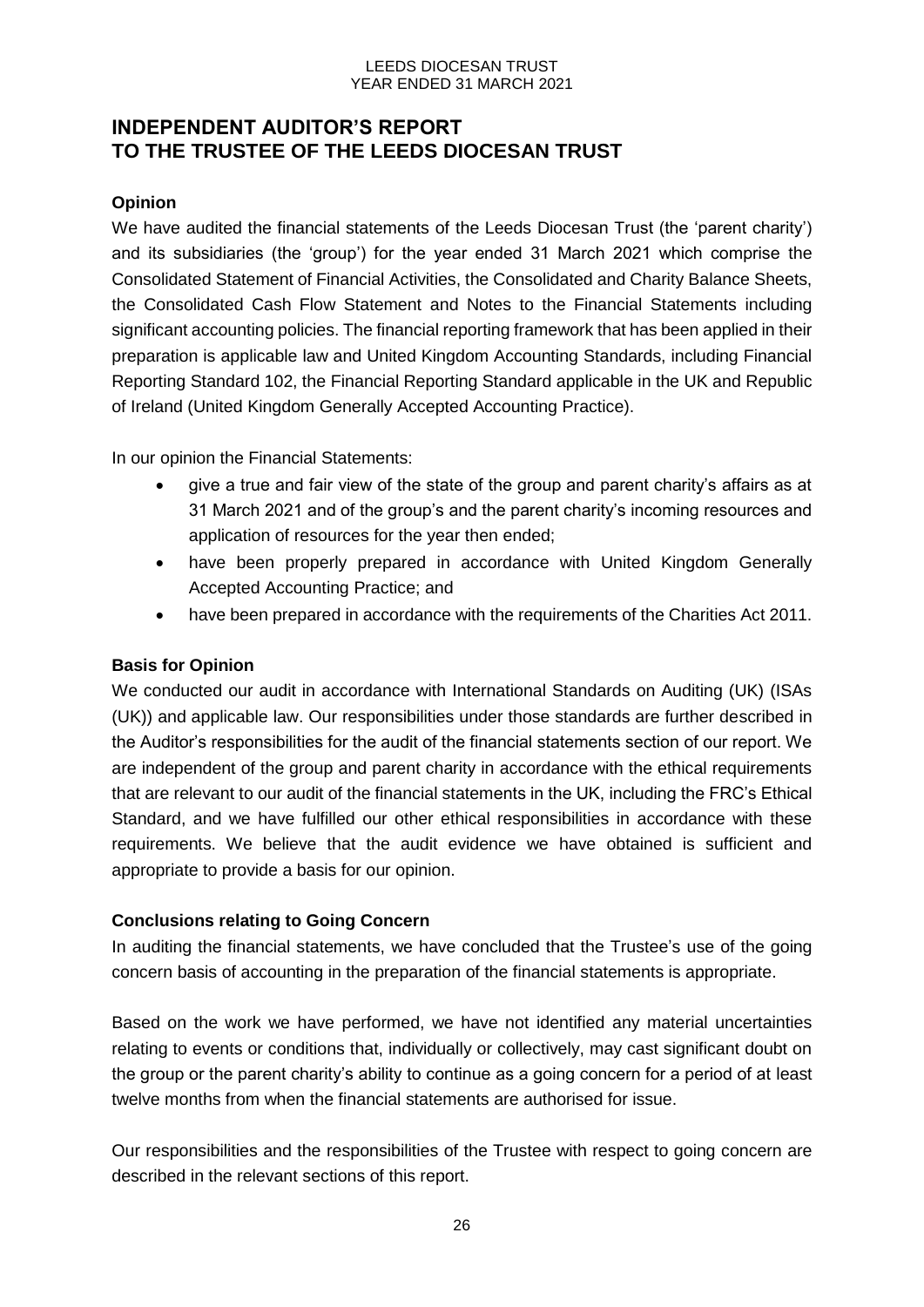# INDEPENDENT AUDITOR'S REPORT TO THE TRUSTEE OF THE LEEDS DIOCESAN TRUST

## Opinion

We have audited the financial statements of the Leeds Diocesan Trust (the 'parent charity') and its subsidiaries (the 'group') for the year ended 31 March 2021 which comprise the Consolidated Statement of Financial Activities, the Consolidated and Charity Balance Sheets, the Consolidated Cash Flow Statement and Notes to the Financial Statements including significant accounting policies. The financial reporting framework that has been applied in their preparation is applicable law and United Kingdom Accounting Standards, including Financial Reporting Standard 102, the Financial Reporting Standard applicable in the UK and Republic of Ireland (United Kingdom Generally Accepted Accounting Practice).

In our opinion the Financial Statements:

- give a true and fair view of the state of the group and parent charity's affairs as at 31 March 2021 and of the group's and the parent charity's incoming resources and application of resources for the year then ended;
- have been properly prepared in accordance with United Kingdom Generally Accepted Accounting Practice; and
- have been prepared in accordance with the requirements of the Charities Act 2011.

## Basis for Opinion

We conducted our audit in accordance with International Standards on Auditing (UK) (ISAs (UK)) and applicable law. Our responsibilities under those standards are further described in the Auditor's responsibilities for the audit of the financial statements section of our report. We are independent of the group and parent charity in accordance with the ethical requirements that are relevant to our audit of the financial statements in the UK, including the FRC's Ethical Standard, and we have fulfilled our other ethical responsibilities in accordance with these requirements. We believe that the audit evidence we have obtained is sufficient and appropriate to provide a basis for our opinion.

## Conclusions relating to Going Concern

In auditing the financial statements, we have concluded that the Trustee's use of the going concern basis of accounting in the preparation of the financial statements is appropriate.

Based on the work we have performed, we have not identified any material uncertainties relating to events or conditions that, individually or collectively, may cast significant doubt on the group or the parent charity's ability to continue as a going concern for a period of at least twelve months from when the financial statements are authorised for issue.

Our responsibilities and the responsibilities of the Trustee with respect to going concern are described in the relevant sections of this report.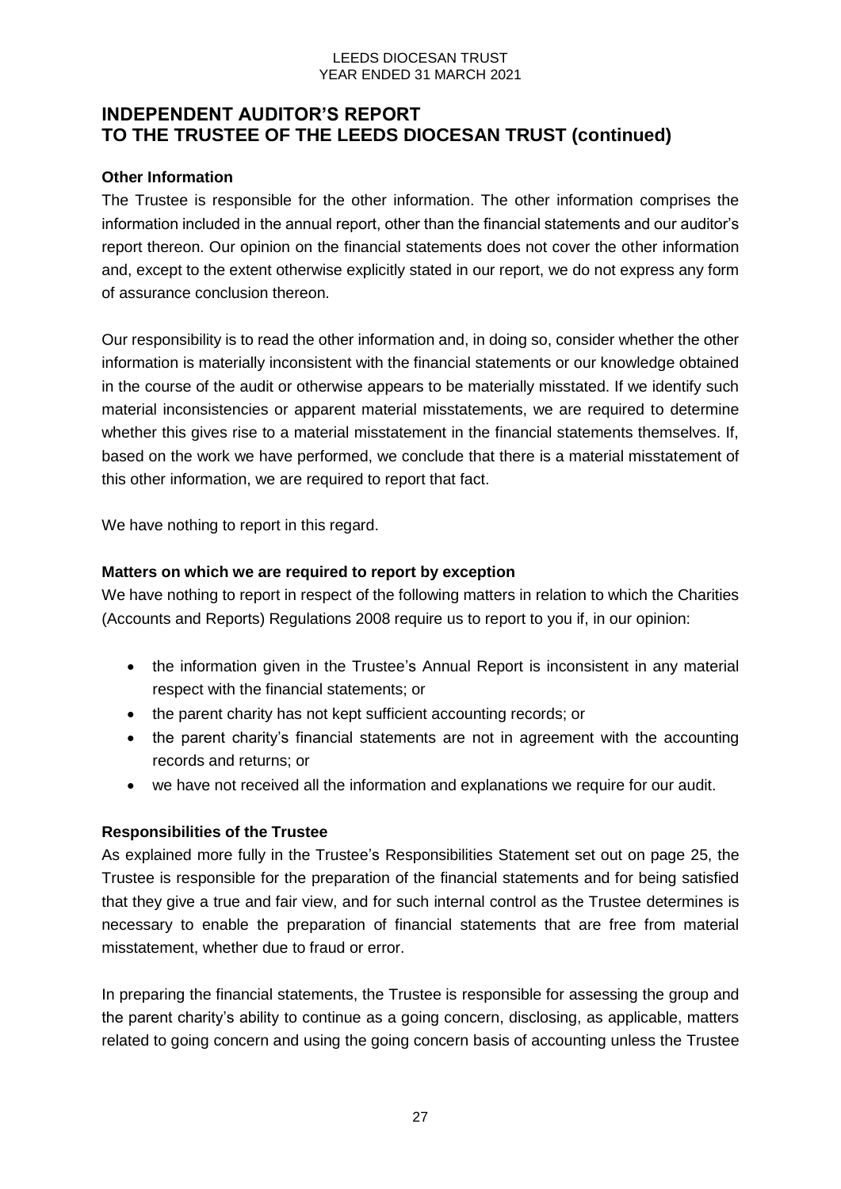# INDEPENDENT AUDITOR'S REPORT TO THE TRUSTEE OF THE LEEDS DIOCESAN TRUST (continued)

**Other Information**

The Trustee is responsible for the other information. The other information comprises the information included in the annual report, other than the financial statements and our auditor's report thereon. Our opinion on the financial statements does not cover the other information and, except to the extent otherwise explicitly stated in our report, we do not express any form of assurance conclusion thereon.

Our responsibility is to read the other information and, in doing so, consider whether the other information is materially inconsistent with the financial statements or our knowledge obtained in the course of the audit or otherwise appears to be materially misstated. If we identify such material inconsistencies or apparent material misstatements, we are required to determine whether this gives rise to a material misstatement in the financial statements themselves. If, based on the work we have performed, we conclude that there is a material misstatement of this other information, we are required to report that fact.

We have nothing to report in this regard.

**Matters on which we are required to report by exception**

We have nothing to report in respect of the following matters in relation to which the Charities (Accounts and Reports) Regulations 2008 require us to report to you if, in our opinion:

- the information given in the Trustee's Annual Report is inconsistent in any material respect with the financial statements; or
- the parent charity has not kept sufficient accounting records; or
- the parent charity's financial statements are not in agreement with the accounting records and returns; or
- we have not received all the information and explanations we require for our audit.

**Responsibilities of the Trustee**

As explained more fully in the Trustee's Responsibilities Statement set out on page 25, the Trustee is responsible for the preparation of the financial statements and for being satisfied that they give a true and fair view, and for such internal control as the Trustee determines is necessary to enable the preparation of financial statements that are free from material misstatement, whether due to fraud or error.

In preparing the financial statements, the Trustee is responsible for assessing the group and the parent charity's ability to continue as a going concern, disclosing, as applicable, matters related to going concern and using the going concern basis of accounting unless the Trustee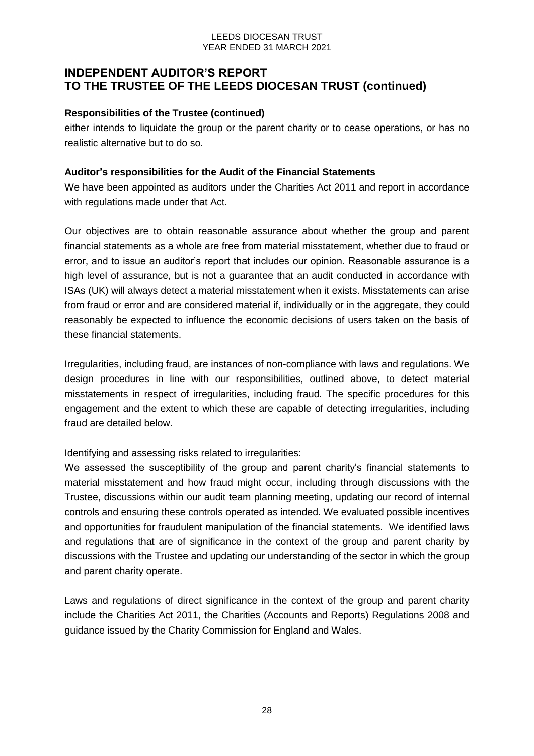## INDEPENDENT AUDITOR'S REPORT TO THE TRUSTEE OF THE LEEDS DIOCESAN TRUST (continued)

**Responsibilities of the Trustee (continued)**

either intends to liquidate the group or the parent charity or to cease operations, or has no realistic alternative but to do so.

**Auditor's responsibilities for the Audit of the Financial Statements**

We have been appointed as auditors under the Charities Act 2011 and report in accordance with regulations made under that Act.

Our objectives are to obtain reasonable assurance about whether the group and parent financial statements as a whole are free from material misstatement, whether due to fraud or error, and to issue an auditor's report that includes our opinion. Reasonable assurance is a high level of assurance, but is not a guarantee that an audit conducted in accordance with ISAs (UK) will always detect a material misstatement when it exists. Misstatements can arise from fraud or error and are considered material if, individually or in the aggregate, they could reasonably be expected to influence the economic decisions of users taken on the basis of these financial statements.

Irregularities, including fraud, are instances of non-compliance with laws and regulations. We design procedures in line with our responsibilities, outlined above, to detect material misstatements in respect of irregularities, including fraud. The specific procedures for this engagement and the extent to which these are capable of detecting irregularities, including fraud are detailed below.

Identifying and assessing risks related to irregularities:

We assessed the susceptibility of the group and parent charity's financial statements to material misstatement and how fraud might occur, including through discussions with the Trustee, discussions within our audit team planning meeting, updating our record of internal controls and ensuring these controls operated as intended. We evaluated possible incentives and opportunities for fraudulent manipulation of the financial statements. We identified laws and regulations that are of significance in the context of the group and parent charity by discussions with the Trustee and updating our understanding of the sector in which the group and parent charity operate.

Laws and regulations of direct significance in the context of the group and parent charity include the Charities Act 2011, the Charities (Accounts and Reports) Regulations 2008 and guidance issued by the Charity Commission for England and Wales.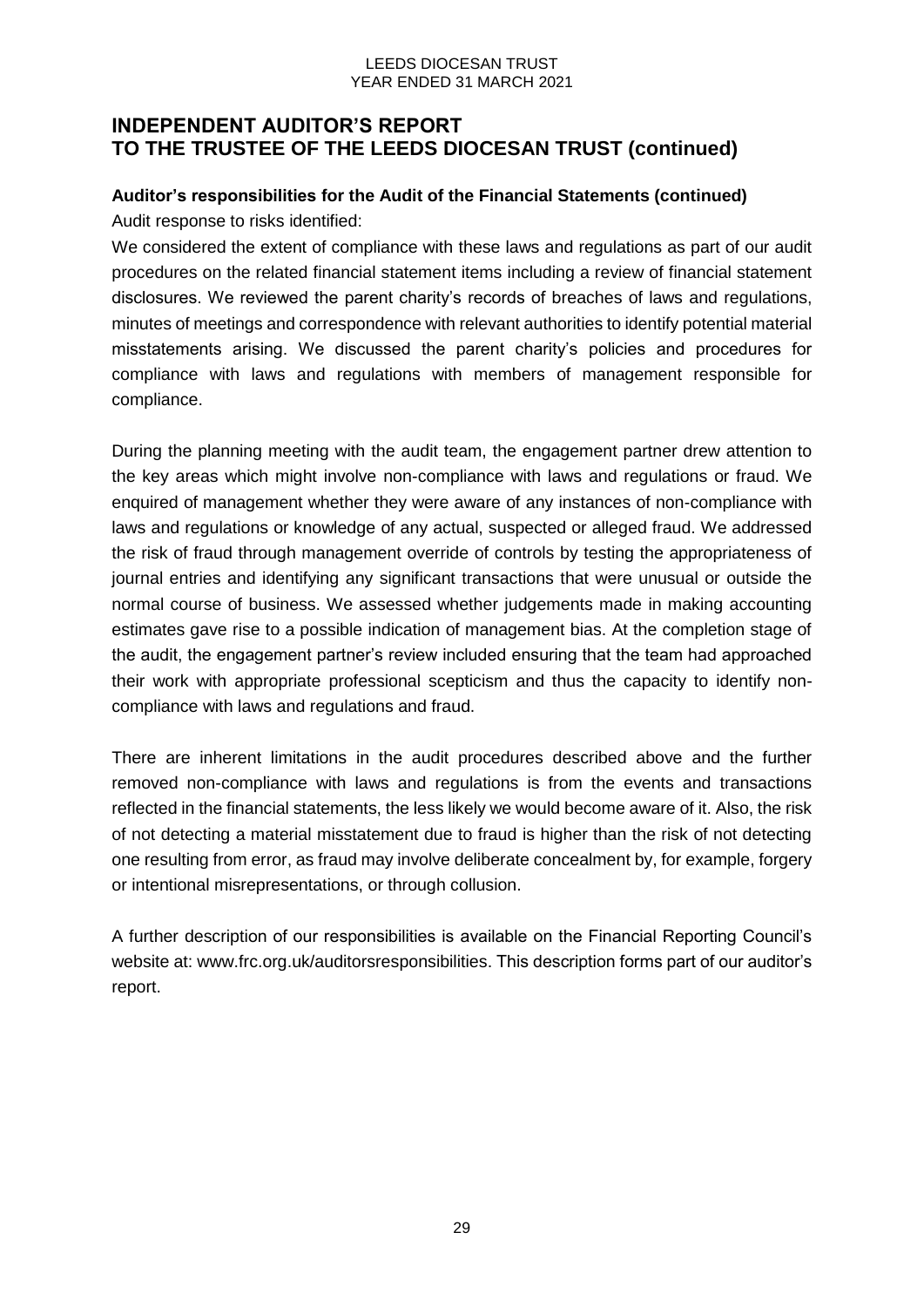# INDEPENDENT AUDITOR'S REPORT TO THE TRUSTEE OF THE LEEDS DIOCESAN TRUST (continued)

**Auditor's responsibilities for the Audit of the Financial Statements (continued)**

Audit response to risks identified:

We considered the extent of compliance with these laws and regulations as part of our audit procedures on the related financial statement items including a review of financial statement disclosures. We reviewed the parent charity's records of breaches of laws and regulations, minutes of meetings and correspondence with relevant authorities to identify potential material misstatements arising. We discussed the parent charity's policies and procedures for compliance with laws and regulations with members of management responsible for compliance.

During the planning meeting with the audit team, the engagement partner drew attention to the key areas which might involve non-compliance with laws and regulations or fraud. We enquired of management whether they were aware of any instances of non-compliance with laws and regulations or knowledge of any actual, suspected or alleged fraud. We addressed the risk of fraud through management override of controls by testing the appropriateness of journal entries and identifying any significant transactions that were unusual or outside the normal course of business. We assessed whether judgements made in making accounting estimates gave rise to a possible indication of management bias. At the completion stage of the audit, the engagement partner's review included ensuring that the team had approached their work with appropriate professional scepticism and thus the capacity to identify non-compliance with laws and regulations and fraud.

There are inherent limitations in the audit procedures described above and the further removed non-compliance with laws and regulations is from the events and transactions reflected in the financial statements, the less likely we would become aware of it. Also, the risk of not detecting a material misstatement due to fraud is higher than the risk of not detecting one resulting from error, as fraud may involve deliberate concealment by, for example, forgery or intentional misrepresentations, or through collusion.

A further description of our responsibilities is available on the Financial Reporting Council's website at: www.frc.org.uk/auditorsresponsibilities. This description forms part of our auditor's report.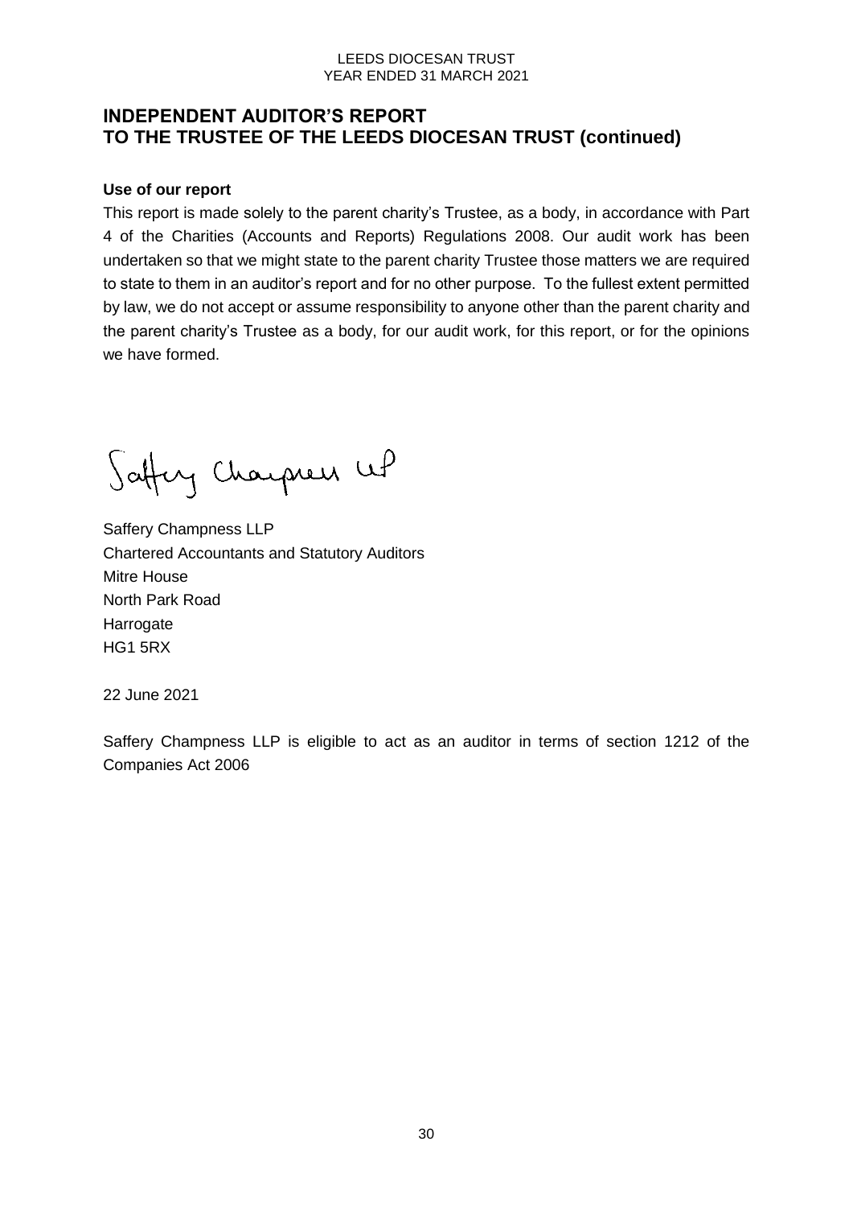# INDEPENDENT AUDITOR'S REPORT TO THE TRUSTEE OF THE LEEDS DIOCESAN TRUST (continued)

**Use of our report**

This report is made solely to the parent charity's Trustee, as a body, in accordance with Part 4 of the Charities (Accounts and Reports) Regulations 2008. Our audit work has been undertaken so that we might state to the parent charity Trustee those matters we are required to state to them in an auditor's report and for no other purpose. To the fullest extent permitted by law, we do not accept or assume responsibility to anyone other than the parent charity and the parent charity's Trustee as a body, for our audit work, for this report, or for the opinions we have formed.

Saffery Champness LLP

Saffery Champness LLP
Chartered Accountants and Statutory Auditors
Mitre House
North Park Road
Harrogate
HG1 5RX

22 June 2021

Saffery Champness LLP is eligible to act as an auditor in terms of section 1212 of the Companies Act 2006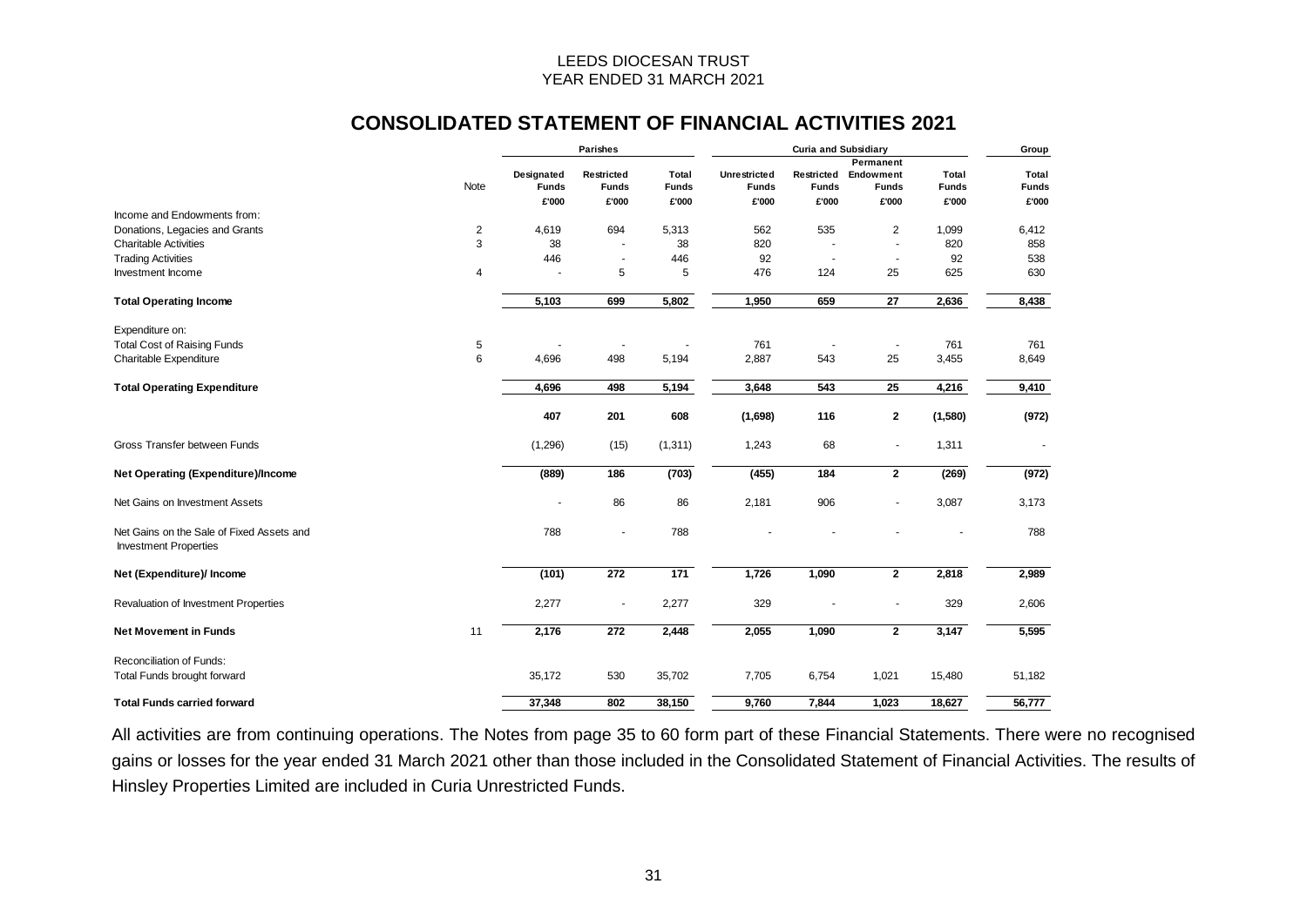LEEDS DIOCESAN TRUST
YEAR ENDED 31 MARCH 2021

## CONSOLIDATED STATEMENT OF FINANCIAL ACTIVITIES 2021

| | Note | Parishes | | | Curia and Subsidiary | | | | Group |
|---|---|---|---|---|---|---|---|---|---|
| | | Designated Funds | Restricted Funds | Total Funds | Unrestricted Funds | Restricted Funds | Permanent Endowment Funds | Total Funds | Total Funds |
| | | £'000 | £'000 | £'000 | £'000 | £'000 | £'000 | £'000 | £'000 |
| Income and Endowments from: | | | | | | | | | |
| Donations, Legacies and Grants | 2 | 4,619 | 694 | 5,313 | 562 | 535 | 2 | 1,099 | 6,412 |
| Charitable Activities | 3 | 38 | - | 38 | 820 | - | - | 820 | 858 |
| Trading Activities | | 446 | - | 446 | 92 | - | - | 92 | 538 |
| Investment Income | 4 | - | 5 | 5 | 476 | 124 | 25 | 625 | 630 |
| **Total Operating Income** | | **5,103** | **699** | **5,802** | **1,950** | **659** | **27** | **2,636** | **8,438** |
| Expenditure on: | | | | | | | | | |
| Total Cost of Raising Funds | 5 | - | - | - | 761 | - | - | 761 | 761 |
| Charitable Expenditure | 6 | 4,696 | 498 | 5,194 | 2,887 | 543 | 25 | 3,455 | 8,649 |
| **Total Operating Expenditure** | | **4,696** | **498** | **5,194** | **3,648** | **543** | **25** | **4,216** | **9,410** |
| | | **407** | **201** | **608** | **(1,698)** | **116** | **2** | **(1,580)** | **(972)** |
| Gross Transfer between Funds | | (1,296) | (15) | (1,311) | 1,243 | 68 | - | 1,311 | - |
| **Net Operating (Expenditure)/Income** | | **(889)** | **186** | **(703)** | **(455)** | **184** | **2** | **(269)** | **(972)** |
| Net Gains on Investment Assets | | - | 86 | 86 | 2,181 | 906 | - | 3,087 | 3,173 |
| Net Gains on the Sale of Fixed Assets and Investment Properties | | 788 | - | 788 | - | - | - | - | 788 |
| **Net (Expenditure)/ Income** | | **(101)** | **272** | **171** | **1,726** | **1,090** | **2** | **2,818** | **2,989** |
| Revaluation of Investment Properties | | 2,277 | - | 2,277 | 329 | - | - | 329 | 2,606 |
| **Net Movement in Funds** | 11 | **2,176** | **272** | **2,448** | **2,055** | **1,090** | **2** | **3,147** | **5,595** |
| Reconciliation of Funds: | | | | | | | | | |
| Total Funds brought forward | | 35,172 | 530 | 35,702 | 7,705 | 6,754 | 1,021 | 15,480 | 51,182 |
| **Total Funds carried forward** | | **37,348** | **802** | **38,150** | **9,760** | **7,844** | **1,023** | **18,627** | **56,777** |

All activities are from continuing operations. The Notes from page 35 to 60 form part of these Financial Statements. There were no recognised gains or losses for the year ended 31 March 2021 other than those included in the Consolidated Statement of Financial Activities. The results of Hinsley Properties Limited are included in Curia Unrestricted Funds.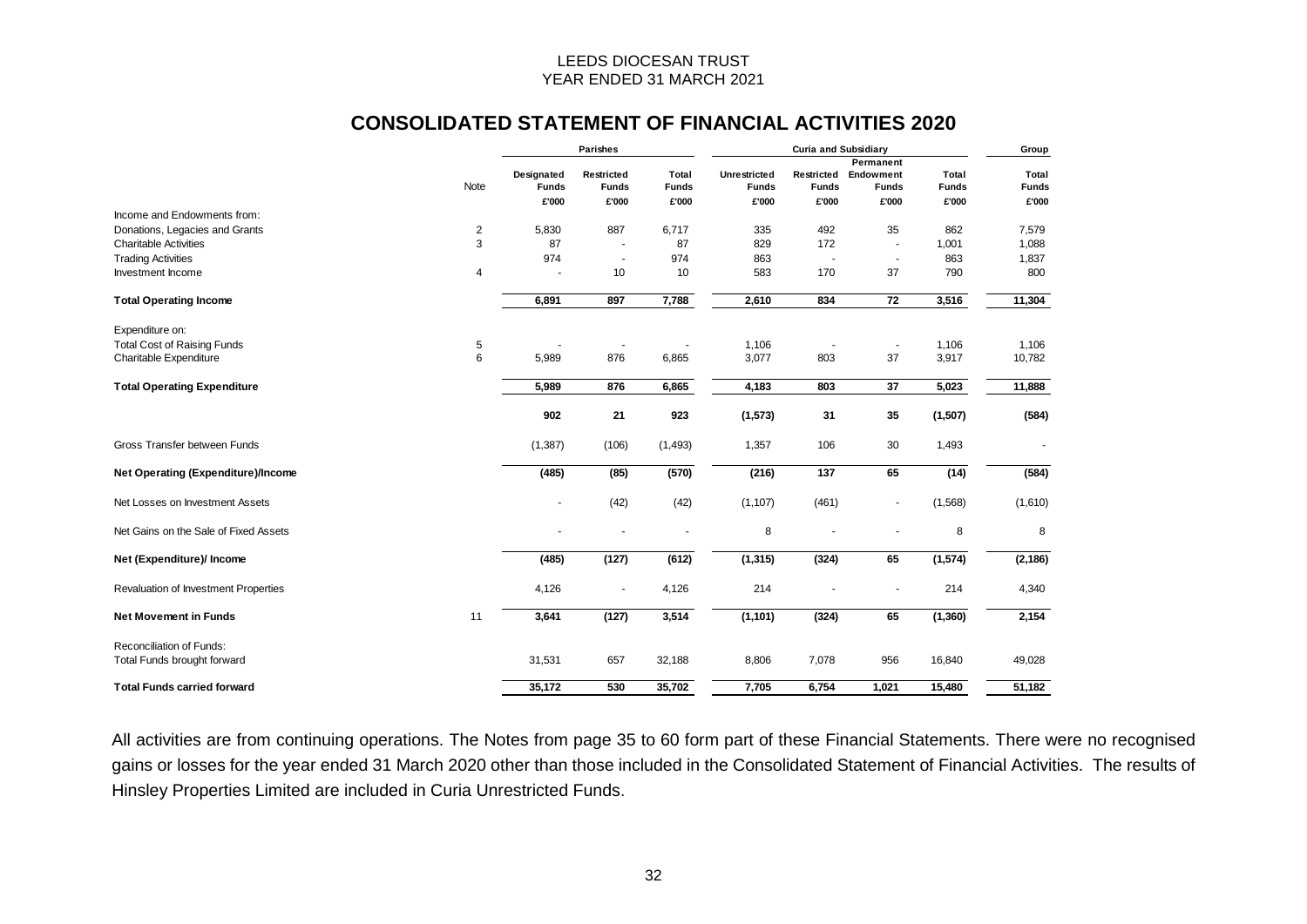LEEDS DIOCESAN TRUST
YEAR ENDED 31 MARCH 2021

## CONSOLIDATED STATEMENT OF FINANCIAL ACTIVITIES 2020

| | | Parishes | | | Curia and Subsidiary | | | | Group |
|---|---|---|---|---|---|---|---|---|---|
| | Note | Designated Funds | Restricted Funds | Total Funds | Unrestricted Funds | Restricted Funds | Permanent Endowment Funds | Total Funds | Total Funds |
| | | £'000 | £'000 | £'000 | £'000 | £'000 | £'000 | £'000 | £'000 |
| Income and Endowments from: | | | | | | | | | |
| Donations, Legacies and Grants | 2 | 5,830 | 887 | 6,717 | 335 | 492 | 35 | 862 | 7,579 |
| Charitable Activities | 3 | 87 | - | 87 | 829 | 172 | - | 1,001 | 1,088 |
| Trading Activities | | 974 | - | 974 | 863 | - | - | 863 | 1,837 |
| Investment Income | 4 | - | 10 | 10 | 583 | 170 | 37 | 790 | 800 |
| **Total Operating Income** | | **6,891** | **897** | **7,788** | **2,610** | **834** | **72** | **3,516** | **11,304** |
| Expenditure on: | | | | | | | | | |
| Total Cost of Raising Funds | 5 | - | - | - | 1,106 | - | - | 1,106 | 1,106 |
| Charitable Expenditure | 6 | 5,989 | 876 | 6,865 | 3,077 | 803 | 37 | 3,917 | 10,782 |
| **Total Operating Expenditure** | | **5,989** | **876** | **6,865** | **4,183** | **803** | **37** | **5,023** | **11,888** |
| | | **902** | **21** | **923** | **(1,573)** | **31** | **35** | **(1,507)** | **(584)** |
| Gross Transfer between Funds | | (1,387) | (106) | (1,493) | 1,357 | 106 | 30 | 1,493 | - |
| **Net Operating (Expenditure)/Income** | | **(485)** | **(85)** | **(570)** | **(216)** | **137** | **65** | **(14)** | **(584)** |
| Net Losses on Investment Assets | | - | (42) | (42) | (1,107) | (461) | - | (1,568) | (1,610) |
| Net Gains on the Sale of Fixed Assets | | - | - | - | 8 | - | - | 8 | 8 |
| **Net (Expenditure)/ Income** | | **(485)** | **(127)** | **(612)** | **(1,315)** | **(324)** | **65** | **(1,574)** | **(2,186)** |
| Revaluation of Investment Properties | | 4,126 | - | 4,126 | 214 | - | - | 214 | 4,340 |
| **Net Movement in Funds** | 11 | **3,641** | **(127)** | **3,514** | **(1,101)** | **(324)** | **65** | **(1,360)** | **2,154** |
| Reconciliation of Funds: | | | | | | | | | |
| Total Funds brought forward | | 31,531 | 657 | 32,188 | 8,806 | 7,078 | 956 | 16,840 | 49,028 |
| **Total Funds carried forward** | | **35,172** | **530** | **35,702** | **7,705** | **6,754** | **1,021** | **15,480** | **51,182** |

All activities are from continuing operations. The Notes from page 35 to 60 form part of these Financial Statements. There were no recognised gains or losses for the year ended 31 March 2020 other than those included in the Consolidated Statement of Financial Activities. The results of Hinsley Properties Limited are included in Curia Unrestricted Funds.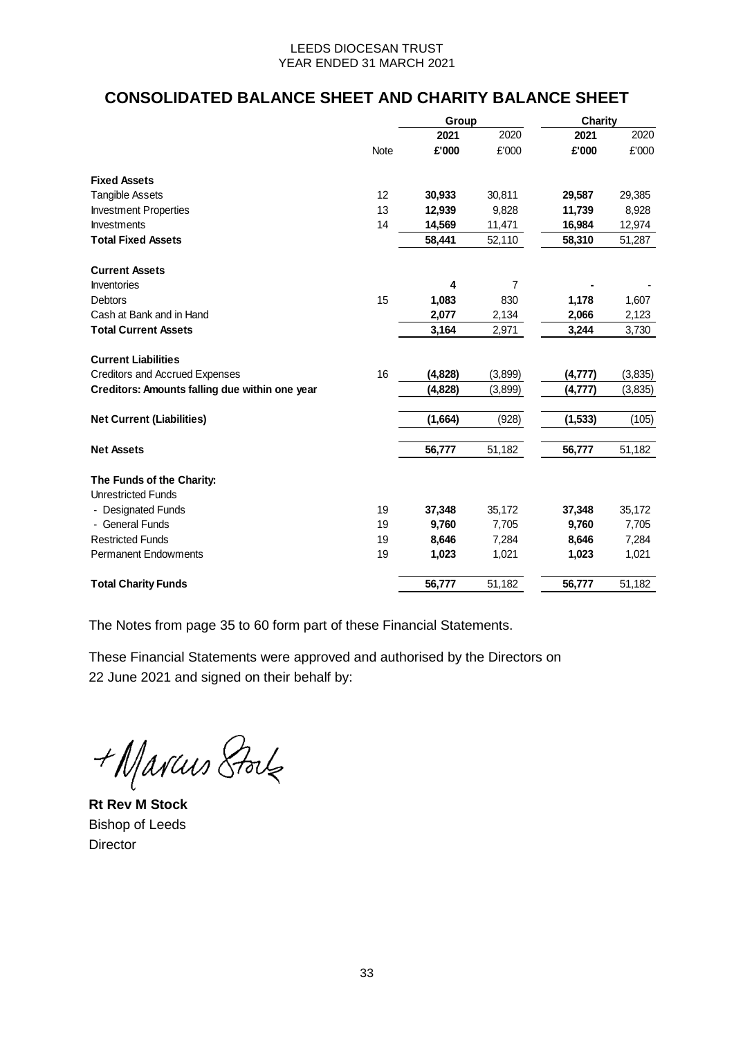LEEDS DIOCESAN TRUST
YEAR ENDED 31 MARCH 2021

## CONSOLIDATED BALANCE SHEET AND CHARITY BALANCE SHEET

| | | Group | | Charity | |
|---|---|---|---|---|---|
| | | **2021** | 2020 | **2021** | 2020 |
| | Note | **£'000** | £'000 | **£'000** | £'000 |
| **Fixed Assets** | | | | | |
| Tangible Assets | 12 | **30,933** | 30,811 | **29,587** | 29,385 |
| Investment Properties | 13 | **12,939** | 9,828 | **11,739** | 8,928 |
| Investments | 14 | **14,569** | 11,471 | **16,984** | 12,974 |
| **Total Fixed Assets** | | **58,441** | 52,110 | **58,310** | 51,287 |
| **Current Assets** | | | | | |
| Inventories | | **4** | 7 | **-** | - |
| Debtors | 15 | **1,083** | 830 | **1,178** | 1,607 |
| Cash at Bank and in Hand | | **2,077** | 2,134 | **2,066** | 2,123 |
| **Total Current Assets** | | **3,164** | 2,971 | **3,244** | 3,730 |
| **Current Liabilities** | | | | | |
| Creditors and Accrued Expenses | 16 | **(4,828)** | (3,899) | **(4,777)** | (3,835) |
| **Creditors: Amounts falling due within one year** | | **(4,828)** | (3,899) | **(4,777)** | (3,835) |
| **Net Current (Liabilities)** | | **(1,664)** | (928) | **(1,533)** | (105) |
| **Net Assets** | | **56,777** | 51,182 | **56,777** | 51,182 |
| **The Funds of the Charity:** | | | | | |
| Unrestricted Funds | | | | | |
| - Designated Funds | 19 | **37,348** | 35,172 | **37,348** | 35,172 |
| - General Funds | 19 | **9,760** | 7,705 | **9,760** | 7,705 |
| Restricted Funds | 19 | **8,646** | 7,284 | **8,646** | 7,284 |
| Permanent Endowments | 19 | **1,023** | 1,021 | **1,023** | 1,021 |
| **Total Charity Funds** | | **56,777** | 51,182 | **56,777** | 51,182 |

The Notes from page 35 to 60 form part of these Financial Statements.

These Financial Statements were approved and authorised by the Directors on 22 June 2021 and signed on their behalf by:

+Marcus Stock

**Rt Rev M Stock**
Bishop of Leeds
Director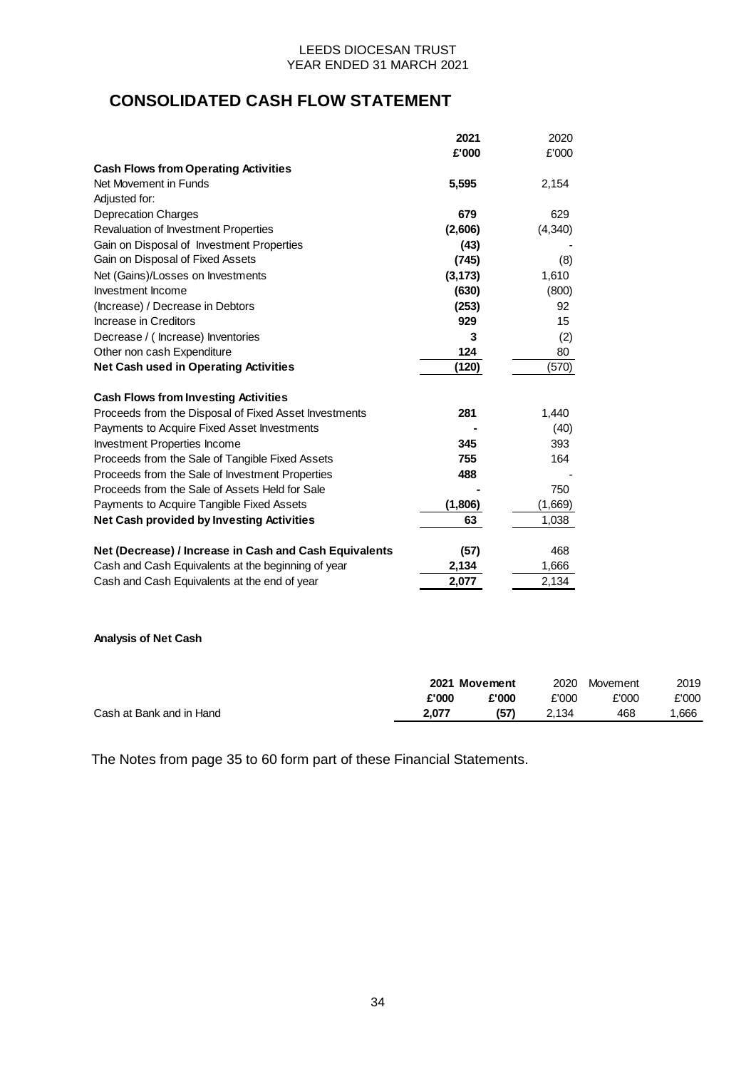LEEDS DIOCESAN TRUST
YEAR ENDED 31 MARCH 2021

# CONSOLIDATED CASH FLOW STATEMENT

| | 2021 | 2020 |
|---|---|---|
| | £'000 | £'000 |
| **Cash Flows from Operating Activities** | | |
| Net Movement in Funds | **5,595** | 2,154 |
| Adjusted for: | | |
| Deprecation Charges | **679** | 629 |
| Revaluation of Investment Properties | **(2,606)** | (4,340) |
| Gain on Disposal of Investment Properties | **(43)** | - |
| Gain on Disposal of Fixed Assets | **(745)** | (8) |
| Net (Gains)/Losses on Investments | **(3,173)** | 1,610 |
| Investment Income | **(630)** | (800) |
| (Increase) / Decrease in Debtors | **(253)** | 92 |
| Increase in Creditors | **929** | 15 |
| Decrease / ( Increase) Inventories | **3** | (2) |
| Other non cash Expenditure | **124** | 80 |
| **Net Cash used in Operating Activities** | **(120)** | (570) |
| | | |
| **Cash Flows from Investing Activities** | | |
| Proceeds from the Disposal of Fixed Asset Investments | **281** | 1,440 |
| Payments to Acquire Fixed Asset Investments | **-** | (40) |
| Investment Properties Income | **345** | 393 |
| Proceeds from the Sale of Tangible Fixed Assets | **755** | 164 |
| Proceeds from the Sale of Investment Properties | **488** | - |
| Proceeds from the Sale of Assets Held for Sale | **-** | 750 |
| Payments to Acquire Tangible Fixed Assets | **(1,806)** | (1,669) |
| **Net Cash provided by Investing Activities** | **63** | 1,038 |
| | | |
| **Net (Decrease) / Increase in Cash and Cash Equivalents** | **(57)** | 468 |
| Cash and Cash Equivalents at the beginning of year | **2,134** | 1,666 |
| Cash and Cash Equivalents at the end of year | **2,077** | 2,134 |

**Analysis of Net Cash**

| | 2021 | Movement | 2020 | Movement | 2019 |
|---|---|---|---|---|---|
| | £'000 | £'000 | £'000 | £'000 | £'000 |
| Cash at Bank and in Hand | **2,077** | **(57)** | 2,134 | 468 | 1,666 |

The Notes from page 35 to 60 form part of these Financial Statements.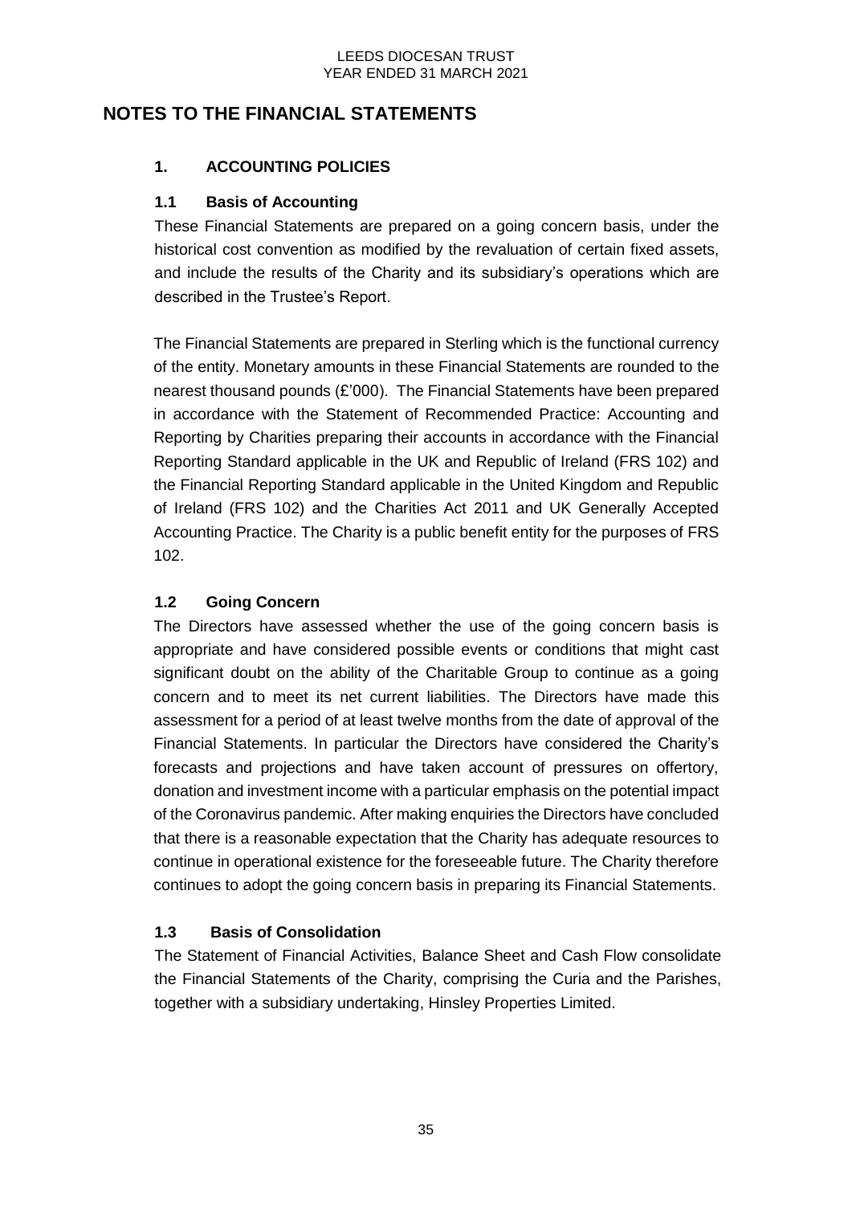# NOTES TO THE FINANCIAL STATEMENTS

## 1. ACCOUNTING POLICIES

### 1.1 Basis of Accounting

These Financial Statements are prepared on a going concern basis, under the historical cost convention as modified by the revaluation of certain fixed assets, and include the results of the Charity and its subsidiary's operations which are described in the Trustee's Report.

The Financial Statements are prepared in Sterling which is the functional currency of the entity. Monetary amounts in these Financial Statements are rounded to the nearest thousand pounds (£'000). The Financial Statements have been prepared in accordance with the Statement of Recommended Practice: Accounting and Reporting by Charities preparing their accounts in accordance with the Financial Reporting Standard applicable in the UK and Republic of Ireland (FRS 102) and the Financial Reporting Standard applicable in the United Kingdom and Republic of Ireland (FRS 102) and the Charities Act 2011 and UK Generally Accepted Accounting Practice. The Charity is a public benefit entity for the purposes of FRS 102.

### 1.2 Going Concern

The Directors have assessed whether the use of the going concern basis is appropriate and have considered possible events or conditions that might cast significant doubt on the ability of the Charitable Group to continue as a going concern and to meet its net current liabilities. The Directors have made this assessment for a period of at least twelve months from the date of approval of the Financial Statements. In particular the Directors have considered the Charity's forecasts and projections and have taken account of pressures on offertory, donation and investment income with a particular emphasis on the potential impact of the Coronavirus pandemic. After making enquiries the Directors have concluded that there is a reasonable expectation that the Charity has adequate resources to continue in operational existence for the foreseeable future. The Charity therefore continues to adopt the going concern basis in preparing its Financial Statements.

### 1.3 Basis of Consolidation

The Statement of Financial Activities, Balance Sheet and Cash Flow consolidate the Financial Statements of the Charity, comprising the Curia and the Parishes, together with a subsidiary undertaking, Hinsley Properties Limited.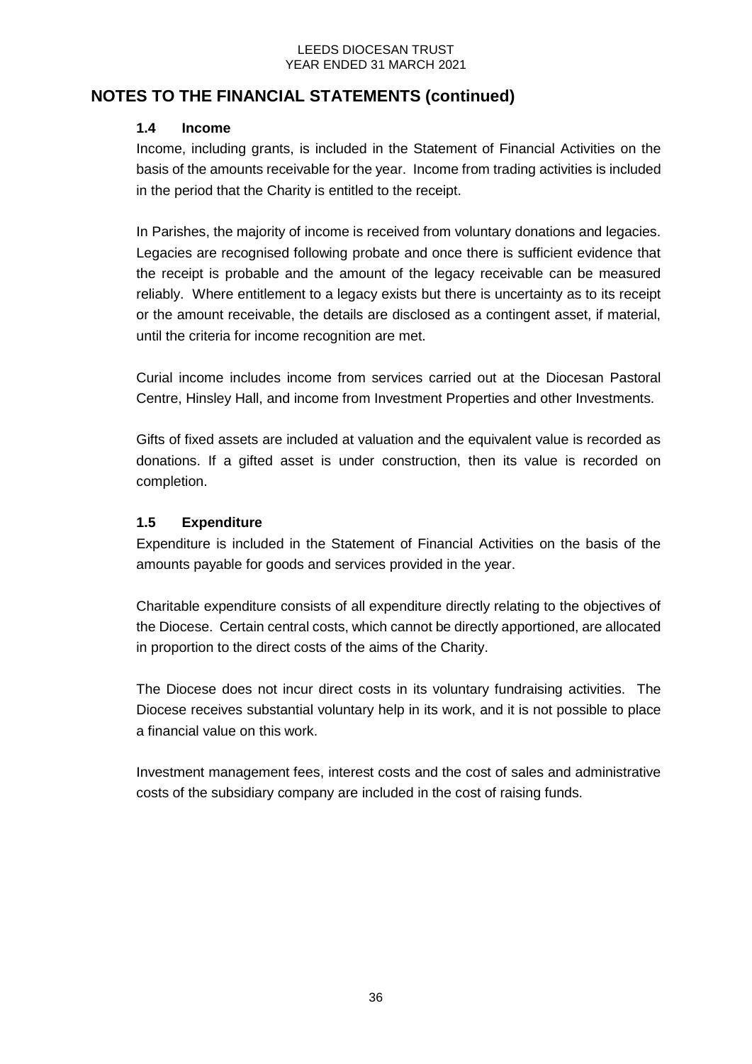# NOTES TO THE FINANCIAL STATEMENTS (continued)

### 1.4 Income

Income, including grants, is included in the Statement of Financial Activities on the basis of the amounts receivable for the year. Income from trading activities is included in the period that the Charity is entitled to the receipt.

In Parishes, the majority of income is received from voluntary donations and legacies. Legacies are recognised following probate and once there is sufficient evidence that the receipt is probable and the amount of the legacy receivable can be measured reliably. Where entitlement to a legacy exists but there is uncertainty as to its receipt or the amount receivable, the details are disclosed as a contingent asset, if material, until the criteria for income recognition are met.

Curial income includes income from services carried out at the Diocesan Pastoral Centre, Hinsley Hall, and income from Investment Properties and other Investments.

Gifts of fixed assets are included at valuation and the equivalent value is recorded as donations. If a gifted asset is under construction, then its value is recorded on completion.

### 1.5 Expenditure

Expenditure is included in the Statement of Financial Activities on the basis of the amounts payable for goods and services provided in the year.

Charitable expenditure consists of all expenditure directly relating to the objectives of the Diocese. Certain central costs, which cannot be directly apportioned, are allocated in proportion to the direct costs of the aims of the Charity.

The Diocese does not incur direct costs in its voluntary fundraising activities. The Diocese receives substantial voluntary help in its work, and it is not possible to place a financial value on this work.

Investment management fees, interest costs and the cost of sales and administrative costs of the subsidiary company are included in the cost of raising funds.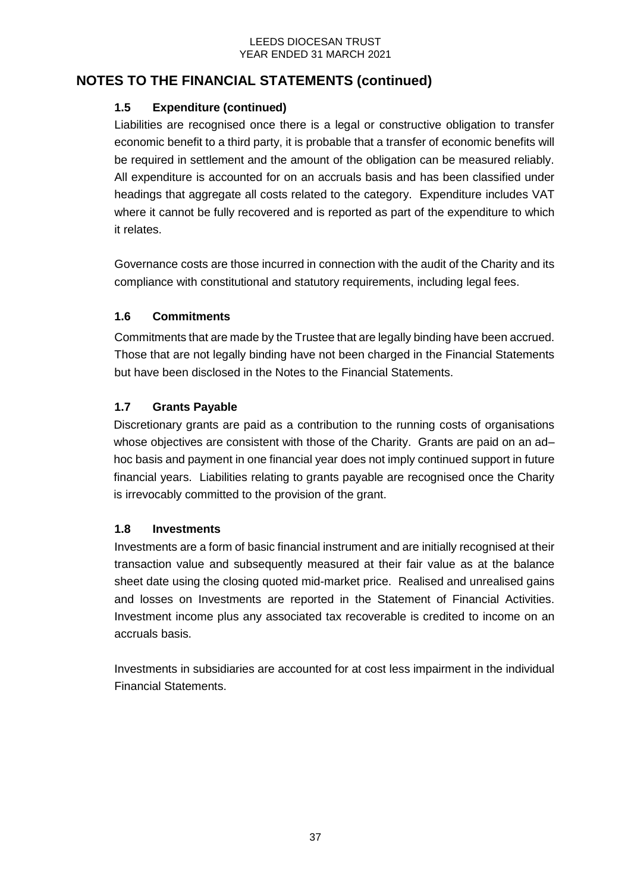# NOTES TO THE FINANCIAL STATEMENTS (continued)

### 1.5 Expenditure (continued)

Liabilities are recognised once there is a legal or constructive obligation to transfer economic benefit to a third party, it is probable that a transfer of economic benefits will be required in settlement and the amount of the obligation can be measured reliably. All expenditure is accounted for on an accruals basis and has been classified under headings that aggregate all costs related to the category. Expenditure includes VAT where it cannot be fully recovered and is reported as part of the expenditure to which it relates.

Governance costs are those incurred in connection with the audit of the Charity and its compliance with constitutional and statutory requirements, including legal fees.

### 1.6 Commitments

Commitments that are made by the Trustee that are legally binding have been accrued. Those that are not legally binding have not been charged in the Financial Statements but have been disclosed in the Notes to the Financial Statements.

### 1.7 Grants Payable

Discretionary grants are paid as a contribution to the running costs of organisations whose objectives are consistent with those of the Charity. Grants are paid on an ad–hoc basis and payment in one financial year does not imply continued support in future financial years. Liabilities relating to grants payable are recognised once the Charity is irrevocably committed to the provision of the grant.

### 1.8 Investments

Investments are a form of basic financial instrument and are initially recognised at their transaction value and subsequently measured at their fair value as at the balance sheet date using the closing quoted mid-market price. Realised and unrealised gains and losses on Investments are reported in the Statement of Financial Activities. Investment income plus any associated tax recoverable is credited to income on an accruals basis.

Investments in subsidiaries are accounted for at cost less impairment in the individual Financial Statements.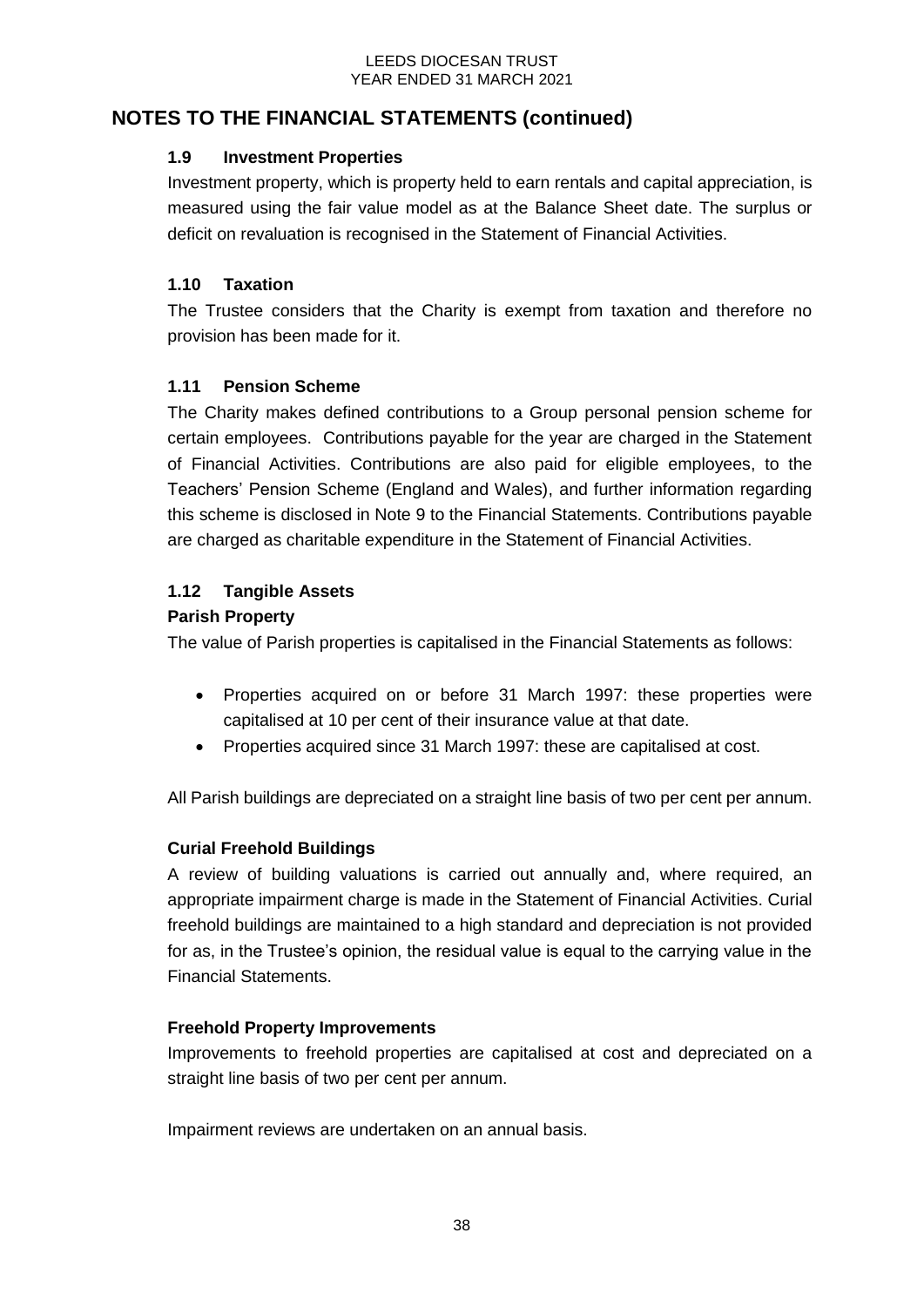## NOTES TO THE FINANCIAL STATEMENTS (continued)

### 1.9 Investment Properties

Investment property, which is property held to earn rentals and capital appreciation, is measured using the fair value model as at the Balance Sheet date. The surplus or deficit on revaluation is recognised in the Statement of Financial Activities.

### 1.10 Taxation

The Trustee considers that the Charity is exempt from taxation and therefore no provision has been made for it.

### 1.11 Pension Scheme

The Charity makes defined contributions to a Group personal pension scheme for certain employees. Contributions payable for the year are charged in the Statement of Financial Activities. Contributions are also paid for eligible employees, to the Teachers' Pension Scheme (England and Wales), and further information regarding this scheme is disclosed in Note 9 to the Financial Statements. Contributions payable are charged as charitable expenditure in the Statement of Financial Activities.

### 1.12 Tangible Assets

**Parish Property**

The value of Parish properties is capitalised in the Financial Statements as follows:

- Properties acquired on or before 31 March 1997: these properties were capitalised at 10 per cent of their insurance value at that date.
- Properties acquired since 31 March 1997: these are capitalised at cost.

All Parish buildings are depreciated on a straight line basis of two per cent per annum.

**Curial Freehold Buildings**

A review of building valuations is carried out annually and, where required, an appropriate impairment charge is made in the Statement of Financial Activities. Curial freehold buildings are maintained to a high standard and depreciation is not provided for as, in the Trustee's opinion, the residual value is equal to the carrying value in the Financial Statements.

**Freehold Property Improvements**

Improvements to freehold properties are capitalised at cost and depreciated on a straight line basis of two per cent per annum.

Impairment reviews are undertaken on an annual basis.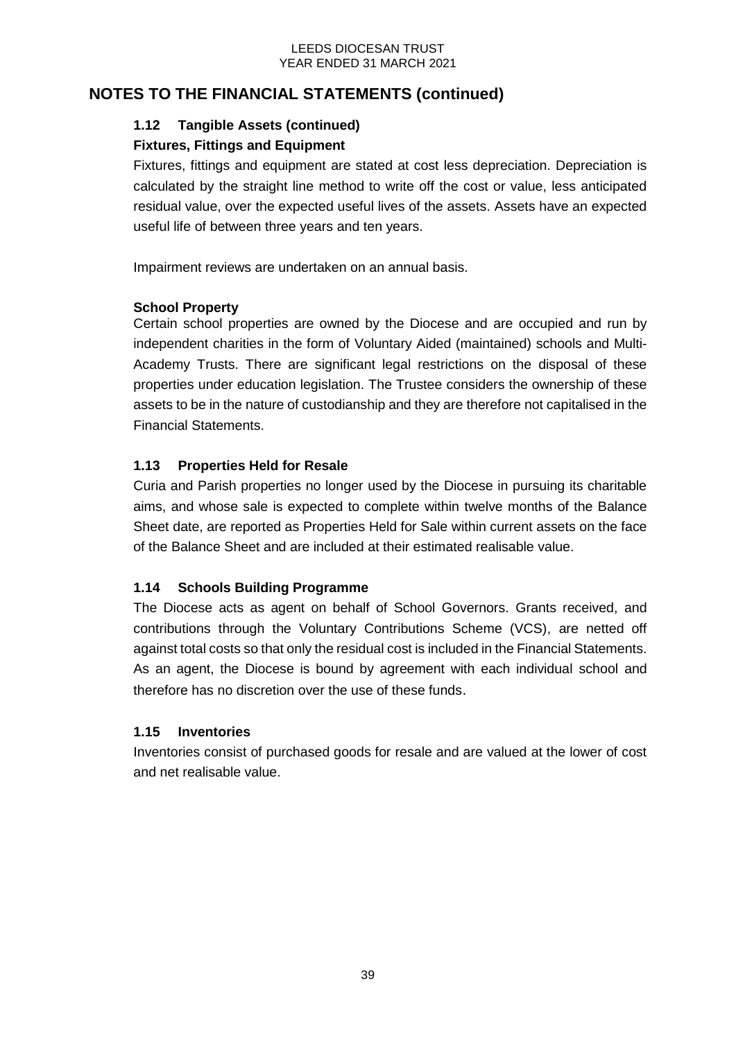## NOTES TO THE FINANCIAL STATEMENTS (continued)

### 1.12 Tangible Assets (continued)

**Fixtures, Fittings and Equipment**

Fixtures, fittings and equipment are stated at cost less depreciation. Depreciation is calculated by the straight line method to write off the cost or value, less anticipated residual value, over the expected useful lives of the assets. Assets have an expected useful life of between three years and ten years.

Impairment reviews are undertaken on an annual basis.

**School Property**

Certain school properties are owned by the Diocese and are occupied and run by independent charities in the form of Voluntary Aided (maintained) schools and Multi-Academy Trusts. There are significant legal restrictions on the disposal of these properties under education legislation. The Trustee considers the ownership of these assets to be in the nature of custodianship and they are therefore not capitalised in the Financial Statements.

### 1.13 Properties Held for Resale

Curia and Parish properties no longer used by the Diocese in pursuing its charitable aims, and whose sale is expected to complete within twelve months of the Balance Sheet date, are reported as Properties Held for Sale within current assets on the face of the Balance Sheet and are included at their estimated realisable value.

### 1.14 Schools Building Programme

The Diocese acts as agent on behalf of School Governors. Grants received, and contributions through the Voluntary Contributions Scheme (VCS), are netted off against total costs so that only the residual cost is included in the Financial Statements. As an agent, the Diocese is bound by agreement with each individual school and therefore has no discretion over the use of these funds.

### 1.15 Inventories

Inventories consist of purchased goods for resale and are valued at the lower of cost and net realisable value.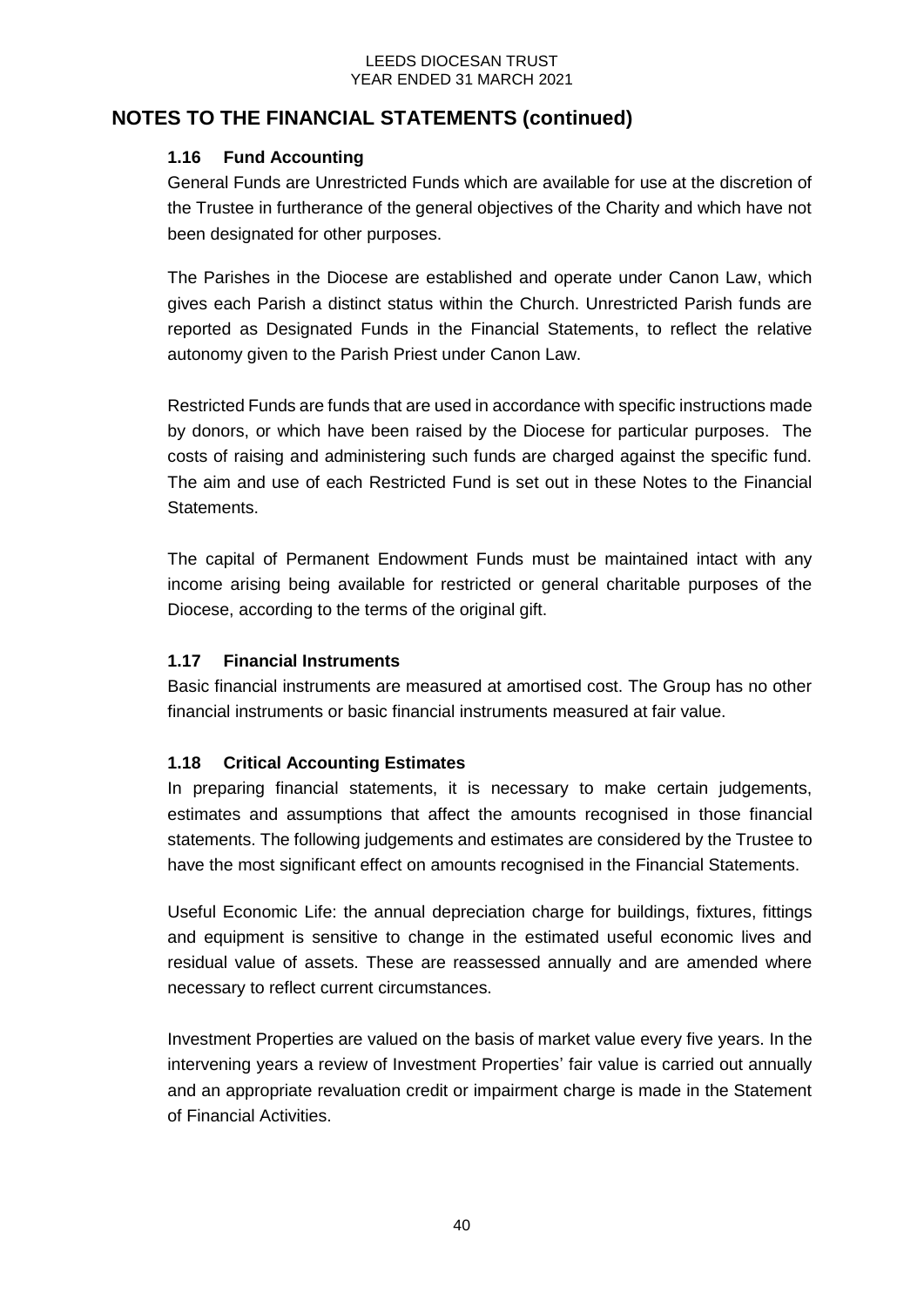# NOTES TO THE FINANCIAL STATEMENTS (continued)

### 1.16 Fund Accounting

General Funds are Unrestricted Funds which are available for use at the discretion of the Trustee in furtherance of the general objectives of the Charity and which have not been designated for other purposes.

The Parishes in the Diocese are established and operate under Canon Law, which gives each Parish a distinct status within the Church. Unrestricted Parish funds are reported as Designated Funds in the Financial Statements, to reflect the relative autonomy given to the Parish Priest under Canon Law.

Restricted Funds are funds that are used in accordance with specific instructions made by donors, or which have been raised by the Diocese for particular purposes. The costs of raising and administering such funds are charged against the specific fund. The aim and use of each Restricted Fund is set out in these Notes to the Financial Statements.

The capital of Permanent Endowment Funds must be maintained intact with any income arising being available for restricted or general charitable purposes of the Diocese, according to the terms of the original gift.

### 1.17 Financial Instruments

Basic financial instruments are measured at amortised cost. The Group has no other financial instruments or basic financial instruments measured at fair value.

### 1.18 Critical Accounting Estimates

In preparing financial statements, it is necessary to make certain judgements, estimates and assumptions that affect the amounts recognised in those financial statements. The following judgements and estimates are considered by the Trustee to have the most significant effect on amounts recognised in the Financial Statements.

Useful Economic Life: the annual depreciation charge for buildings, fixtures, fittings and equipment is sensitive to change in the estimated useful economic lives and residual value of assets. These are reassessed annually and are amended where necessary to reflect current circumstances.

Investment Properties are valued on the basis of market value every five years. In the intervening years a review of Investment Properties' fair value is carried out annually and an appropriate revaluation credit or impairment charge is made in the Statement of Financial Activities.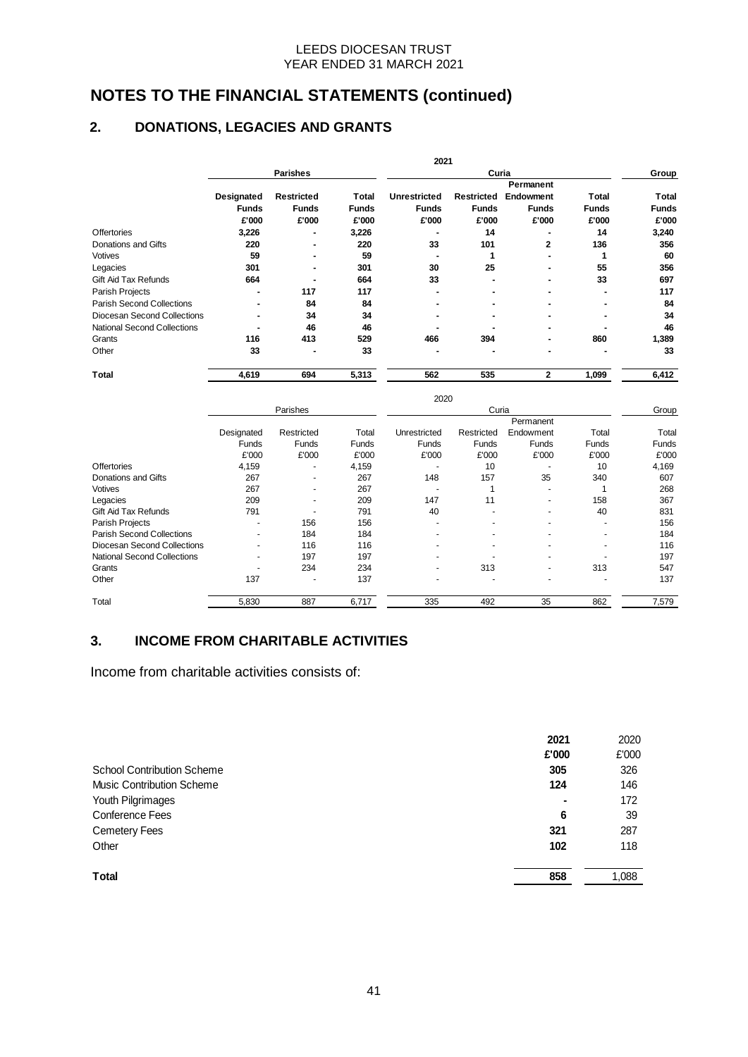# NOTES TO THE FINANCIAL STATEMENTS (continued)

## 2. DONATIONS, LEGACIES AND GRANTS

**2021**

| | **Parishes** | | | **Curia** | | | | **Group** |
|---|---|---|---|---|---|---|---|---|
| | **Designated Funds** | **Restricted Funds** | **Total Funds** | **Unrestricted Funds** | **Restricted Funds** | **Permanent Endowment Funds** | **Total Funds** | **Total Funds** |
| | **£'000** | **£'000** | **£'000** | **£'000** | **£'000** | **£'000** | **£'000** | **£'000** |
| Offertories | **3,226** | **-** | **3,226** | **-** | **14** | **-** | **14** | **3,240** |
| Donations and Gifts | **220** | **-** | **220** | **33** | **101** | **2** | **136** | **356** |
| Votives | **59** | **-** | **59** | **-** | **1** | **-** | **1** | **60** |
| Legacies | **301** | **-** | **301** | **30** | **25** | **-** | **55** | **356** |
| Gift Aid Tax Refunds | **664** | **-** | **664** | **33** | **-** | **-** | **33** | **697** |
| Parish Projects | **-** | **117** | **117** | **-** | **-** | **-** | **-** | **117** |
| Parish Second Collections | **-** | **84** | **84** | **-** | **-** | **-** | **-** | **84** |
| Diocesan Second Collections | **-** | **34** | **34** | **-** | **-** | **-** | **-** | **34** |
| National Second Collections | **-** | **46** | **46** | **-** | **-** | **-** | **-** | **46** |
| Grants | **116** | **413** | **529** | **466** | **394** | **-** | **860** | **1,389** |
| Other | **33** | **-** | **33** | **-** | **-** | **-** | **-** | **33** |
| **Total** | **4,619** | **694** | **5,313** | **562** | **535** | **2** | **1,099** | **6,412** |

2020

| | Parishes | | | Curia | | | | Group |
|---|---|---|---|---|---|---|---|---|
| | Designated Funds | Restricted Funds | Total Funds | Unrestricted Funds | Restricted Funds | Permanent Endowment Funds | Total Funds | Total Funds |
| | £'000 | £'000 | £'000 | £'000 | £'000 | £'000 | £'000 | £'000 |
| Offertories | 4,159 | - | 4,159 | - | 10 | - | 10 | 4,169 |
| Donations and Gifts | 267 | - | 267 | 148 | 157 | 35 | 340 | 607 |
| Votives | 267 | - | 267 | - | 1 | - | 1 | 268 |
| Legacies | 209 | - | 209 | 147 | 11 | - | 158 | 367 |
| Gift Aid Tax Refunds | 791 | - | 791 | 40 | - | - | 40 | 831 |
| Parish Projects | - | 156 | 156 | - | - | - | - | 156 |
| Parish Second Collections | - | 184 | 184 | - | - | - | - | 184 |
| Diocesan Second Collections | - | 116 | 116 | - | - | - | - | 116 |
| National Second Collections | - | 197 | 197 | - | - | - | - | 197 |
| Grants | - | 234 | 234 | - | 313 | - | 313 | 547 |
| Other | 137 | - | 137 | - | - | - | - | 137 |
| Total | 5,830 | 887 | 6,717 | 335 | 492 | 35 | 862 | 7,579 |

## 3. INCOME FROM CHARITABLE ACTIVITIES

Income from charitable activities consists of:

| | **2021** | 2020 |
|---|---|---|
| | **£'000** | £'000 |
| School Contribution Scheme | **305** | 326 |
| Music Contribution Scheme | **124** | 146 |
| Youth Pilgrimages | **-** | 172 |
| Conference Fees | **6** | 39 |
| Cemetery Fees | **321** | 287 |
| Other | **102** | 118 |
| **Total** | **858** | 1,088 |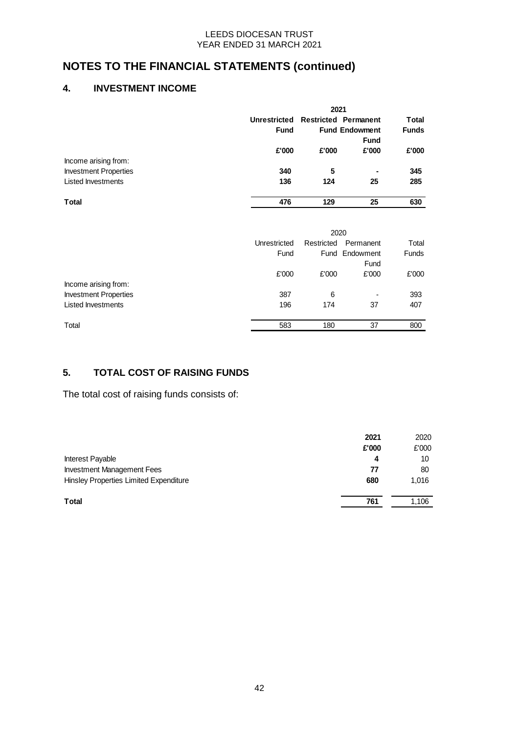# NOTES TO THE FINANCIAL STATEMENTS (continued)

## 4. INVESTMENT INCOME

| | 2021 | | | |
|---|---|---|---|---|
| | **Unrestricted Fund** | **Restricted Fund** | **Permanent Endowment Fund** | **Total Funds** |
| | **£'000** | **£'000** | **£'000** | **£'000** |
| Income arising from: | | | | |
| Investment Properties | **340** | **5** | **-** | **345** |
| Listed Investments | **136** | **124** | **25** | **285** |
| **Total** | **476** | **129** | **25** | **630** |

| | 2020 | | | |
|---|---|---|---|---|
| | Unrestricted Fund | Restricted Fund | Permanent Endowment Fund | Total Funds |
| | £'000 | £'000 | £'000 | £'000 |
| Income arising from: | | | | |
| Investment Properties | 387 | 6 | - | 393 |
| Listed Investments | 196 | 174 | 37 | 407 |
| Total | 583 | 180 | 37 | 800 |

## 5. TOTAL COST OF RAISING FUNDS

The total cost of raising funds consists of:

| | **2021** | 2020 |
|---|---|---|
| | **£'000** | £'000 |
| Interest Payable | **4** | 10 |
| Investment Management Fees | **77** | 80 |
| Hinsley Properties Limited Expenditure | **680** | 1,016 |
| **Total** | **761** | 1,106 |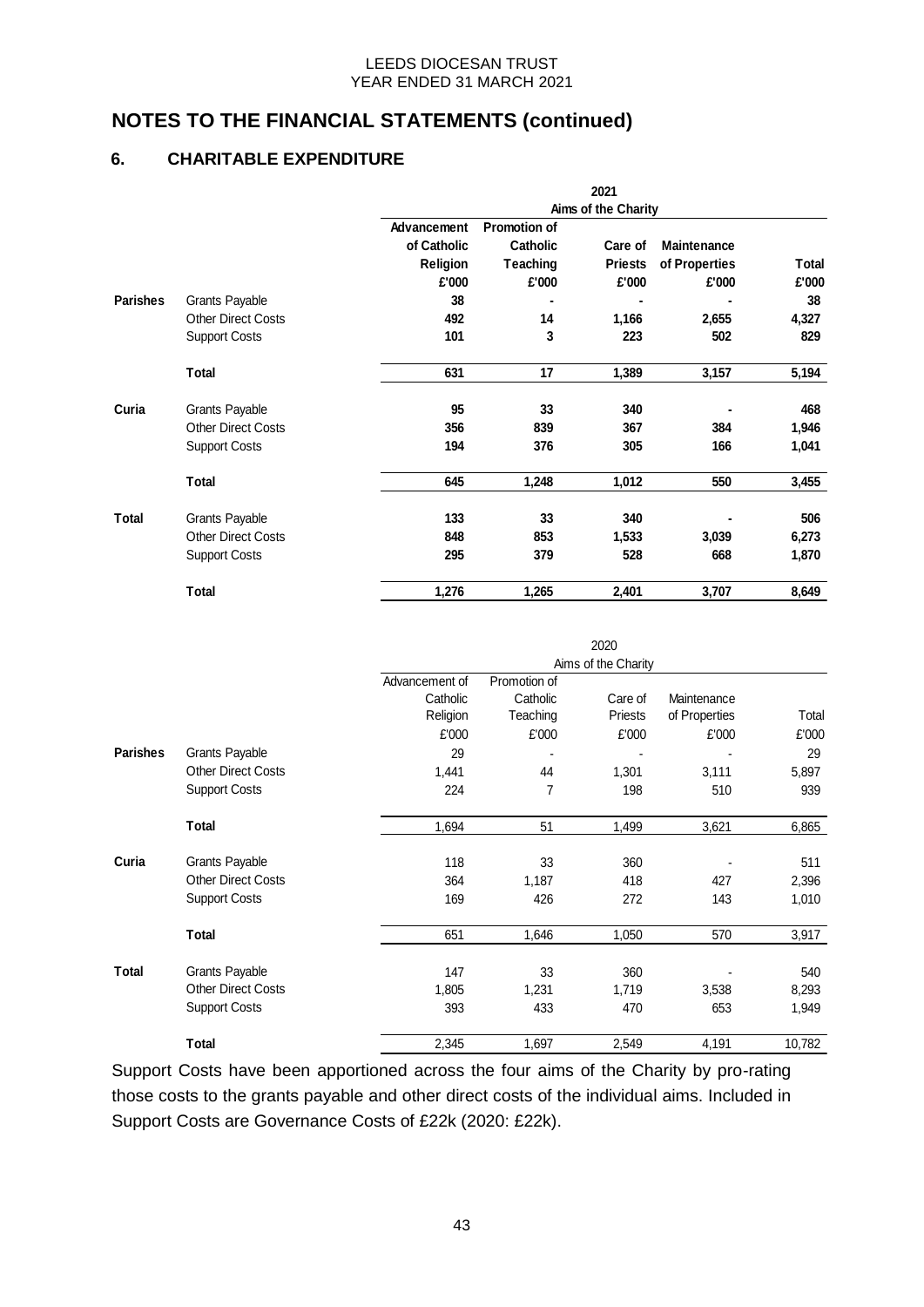## NOTES TO THE FINANCIAL STATEMENTS (continued)

### 6. CHARITABLE EXPENDITURE

| | | 2021 | | | | |
|---|---|---|---|---|---|---|
| | | Aims of the Charity | | | | |
| | | **Advancement of Catholic Religion** | **Promotion of Catholic Teaching** | **Care of Priests** | **Maintenance of Properties** | **Total** |
| | | **£'000** | **£'000** | **£'000** | **£'000** | **£'000** |
| **Parishes** | Grants Payable | **38** | **-** | **-** | **-** | **38** |
| | Other Direct Costs | **492** | **14** | **1,166** | **2,655** | **4,327** |
| | Support Costs | **101** | **3** | **223** | **502** | **829** |
| | **Total** | **631** | **17** | **1,389** | **3,157** | **5,194** |
| **Curia** | Grants Payable | **95** | **33** | **340** | **-** | **468** |
| | Other Direct Costs | **356** | **839** | **367** | **384** | **1,946** |
| | Support Costs | **194** | **376** | **305** | **166** | **1,041** |
| | **Total** | **645** | **1,248** | **1,012** | **550** | **3,455** |
| **Total** | Grants Payable | **133** | **33** | **340** | **-** | **506** |
| | Other Direct Costs | **848** | **853** | **1,533** | **3,039** | **6,273** |
| | Support Costs | **295** | **379** | **528** | **668** | **1,870** |
| | **Total** | **1,276** | **1,265** | **2,401** | **3,707** | **8,649** |

| | | 2020 | | | | |
|---|---|---|---|---|---|---|
| | | Aims of the Charity | | | | |
| | | Advancement of Catholic Religion | Promotion of Catholic Teaching | Care of Priests | Maintenance of Properties | Total |
| | | £'000 | £'000 | £'000 | £'000 | £'000 |
| **Parishes** | Grants Payable | 29 | - | - | - | 29 |
| | Other Direct Costs | 1,441 | 44 | 1,301 | 3,111 | 5,897 |
| | Support Costs | 224 | 7 | 198 | 510 | 939 |
| | **Total** | 1,694 | 51 | 1,499 | 3,621 | 6,865 |
| **Curia** | Grants Payable | 118 | 33 | 360 | - | 511 |
| | Other Direct Costs | 364 | 1,187 | 418 | 427 | 2,396 |
| | Support Costs | 169 | 426 | 272 | 143 | 1,010 |
| | **Total** | 651 | 1,646 | 1,050 | 570 | 3,917 |
| **Total** | Grants Payable | 147 | 33 | 360 | - | 540 |
| | Other Direct Costs | 1,805 | 1,231 | 1,719 | 3,538 | 8,293 |
| | Support Costs | 393 | 433 | 470 | 653 | 1,949 |
| | **Total** | 2,345 | 1,697 | 2,549 | 4,191 | 10,782 |

Support Costs have been apportioned across the four aims of the Charity by pro-rating those costs to the grants payable and other direct costs of the individual aims. Included in Support Costs are Governance Costs of £22k (2020: £22k).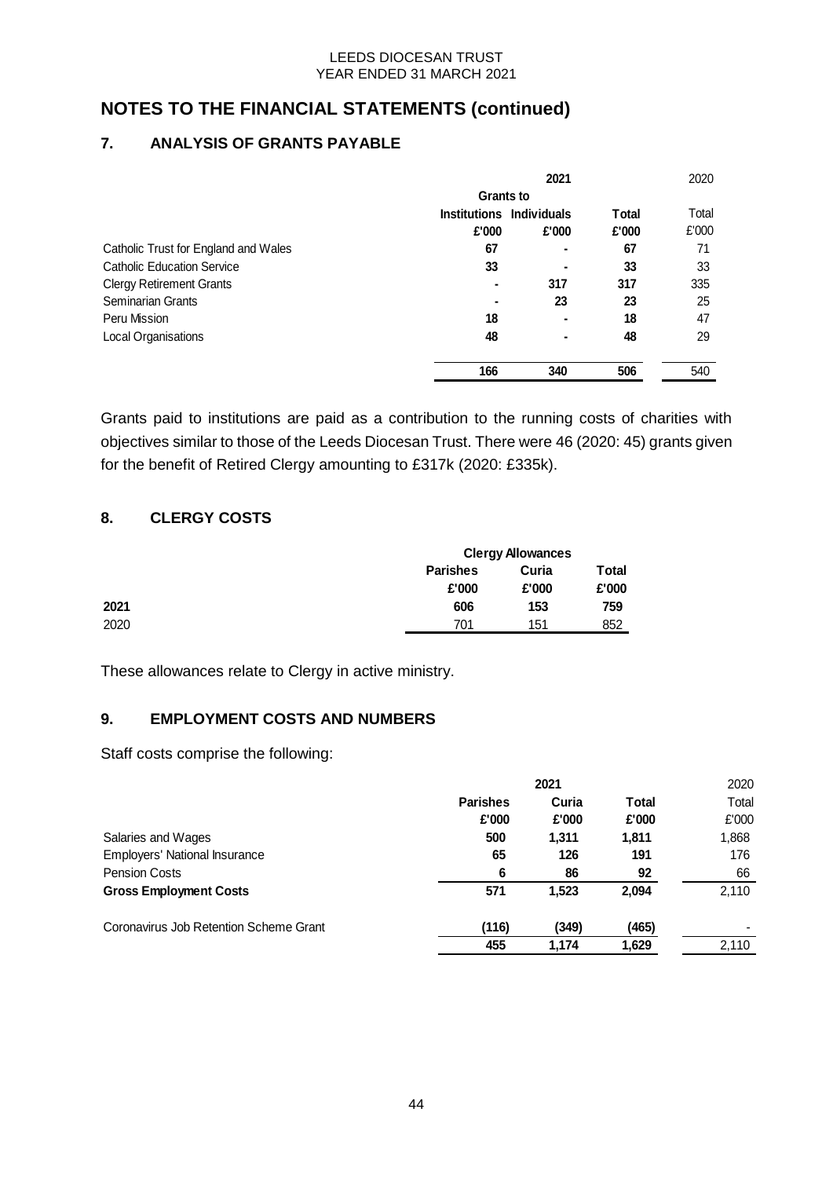# NOTES TO THE FINANCIAL STATEMENTS (continued)

## 7. ANALYSIS OF GRANTS PAYABLE

| | 2021 | | | 2020 |
|---|---|---|---|---|
| | Grants to | | | |
| | Institutions | Individuals | Total | Total |
| | £'000 | £'000 | £'000 | £'000 |
| Catholic Trust for England and Wales | 67 | - | 67 | 71 |
| Catholic Education Service | 33 | - | 33 | 33 |
| Clergy Retirement Grants | - | 317 | 317 | 335 |
| Seminarian Grants | - | 23 | 23 | 25 |
| Peru Mission | 18 | - | 18 | 47 |
| Local Organisations | 48 | - | 48 | 29 |
| | 166 | 340 | 506 | 540 |

Grants paid to institutions are paid as a contribution to the running costs of charities with objectives similar to those of the Leeds Diocesan Trust. There were 46 (2020: 45) grants given for the benefit of Retired Clergy amounting to £317k (2020: £335k).

## 8. CLERGY COSTS

| | Clergy Allowances | | |
|---|---|---|---|
| | Parishes | Curia | Total |
| | £'000 | £'000 | £'000 |
| **2021** | **606** | **153** | **759** |
| 2020 | 701 | 151 | 852 |

These allowances relate to Clergy in active ministry.

## 9. EMPLOYMENT COSTS AND NUMBERS

Staff costs comprise the following:

| | 2021 | | | 2020 |
|---|---|---|---|---|
| | Parishes | Curia | Total | Total |
| | £'000 | £'000 | £'000 | £'000 |
| Salaries and Wages | 500 | 1,311 | 1,811 | 1,868 |
| Employers' National Insurance | 65 | 126 | 191 | 176 |
| Pension Costs | 6 | 86 | 92 | 66 |
| **Gross Employment Costs** | **571** | **1,523** | **2,094** | 2,110 |
| Coronavirus Job Retention Scheme Grant | (116) | (349) | (465) | - |
| | 455 | 1,174 | 1,629 | 2,110 |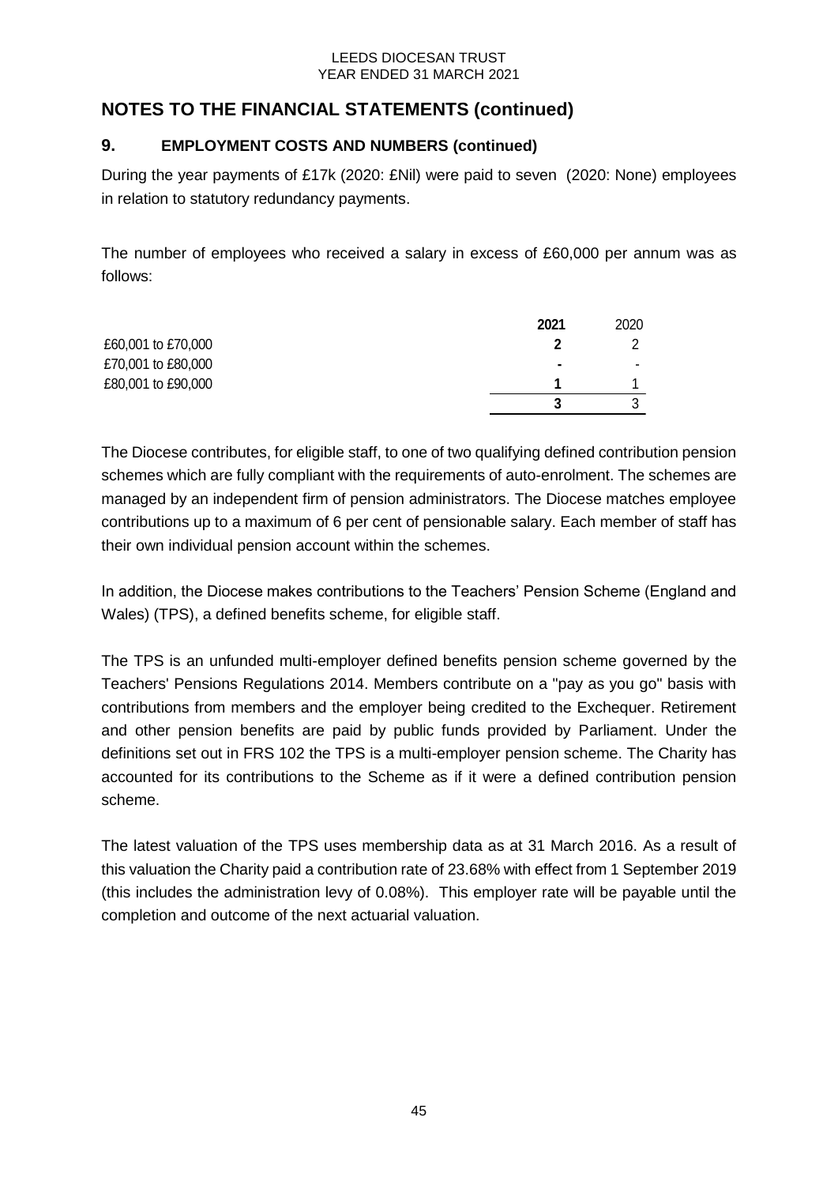# NOTES TO THE FINANCIAL STATEMENTS (continued)

## 9. EMPLOYMENT COSTS AND NUMBERS (continued)

During the year payments of £17k (2020: £Nil) were paid to seven (2020: None) employees in relation to statutory redundancy payments.

The number of employees who received a salary in excess of £60,000 per annum was as follows:

| | 2021 | 2020 |
|---|---|---|
| £60,001 to £70,000 | 2 | 2 |
| £70,001 to £80,000 | - | - |
| £80,001 to £90,000 | 1 | 1 |
| | 3 | 3 |

The Diocese contributes, for eligible staff, to one of two qualifying defined contribution pension schemes which are fully compliant with the requirements of auto-enrolment. The schemes are managed by an independent firm of pension administrators. The Diocese matches employee contributions up to a maximum of 6 per cent of pensionable salary. Each member of staff has their own individual pension account within the schemes.

In addition, the Diocese makes contributions to the Teachers' Pension Scheme (England and Wales) (TPS), a defined benefits scheme, for eligible staff.

The TPS is an unfunded multi-employer defined benefits pension scheme governed by the Teachers' Pensions Regulations 2014. Members contribute on a "pay as you go" basis with contributions from members and the employer being credited to the Exchequer. Retirement and other pension benefits are paid by public funds provided by Parliament. Under the definitions set out in FRS 102 the TPS is a multi-employer pension scheme. The Charity has accounted for its contributions to the Scheme as if it were a defined contribution pension scheme.

The latest valuation of the TPS uses membership data as at 31 March 2016. As a result of this valuation the Charity paid a contribution rate of 23.68% with effect from 1 September 2019 (this includes the administration levy of 0.08%). This employer rate will be payable until the completion and outcome of the next actuarial valuation.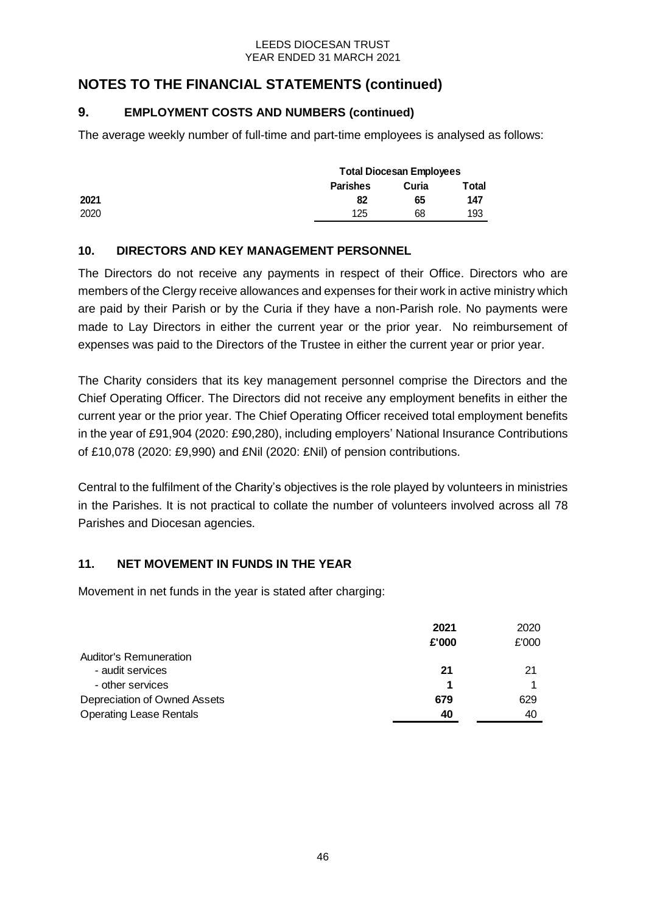# NOTES TO THE FINANCIAL STATEMENTS (continued)

## 9. EMPLOYMENT COSTS AND NUMBERS (continued)

The average weekly number of full-time and part-time employees is analysed as follows:

| | Total Diocesan Employees | | |
|---|---|---|---|
| | **Parishes** | **Curia** | **Total** |
| **2021** | **82** | **65** | **147** |
| 2020 | 125 | 68 | 193 |

## 10. DIRECTORS AND KEY MANAGEMENT PERSONNEL

The Directors do not receive any payments in respect of their Office. Directors who are members of the Clergy receive allowances and expenses for their work in active ministry which are paid by their Parish or by the Curia if they have a non-Parish role. No payments were made to Lay Directors in either the current year or the prior year. No reimbursement of expenses was paid to the Directors of the Trustee in either the current year or prior year.

The Charity considers that its key management personnel comprise the Directors and the Chief Operating Officer. The Directors did not receive any employment benefits in either the current year or the prior year. The Chief Operating Officer received total employment benefits in the year of £91,904 (2020: £90,280), including employers' National Insurance Contributions of £10,078 (2020: £9,990) and £Nil (2020: £Nil) of pension contributions.

Central to the fulfilment of the Charity's objectives is the role played by volunteers in ministries in the Parishes. It is not practical to collate the number of volunteers involved across all 78 Parishes and Diocesan agencies.

## 11. NET MOVEMENT IN FUNDS IN THE YEAR

Movement in net funds in the year is stated after charging:

| | **2021** | 2020 |
|---|---|---|
| | **£'000** | £'000 |
| Auditor's Remuneration | | |
| - audit services | **21** | 21 |
| - other services | **1** | 1 |
| Depreciation of Owned Assets | **679** | 629 |
| Operating Lease Rentals | **40** | 40 |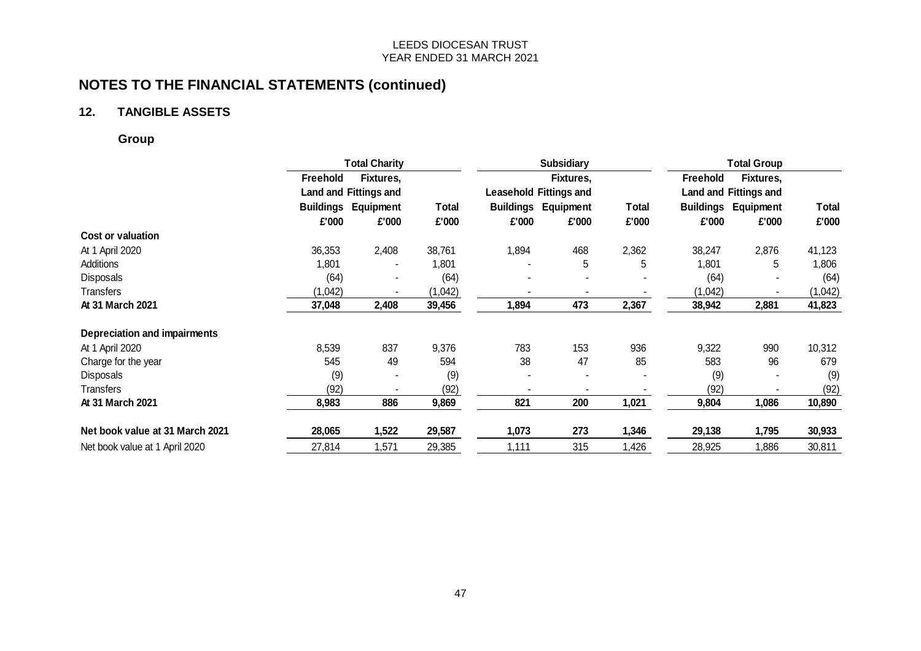# NOTES TO THE FINANCIAL STATEMENTS (continued)

## 12. TANGIBLE ASSETS

### Group

| | Total Charity | | | Subsidiary | | | Total Group | | |
|---|---|---|---|---|---|---|---|---|---|
| | Freehold Land and Buildings | Fixtures, Fittings and Equipment | Total | Leasehold Buildings | Fixtures, Fittings and Equipment | Total | Freehold Land and Buildings | Fixtures, Fittings and Equipment | Total |
| | £'000 | £'000 | £'000 | £'000 | £'000 | £'000 | £'000 | £'000 | £'000 |
| **Cost or valuation** | | | | | | | | | |
| At 1 April 2020 | 36,353 | 2,408 | 38,761 | 1,894 | 468 | 2,362 | 38,247 | 2,876 | 41,123 |
| Additions | 1,801 | - | 1,801 | - | 5 | 5 | 1,801 | 5 | 1,806 |
| Disposals | (64) | - | (64) | - | - | - | (64) | - | (64) |
| Transfers | (1,042) | - | (1,042) | - | - | - | (1,042) | - | (1,042) |
| **At 31 March 2021** | **37,048** | **2,408** | **39,456** | **1,894** | **473** | **2,367** | **38,942** | **2,881** | **41,823** |
| **Depreciation and impairments** | | | | | | | | | |
| At 1 April 2020 | 8,539 | 837 | 9,376 | 783 | 153 | 936 | 9,322 | 990 | 10,312 |
| Charge for the year | 545 | 49 | 594 | 38 | 47 | 85 | 583 | 96 | 679 |
| Disposals | (9) | - | (9) | - | - | - | (9) | - | (9) |
| Transfers | (92) | - | (92) | - | - | - | (92) | - | (92) |
| **At 31 March 2021** | **8,983** | **886** | **9,869** | **821** | **200** | **1,021** | **9,804** | **1,086** | **10,890** |
| **Net book value at 31 March 2021** | **28,065** | **1,522** | **29,587** | **1,073** | **273** | **1,346** | **29,138** | **1,795** | **30,933** |
| Net book value at 1 April 2020 | 27,814 | 1,571 | 29,385 | 1,111 | 315 | 1,426 | 28,925 | 1,886 | 30,811 |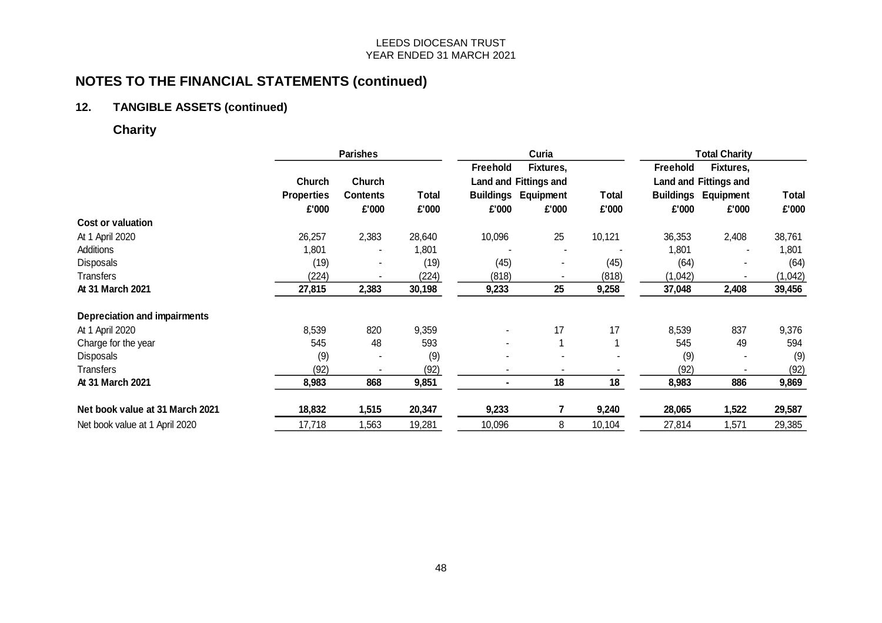## NOTES TO THE FINANCIAL STATEMENTS (continued)

### 12. TANGIBLE ASSETS (continued)

### Charity

| | Parishes | | | Curia | | | Total Charity | | |
|---|---|---|---|---|---|---|---|---|---|
| | Church Properties | Church Contents | Total | Freehold Land and Buildings | Fixtures, Fittings and Equipment | Total | Freehold Land and Buildings | Fixtures, Fittings and Equipment | Total |
| | £'000 | £'000 | £'000 | £'000 | £'000 | £'000 | £'000 | £'000 | £'000 |
| **Cost or valuation** | | | | | | | | | |
| At 1 April 2020 | 26,257 | 2,383 | 28,640 | 10,096 | 25 | 10,121 | 36,353 | 2,408 | 38,761 |
| Additions | 1,801 | - | 1,801 | - | - | - | 1,801 | - | 1,801 |
| Disposals | (19) | - | (19) | (45) | - | (45) | (64) | - | (64) |
| Transfers | (224) | - | (224) | (818) | - | (818) | (1,042) | - | (1,042) |
| **At 31 March 2021** | **27,815** | **2,383** | **30,198** | **9,233** | **25** | **9,258** | **37,048** | **2,408** | **39,456** |
| **Depreciation and impairments** | | | | | | | | | |
| At 1 April 2020 | 8,539 | 820 | 9,359 | - | 17 | 17 | 8,539 | 837 | 9,376 |
| Charge for the year | 545 | 48 | 593 | - | 1 | 1 | 545 | 49 | 594 |
| Disposals | (9) | - | (9) | - | - | - | (9) | - | (9) |
| Transfers | (92) | - | (92) | - | - | - | (92) | - | (92) |
| **At 31 March 2021** | **8,983** | **868** | **9,851** | **-** | **18** | **18** | **8,983** | **886** | **9,869** |
| **Net book value at 31 March 2021** | **18,832** | **1,515** | **20,347** | **9,233** | **7** | **9,240** | **28,065** | **1,522** | **29,587** |
| Net book value at 1 April 2020 | 17,718 | 1,563 | 19,281 | 10,096 | 8 | 10,104 | 27,814 | 1,571 | 29,385 |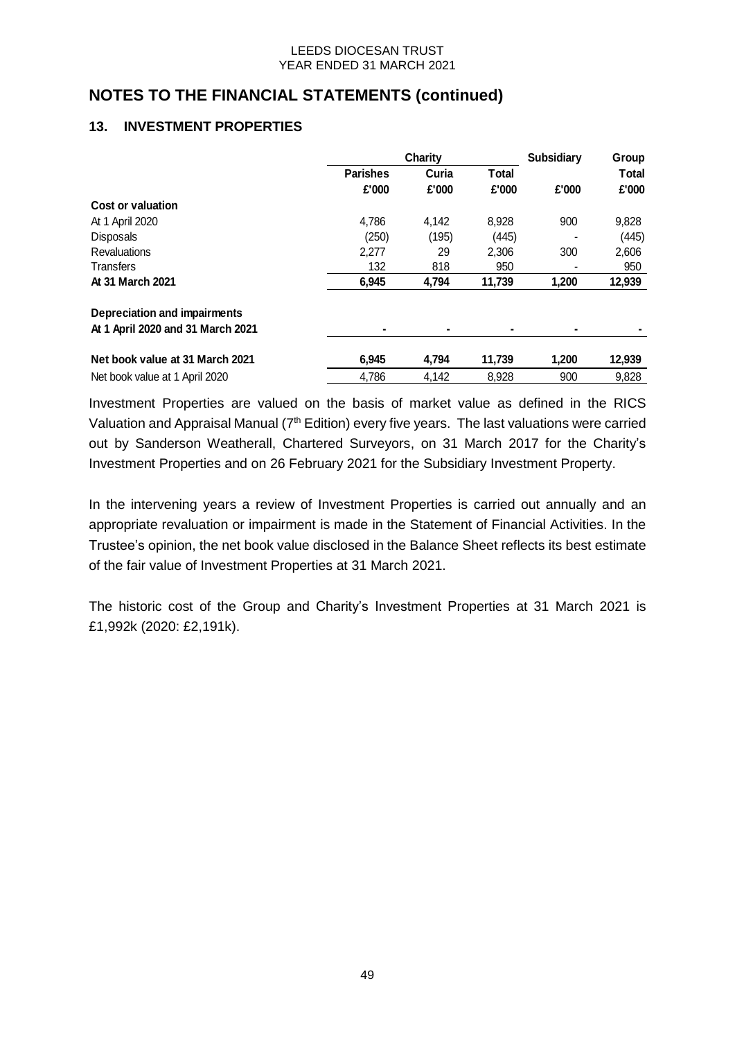## NOTES TO THE FINANCIAL STATEMENTS (continued)

### 13. INVESTMENT PROPERTIES

| | Charity | | | Subsidiary | Group |
|---|---|---|---|---|---|
| | Parishes | Curia | Total | | Total |
| | £'000 | £'000 | £'000 | £'000 | £'000 |
| **Cost or valuation** | | | | | |
| At 1 April 2020 | 4,786 | 4,142 | 8,928 | 900 | 9,828 |
| Disposals | (250) | (195) | (445) | - | (445) |
| Revaluations | 2,277 | 29 | 2,306 | 300 | 2,606 |
| Transfers | 132 | 818 | 950 | - | 950 |
| **At 31 March 2021** | **6,945** | **4,794** | **11,739** | **1,200** | **12,939** |
| **Depreciation and impairments** | | | | | |
| **At 1 April 2020 and 31 March 2021** | **-** | **-** | **-** | **-** | **-** |
| **Net book value at 31 March 2021** | **6,945** | **4,794** | **11,739** | **1,200** | **12,939** |
| Net book value at 1 April 2020 | 4,786 | 4,142 | 8,928 | 900 | 9,828 |

Investment Properties are valued on the basis of market value as defined in the RICS Valuation and Appraisal Manual (7th Edition) every five years. The last valuations were carried out by Sanderson Weatherall, Chartered Surveyors, on 31 March 2017 for the Charity's Investment Properties and on 26 February 2021 for the Subsidiary Investment Property.

In the intervening years a review of Investment Properties is carried out annually and an appropriate revaluation or impairment is made in the Statement of Financial Activities. In the Trustee's opinion, the net book value disclosed in the Balance Sheet reflects its best estimate of the fair value of Investment Properties at 31 March 2021.

The historic cost of the Group and Charity's Investment Properties at 31 March 2021 is £1,992k (2020: £2,191k).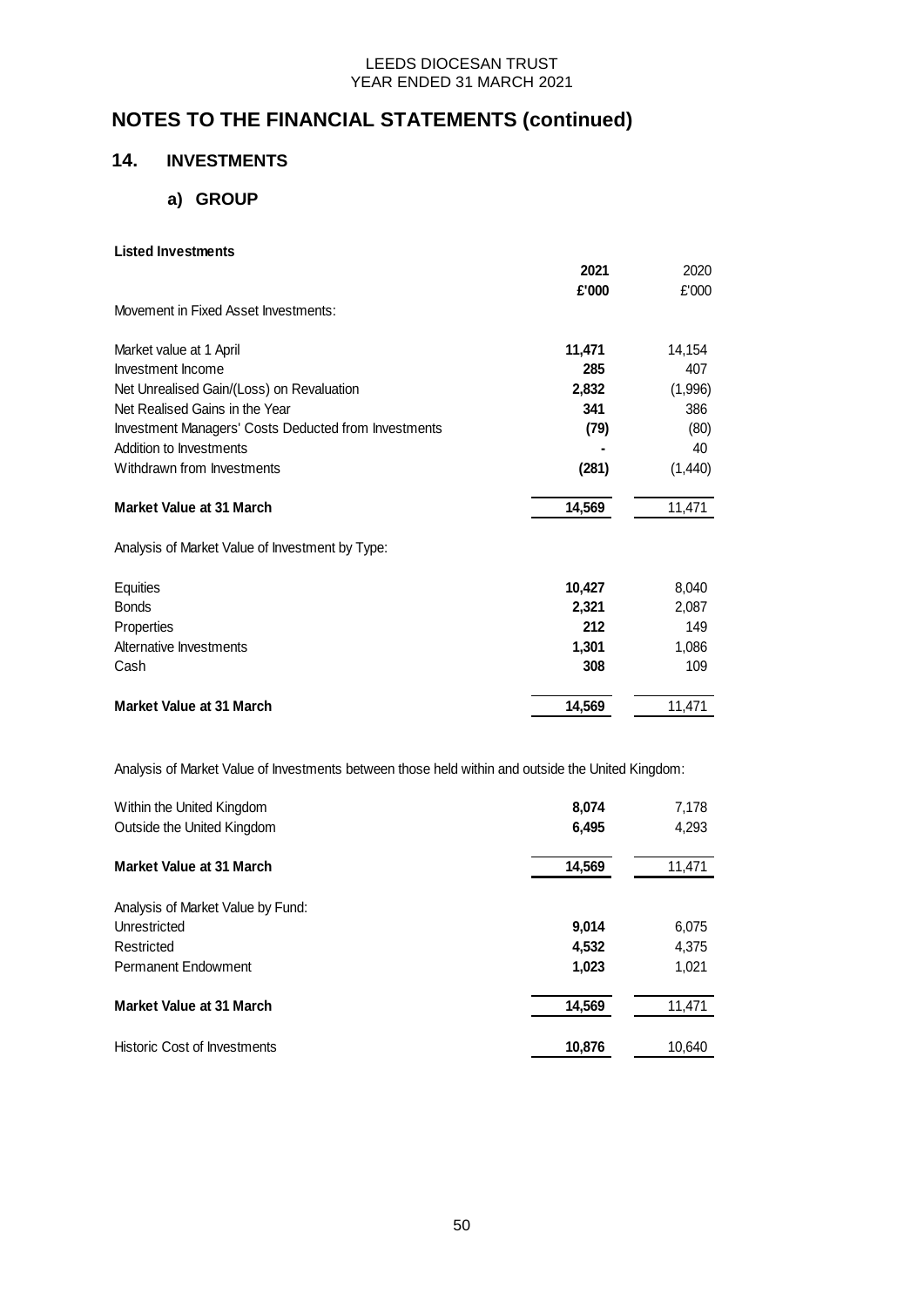# NOTES TO THE FINANCIAL STATEMENTS (continued)

## 14. INVESTMENTS

### a) GROUP

**Listed Investments**

| | **2021** | 2020 |
|---|---|---|
| | **£'000** | £'000 |
| Movement in Fixed Asset Investments: | | |
| Market value at 1 April | **11,471** | 14,154 |
| Investment Income | **285** | 407 |
| Net Unrealised Gain/(Loss) on Revaluation | **2,832** | (1,996) |
| Net Realised Gains in the Year | **341** | 386 |
| Investment Managers' Costs Deducted from Investments | **(79)** | (80) |
| Addition to Investments | **-** | 40 |
| Withdrawn from Investments | **(281)** | (1,440) |
| **Market Value at 31 March** | **14,569** | 11,471 |
| Analysis of Market Value of Investment by Type: | | |
| Equities | **10,427** | 8,040 |
| Bonds | **2,321** | 2,087 |
| Properties | **212** | 149 |
| Alternative Investments | **1,301** | 1,086 |
| Cash | **308** | 109 |
| **Market Value at 31 March** | **14,569** | 11,471 |

Analysis of Market Value of Investments between those held within and outside the United Kingdom:

| | **2021** | 2020 |
|---|---|---|
| Within the United Kingdom | **8,074** | 7,178 |
| Outside the United Kingdom | **6,495** | 4,293 |
| **Market Value at 31 March** | **14,569** | 11,471 |
| Analysis of Market Value by Fund: | | |
| Unrestricted | **9,014** | 6,075 |
| Restricted | **4,532** | 4,375 |
| Permanent Endowment | **1,023** | 1,021 |
| **Market Value at 31 March** | **14,569** | 11,471 |
| Historic Cost of Investments | **10,876** | 10,640 |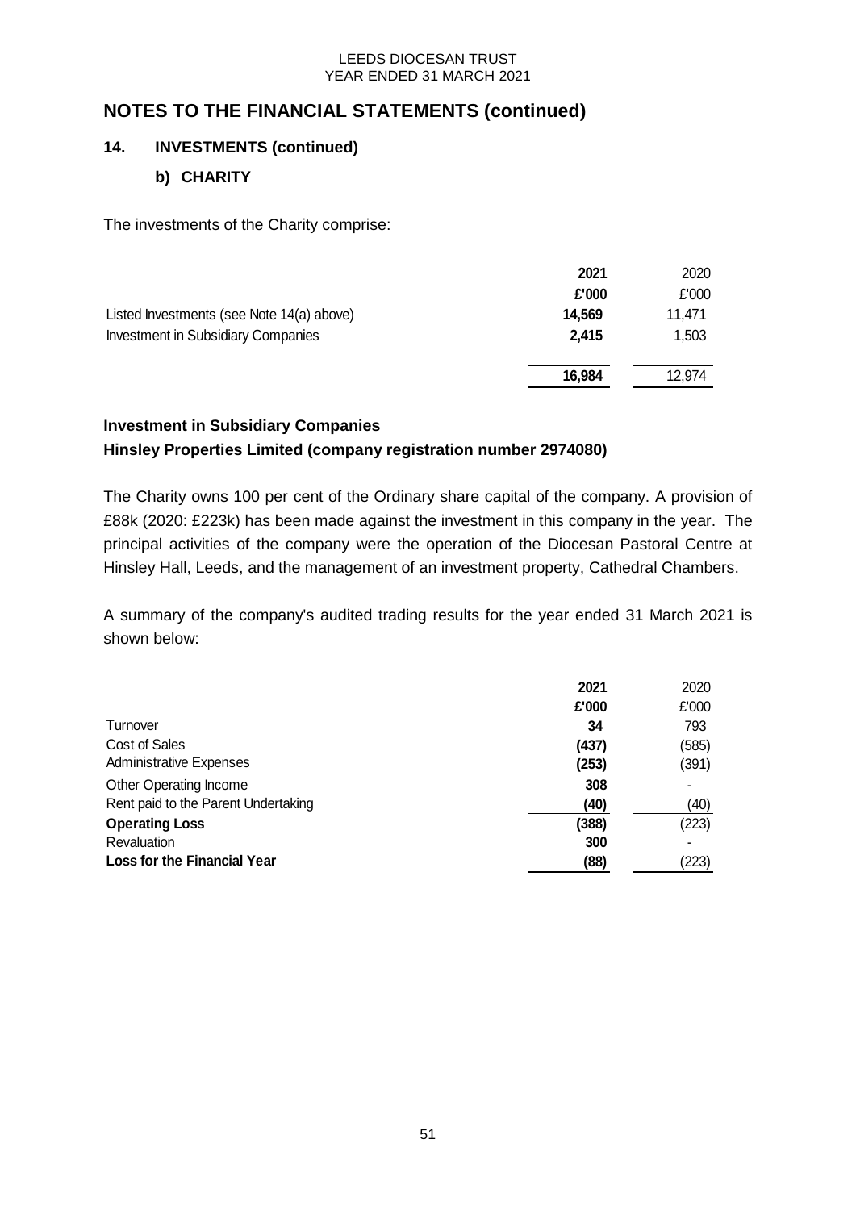# NOTES TO THE FINANCIAL STATEMENTS (continued)

## 14. INVESTMENTS (continued)

### b) CHARITY

The investments of the Charity comprise:

| | 2021 | 2020 |
|---|---|---|
| | £'000 | £'000 |
| Listed Investments (see Note 14(a) above) | **14,569** | 11,471 |
| Investment in Subsidiary Companies | **2,415** | 1,503 |
| | **16,984** | 12,974 |

**Investment in Subsidiary Companies**

**Hinsley Properties Limited (company registration number 2974080)**

The Charity owns 100 per cent of the Ordinary share capital of the company. A provision of £88k (2020: £223k) has been made against the investment in this company in the year. The principal activities of the company were the operation of the Diocesan Pastoral Centre at Hinsley Hall, Leeds, and the management of an investment property, Cathedral Chambers.

A summary of the company's audited trading results for the year ended 31 March 2021 is shown below:

| | 2021 | 2020 |
|---|---|---|
| | £'000 | £'000 |
| Turnover | **34** | 793 |
| Cost of Sales | **(437)** | (585) |
| Administrative Expenses | **(253)** | (391) |
| Other Operating Income | **308** | - |
| Rent paid to the Parent Undertaking | **(40)** | (40) |
| **Operating Loss** | **(388)** | (223) |
| Revaluation | **300** | - |
| **Loss for the Financial Year** | **(88)** | (223) |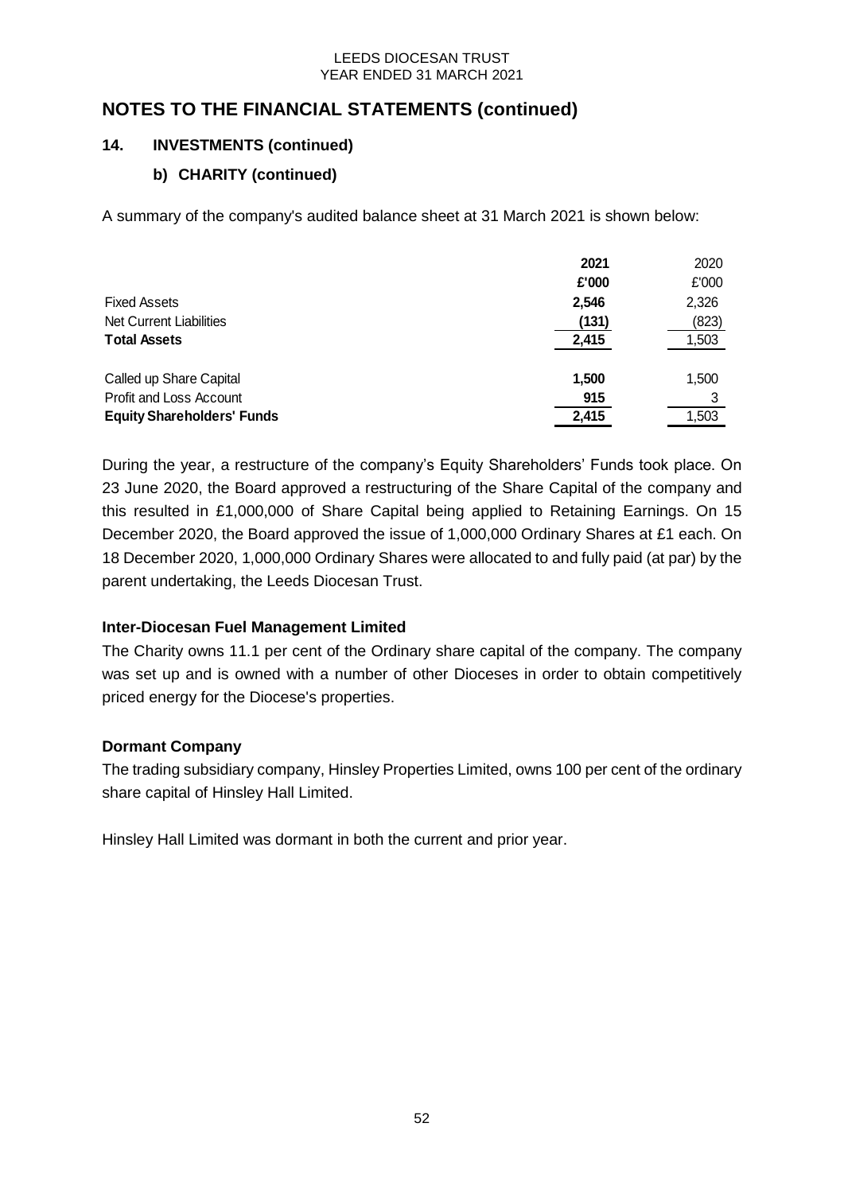# NOTES TO THE FINANCIAL STATEMENTS (continued)

## 14. INVESTMENTS (continued)

### b) CHARITY (continued)

A summary of the company's audited balance sheet at 31 March 2021 is shown below:

| | 2021 | 2020 |
|---|---|---|
| | £'000 | £'000 |
| Fixed Assets | 2,546 | 2,326 |
| Net Current Liabilities | (131) | (823) |
| **Total Assets** | 2,415 | 1,503 |
| Called up Share Capital | 1,500 | 1,500 |
| Profit and Loss Account | 915 | 3 |
| **Equity Shareholders' Funds** | 2,415 | 1,503 |

During the year, a restructure of the company's Equity Shareholders' Funds took place. On 23 June 2020, the Board approved a restructuring of the Share Capital of the company and this resulted in £1,000,000 of Share Capital being applied to Retaining Earnings. On 15 December 2020, the Board approved the issue of 1,000,000 Ordinary Shares at £1 each. On 18 December 2020, 1,000,000 Ordinary Shares were allocated to and fully paid (at par) by the parent undertaking, the Leeds Diocesan Trust.

**Inter-Diocesan Fuel Management Limited**

The Charity owns 11.1 per cent of the Ordinary share capital of the company. The company was set up and is owned with a number of other Dioceses in order to obtain competitively priced energy for the Diocese's properties.

**Dormant Company**

The trading subsidiary company, Hinsley Properties Limited, owns 100 per cent of the ordinary share capital of Hinsley Hall Limited.

Hinsley Hall Limited was dormant in both the current and prior year.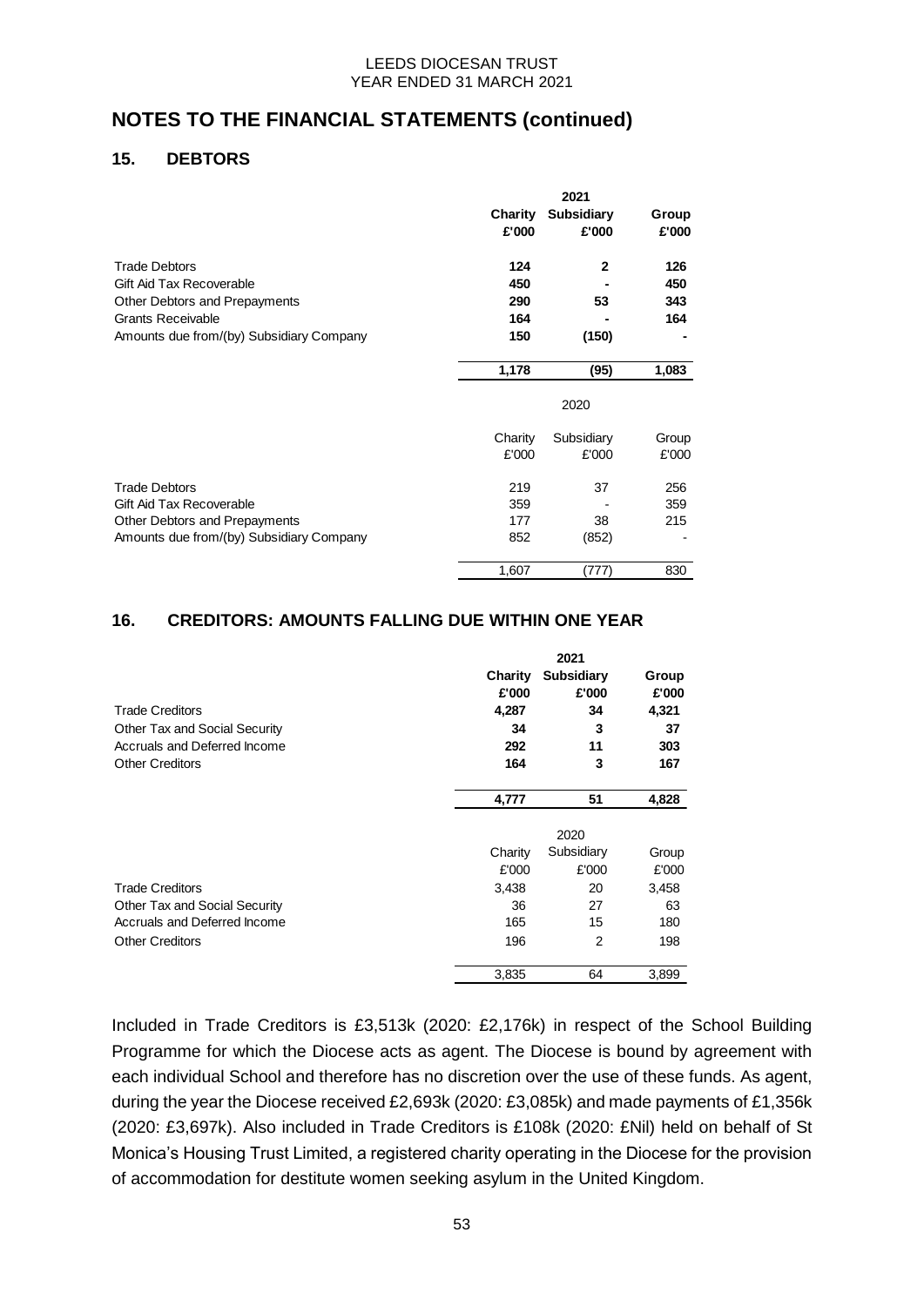## NOTES TO THE FINANCIAL STATEMENTS (continued)

### 15. DEBTORS

| | 2021 | | |
|---|---|---|---|
| | **Charity £'000** | **Subsidiary £'000** | **Group £'000** |
| Trade Debtors | **124** | **2** | **126** |
| Gift Aid Tax Recoverable | **450** | **-** | **450** |
| Other Debtors and Prepayments | **290** | **53** | **343** |
| Grants Receivable | **164** | **-** | **164** |
| Amounts due from/(by) Subsidiary Company | **150** | **(150)** | **-** |
| | **1,178** | **(95)** | **1,083** |

| | 2020 | | |
|---|---|---|---|
| | Charity £'000 | Subsidiary £'000 | Group £'000 |
| Trade Debtors | 219 | 37 | 256 |
| Gift Aid Tax Recoverable | 359 | - | 359 |
| Other Debtors and Prepayments | 177 | 38 | 215 |
| Amounts due from/(by) Subsidiary Company | 852 | (852) | - |
| | 1,607 | (777) | 830 |

### 16. CREDITORS: AMOUNTS FALLING DUE WITHIN ONE YEAR

| | 2021 | | |
|---|---|---|---|
| | **Charity £'000** | **Subsidiary £'000** | **Group £'000** |
| Trade Creditors | **4,287** | **34** | **4,321** |
| Other Tax and Social Security | **34** | **3** | **37** |
| Accruals and Deferred Income | **292** | **11** | **303** |
| Other Creditors | **164** | **3** | **167** |
| | **4,777** | **51** | **4,828** |

| | 2020 | | |
|---|---|---|---|
| | Charity £'000 | Subsidiary £'000 | Group £'000 |
| Trade Creditors | 3,438 | 20 | 3,458 |
| Other Tax and Social Security | 36 | 27 | 63 |
| Accruals and Deferred Income | 165 | 15 | 180 |
| Other Creditors | 196 | 2 | 198 |
| | 3,835 | 64 | 3,899 |

Included in Trade Creditors is £3,513k (2020: £2,176k) in respect of the School Building Programme for which the Diocese acts as agent. The Diocese is bound by agreement with each individual School and therefore has no discretion over the use of these funds. As agent, during the year the Diocese received £2,693k (2020: £3,085k) and made payments of £1,356k (2020: £3,697k). Also included in Trade Creditors is £108k (2020: £Nil) held on behalf of St Monica's Housing Trust Limited, a registered charity operating in the Diocese for the provision of accommodation for destitute women seeking asylum in the United Kingdom.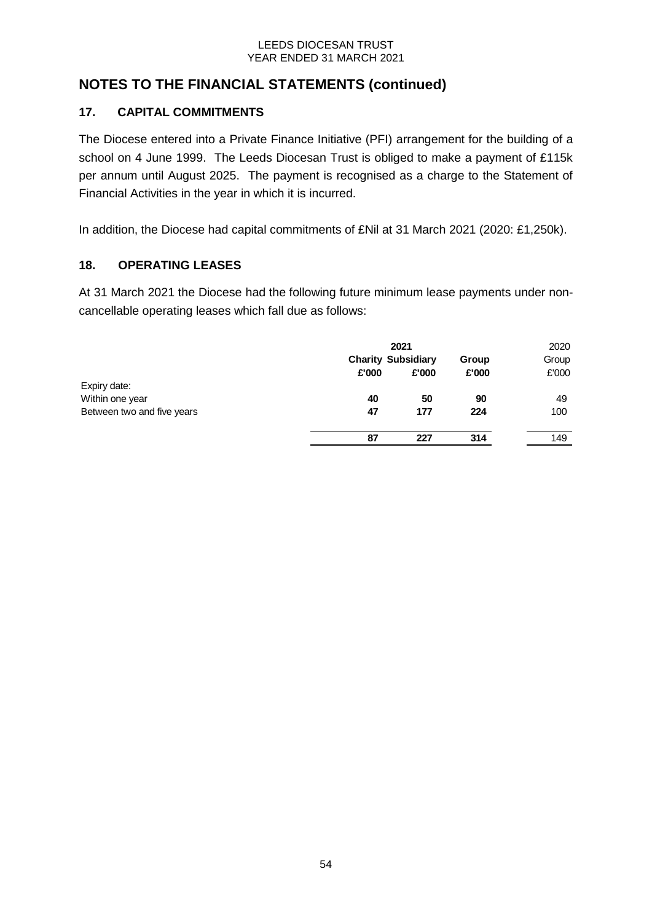# NOTES TO THE FINANCIAL STATEMENTS (continued)

## 17. CAPITAL COMMITMENTS

The Diocese entered into a Private Finance Initiative (PFI) arrangement for the building of a school on 4 June 1999. The Leeds Diocesan Trust is obliged to make a payment of £115k per annum until August 2025. The payment is recognised as a charge to the Statement of Financial Activities in the year in which it is incurred.

In addition, the Diocese had capital commitments of £Nil at 31 March 2021 (2020: £1,250k).

## 18. OPERATING LEASES

At 31 March 2021 the Diocese had the following future minimum lease payments under non-cancellable operating leases which fall due as follows:

| | **2021** | | | 2020 |
|---|---|---|---|---|
| | **Charity** | **Subsidiary** | **Group** | Group |
| | **£'000** | **£'000** | **£'000** | £'000 |
| Expiry date: | | | | |
| Within one year | **40** | **50** | **90** | 49 |
| Between two and five years | **47** | **177** | **224** | 100 |
| | **87** | **227** | **314** | 149 |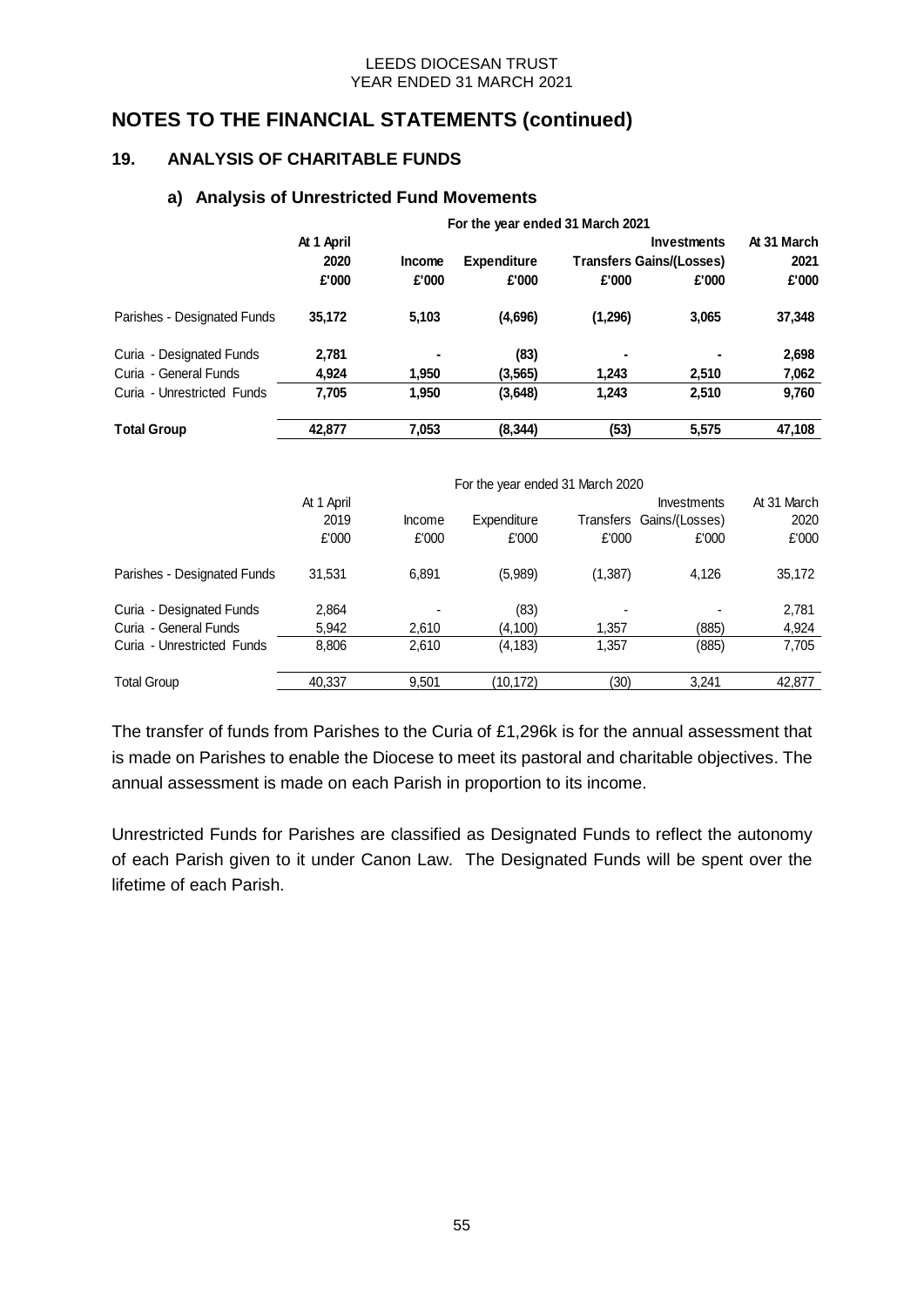# NOTES TO THE FINANCIAL STATEMENTS (continued)

## 19. ANALYSIS OF CHARITABLE FUNDS

### a) Analysis of Unrestricted Fund Movements

| | For the year ended 31 March 2021 | | | | | |
|---|---|---|---|---|---|---|
| | At 1 April 2020 | Income | Expenditure | Transfers | Investments Gains/(Losses) | At 31 March 2021 |
| | £'000 | £'000 | £'000 | £'000 | £'000 | £'000 |
| Parishes - Designated Funds | **35,172** | **5,103** | **(4,696)** | **(1,296)** | **3,065** | **37,348** |
| Curia - Designated Funds | **2,781** | **-** | **(83)** | **-** | **-** | **2,698** |
| Curia - General Funds | **4,924** | **1,950** | **(3,565)** | **1,243** | **2,510** | **7,062** |
| Curia - Unrestricted Funds | **7,705** | **1,950** | **(3,648)** | **1,243** | **2,510** | **9,760** |
| **Total Group** | **42,877** | **7,053** | **(8,344)** | **(53)** | **5,575** | **47,108** |

| | For the year ended 31 March 2020 | | | | | |
|---|---|---|---|---|---|---|
| | At 1 April 2019 | Income | Expenditure | Transfers | Investments Gains/(Losses) | At 31 March 2020 |
| | £'000 | £'000 | £'000 | £'000 | £'000 | £'000 |
| Parishes - Designated Funds | 31,531 | 6,891 | (5,989) | (1,387) | 4,126 | 35,172 |
| Curia - Designated Funds | 2,864 | - | (83) | - | - | 2,781 |
| Curia - General Funds | 5,942 | 2,610 | (4,100) | 1,357 | (885) | 4,924 |
| Curia - Unrestricted Funds | 8,806 | 2,610 | (4,183) | 1,357 | (885) | 7,705 |
| Total Group | 40,337 | 9,501 | (10,172) | (30) | 3,241 | 42,877 |

The transfer of funds from Parishes to the Curia of £1,296k is for the annual assessment that is made on Parishes to enable the Diocese to meet its pastoral and charitable objectives. The annual assessment is made on each Parish in proportion to its income.

Unrestricted Funds for Parishes are classified as Designated Funds to reflect the autonomy of each Parish given to it under Canon Law. The Designated Funds will be spent over the lifetime of each Parish.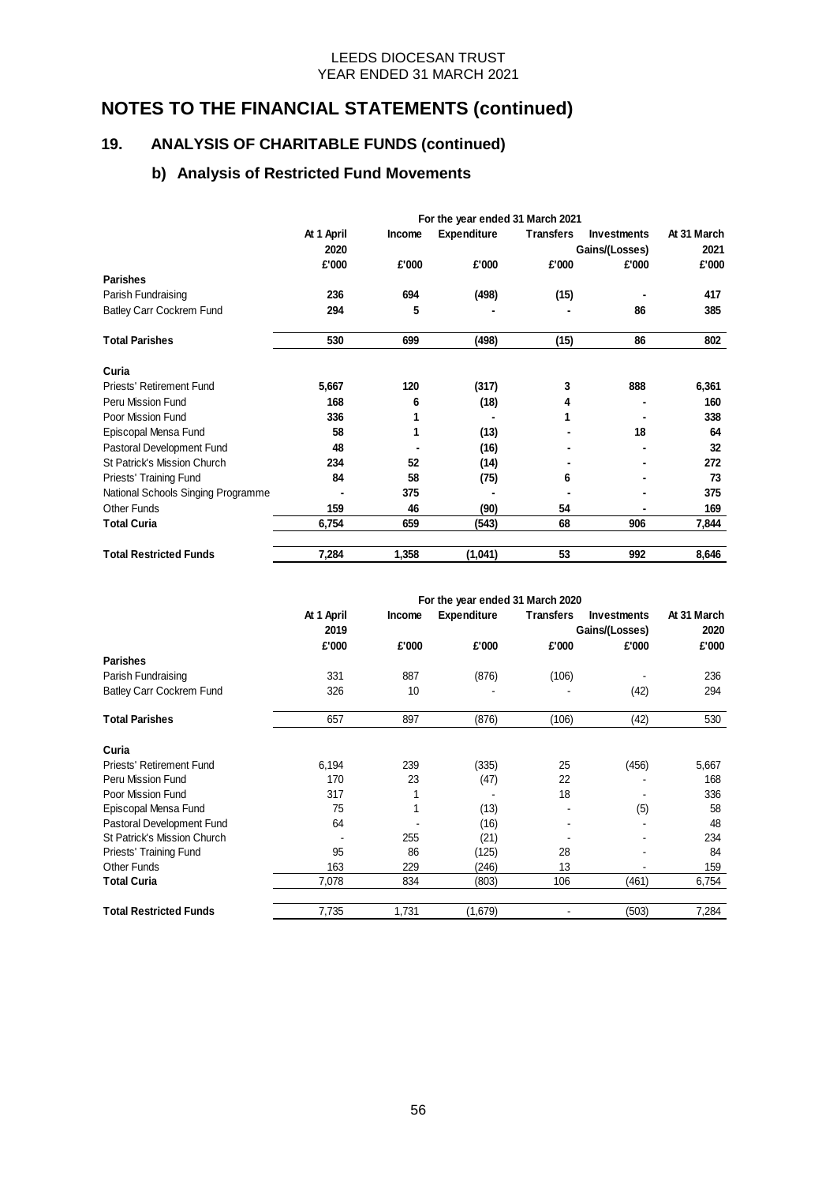LEEDS DIOCESAN TRUST
YEAR ENDED 31 MARCH 2021

# NOTES TO THE FINANCIAL STATEMENTS (continued)

## 19. ANALYSIS OF CHARITABLE FUNDS (continued)

### b) Analysis of Restricted Fund Movements

| | For the year ended 31 March 2021 | | | | | |
|---|---|---|---|---|---|---|
| | At 1 April 2020 | Income | Expenditure | Transfers | Investments Gains/(Losses) | At 31 March 2021 |
| | £'000 | £'000 | £'000 | £'000 | £'000 | £'000 |
| **Parishes** | | | | | | |
| Parish Fundraising | **236** | **694** | **(498)** | **(15)** | **-** | **417** |
| Batley Carr Cockrem Fund | **294** | **5** | **-** | **-** | **86** | **385** |
| **Total Parishes** | **530** | **699** | **(498)** | **(15)** | **86** | **802** |
| **Curia** | | | | | | |
| Priests' Retirement Fund | **5,667** | **120** | **(317)** | **3** | **888** | **6,361** |
| Peru Mission Fund | **168** | **6** | **(18)** | **4** | **-** | **160** |
| Poor Mission Fund | **336** | **1** | **-** | **1** | **-** | **338** |
| Episcopal Mensa Fund | **58** | **1** | **(13)** | **-** | **18** | **64** |
| Pastoral Development Fund | **48** | **-** | **(16)** | **-** | **-** | **32** |
| St Patrick's Mission Church | **234** | **52** | **(14)** | **-** | **-** | **272** |
| Priests' Training Fund | **84** | **58** | **(75)** | **6** | **-** | **73** |
| National Schools Singing Programme | **-** | **375** | **-** | **-** | **-** | **375** |
| Other Funds | **159** | **46** | **(90)** | **54** | **-** | **169** |
| **Total Curia** | **6,754** | **659** | **(543)** | **68** | **906** | **7,844** |
| **Total Restricted Funds** | **7,284** | **1,358** | **(1,041)** | **53** | **992** | **8,646** |

| | For the year ended 31 March 2020 | | | | | |
|---|---|---|---|---|---|---|
| | At 1 April 2019 | Income | Expenditure | Transfers | Investments Gains/(Losses) | At 31 March 2020 |
| | £'000 | £'000 | £'000 | £'000 | £'000 | £'000 |
| **Parishes** | | | | | | |
| Parish Fundraising | 331 | 887 | (876) | (106) | - | 236 |
| Batley Carr Cockrem Fund | 326 | 10 | - | - | (42) | 294 |
| **Total Parishes** | 657 | 897 | (876) | (106) | (42) | 530 |
| **Curia** | | | | | | |
| Priests' Retirement Fund | 6,194 | 239 | (335) | 25 | (456) | 5,667 |
| Peru Mission Fund | 170 | 23 | (47) | 22 | - | 168 |
| Poor Mission Fund | 317 | 1 | - | 18 | - | 336 |
| Episcopal Mensa Fund | 75 | 1 | (13) | - | (5) | 58 |
| Pastoral Development Fund | 64 | - | (16) | - | - | 48 |
| St Patrick's Mission Church | - | 255 | (21) | - | - | 234 |
| Priests' Training Fund | 95 | 86 | (125) | 28 | - | 84 |
| Other Funds | 163 | 229 | (246) | 13 | - | 159 |
| **Total Curia** | 7,078 | 834 | (803) | 106 | (461) | 6,754 |
| **Total Restricted Funds** | 7,735 | 1,731 | (1,679) | - | (503) | 7,284 |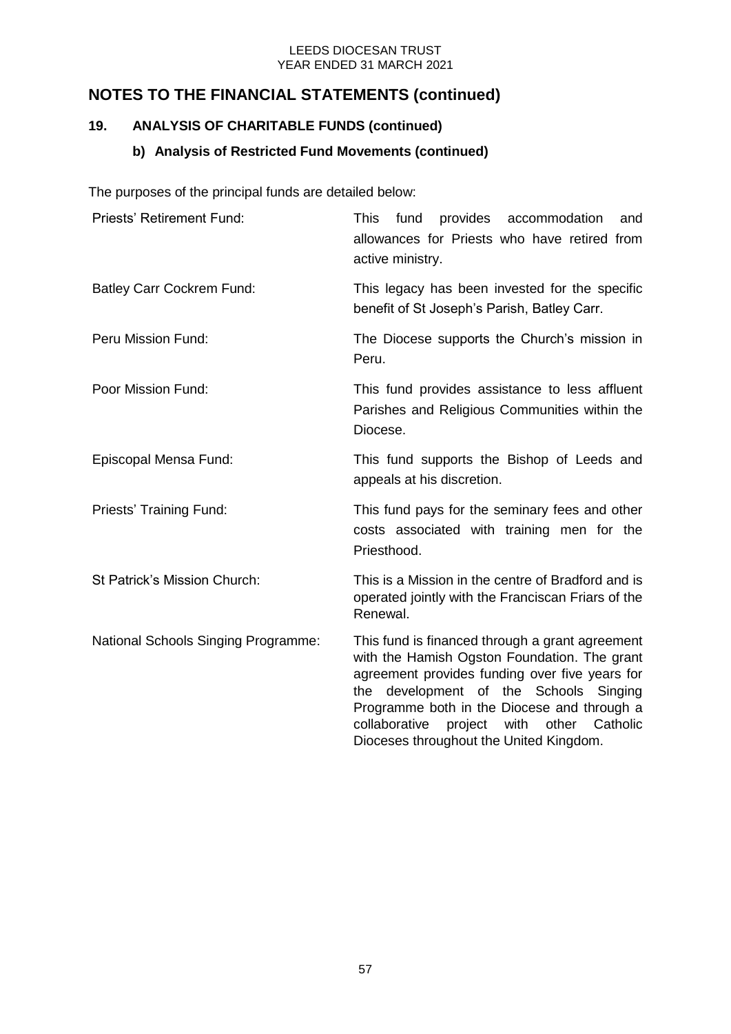# NOTES TO THE FINANCIAL STATEMENTS (continued)

## 19. ANALYSIS OF CHARITABLE FUNDS (continued)

### b) Analysis of Restricted Fund Movements (continued)

The purposes of the principal funds are detailed below:

| | |
|---|---|
| Priests' Retirement Fund: | This fund provides accommodation and allowances for Priests who have retired from active ministry. |
| Batley Carr Cockrem Fund: | This legacy has been invested for the specific benefit of St Joseph's Parish, Batley Carr. |
| Peru Mission Fund: | The Diocese supports the Church's mission in Peru. |
| Poor Mission Fund: | This fund provides assistance to less affluent Parishes and Religious Communities within the Diocese. |
| Episcopal Mensa Fund: | This fund supports the Bishop of Leeds and appeals at his discretion. |
| Priests' Training Fund: | This fund pays for the seminary fees and other costs associated with training men for the Priesthood. |
| St Patrick's Mission Church: | This is a Mission in the centre of Bradford and is operated jointly with the Franciscan Friars of the Renewal. |
| National Schools Singing Programme: | This fund is financed through a grant agreement with the Hamish Ogston Foundation. The grant agreement provides funding over five years for the development of the Schools Singing Programme both in the Diocese and through a collaborative project with other Catholic Dioceses throughout the United Kingdom. |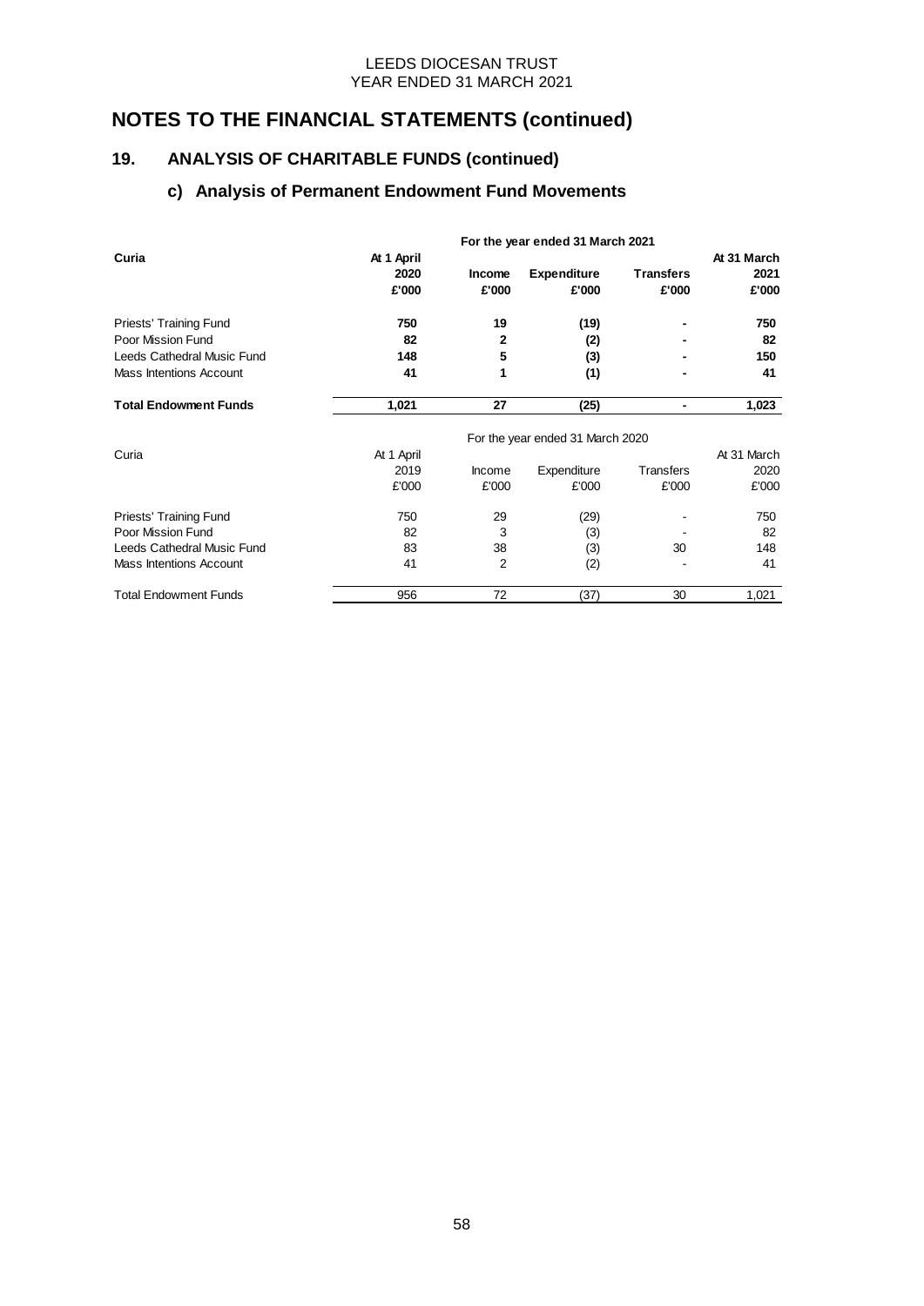# NOTES TO THE FINANCIAL STATEMENTS (continued)

## 19. ANALYSIS OF CHARITABLE FUNDS (continued)

### c) Analysis of Permanent Endowment Fund Movements

| | For the year ended 31 March 2021 | | | | |
|---|---|---|---|---|---|
| **Curia** | **At 1 April 2020 £'000** | **Income £'000** | **Expenditure £'000** | **Transfers £'000** | **At 31 March 2021 £'000** |
| Priests' Training Fund | **750** | **19** | **(19)** | **-** | **750** |
| Poor Mission Fund | **82** | **2** | **(2)** | **-** | **82** |
| Leeds Cathedral Music Fund | **148** | **5** | **(3)** | **-** | **150** |
| Mass Intentions Account | **41** | **1** | **(1)** | **-** | **41** |
| **Total Endowment Funds** | **1,021** | **27** | **(25)** | **-** | **1,023** |

| | For the year ended 31 March 2020 | | | | |
|---|---|---|---|---|---|
| Curia | At 1 April 2019 £'000 | Income £'000 | Expenditure £'000 | Transfers £'000 | At 31 March 2020 £'000 |
| Priests' Training Fund | 750 | 29 | (29) | - | 750 |
| Poor Mission Fund | 82 | 3 | (3) | - | 82 |
| Leeds Cathedral Music Fund | 83 | 38 | (3) | 30 | 148 |
| Mass Intentions Account | 41 | 2 | (2) | - | 41 |
| Total Endowment Funds | 956 | 72 | (37) | 30 | 1,021 |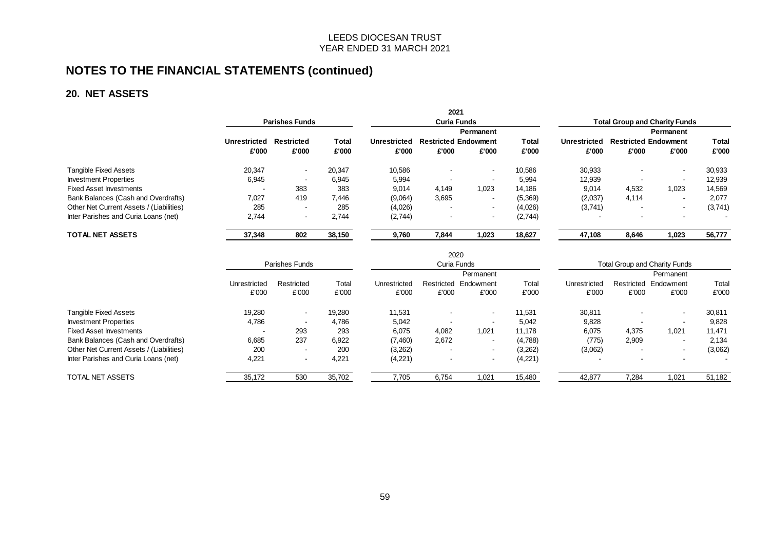## NOTES TO THE FINANCIAL STATEMENTS (continued)

### 20. NET ASSETS

**2021**

| | Parishes Funds | | | Curia Funds | | | | Total Group and Charity Funds | | | |
|---|---|---|---|---|---|---|---|---|---|---|---|
| | Unrestricted | Restricted | Total | Unrestricted | Restricted | Permanent Endowment | Total | Unrestricted | Restricted | Permanent Endowment | Total |
| | £'000 | £'000 | £'000 | £'000 | £'000 | £'000 | £'000 | £'000 | £'000 | £'000 | £'000 |
| Tangible Fixed Assets | 20,347 | - | 20,347 | 10,586 | - | - | 10,586 | 30,933 | - | - | 30,933 |
| Investment Properties | 6,945 | - | 6,945 | 5,994 | - | - | 5,994 | 12,939 | - | - | 12,939 |
| Fixed Asset Investments | - | 383 | 383 | 9,014 | 4,149 | 1,023 | 14,186 | 9,014 | 4,532 | 1,023 | 14,569 |
| Bank Balances (Cash and Overdrafts) | 7,027 | 419 | 7,446 | (9,064) | 3,695 | - | (5,369) | (2,037) | 4,114 | - | 2,077 |
| Other Net Current Assets / (Liabilities) | 285 | - | 285 | (4,026) | - | - | (4,026) | (3,741) | - | - | (3,741) |
| Inter Parishes and Curia Loans (net) | 2,744 | - | 2,744 | (2,744) | - | - | (2,744) | - | - | - | - |
| **TOTAL NET ASSETS** | **37,348** | **802** | **38,150** | **9,760** | **7,844** | **1,023** | **18,627** | **47,108** | **8,646** | **1,023** | **56,777** |

**2020**

| | Parishes Funds | | | Curia Funds | | | | Total Group and Charity Funds | | | |
|---|---|---|---|---|---|---|---|---|---|---|---|
| | Unrestricted | Restricted | Total | Unrestricted | Restricted | Permanent Endowment | Total | Unrestricted | Restricted | Permanent Endowment | Total |
| | £'000 | £'000 | £'000 | £'000 | £'000 | £'000 | £'000 | £'000 | £'000 | £'000 | £'000 |
| Tangible Fixed Assets | 19,280 | - | 19,280 | 11,531 | - | - | 11,531 | 30,811 | - | - | 30,811 |
| Investment Properties | 4,786 | - | 4,786 | 5,042 | - | - | 5,042 | 9,828 | - | - | 9,828 |
| Fixed Asset Investments | - | 293 | 293 | 6,075 | 4,082 | 1,021 | 11,178 | 6,075 | 4,375 | 1,021 | 11,471 |
| Bank Balances (Cash and Overdrafts) | 6,685 | 237 | 6,922 | (7,460) | 2,672 | - | (4,788) | (775) | 2,909 | - | 2,134 |
| Other Net Current Assets / (Liabilities) | 200 | - | 200 | (3,262) | - | - | (3,262) | (3,062) | - | - | (3,062) |
| Inter Parishes and Curia Loans (net) | 4,221 | - | 4,221 | (4,221) | - | - | (4,221) | - | - | - | - |
| TOTAL NET ASSETS | 35,172 | 530 | 35,702 | 7,705 | 6,754 | 1,021 | 15,480 | 42,877 | 7,284 | 1,021 | 51,182 |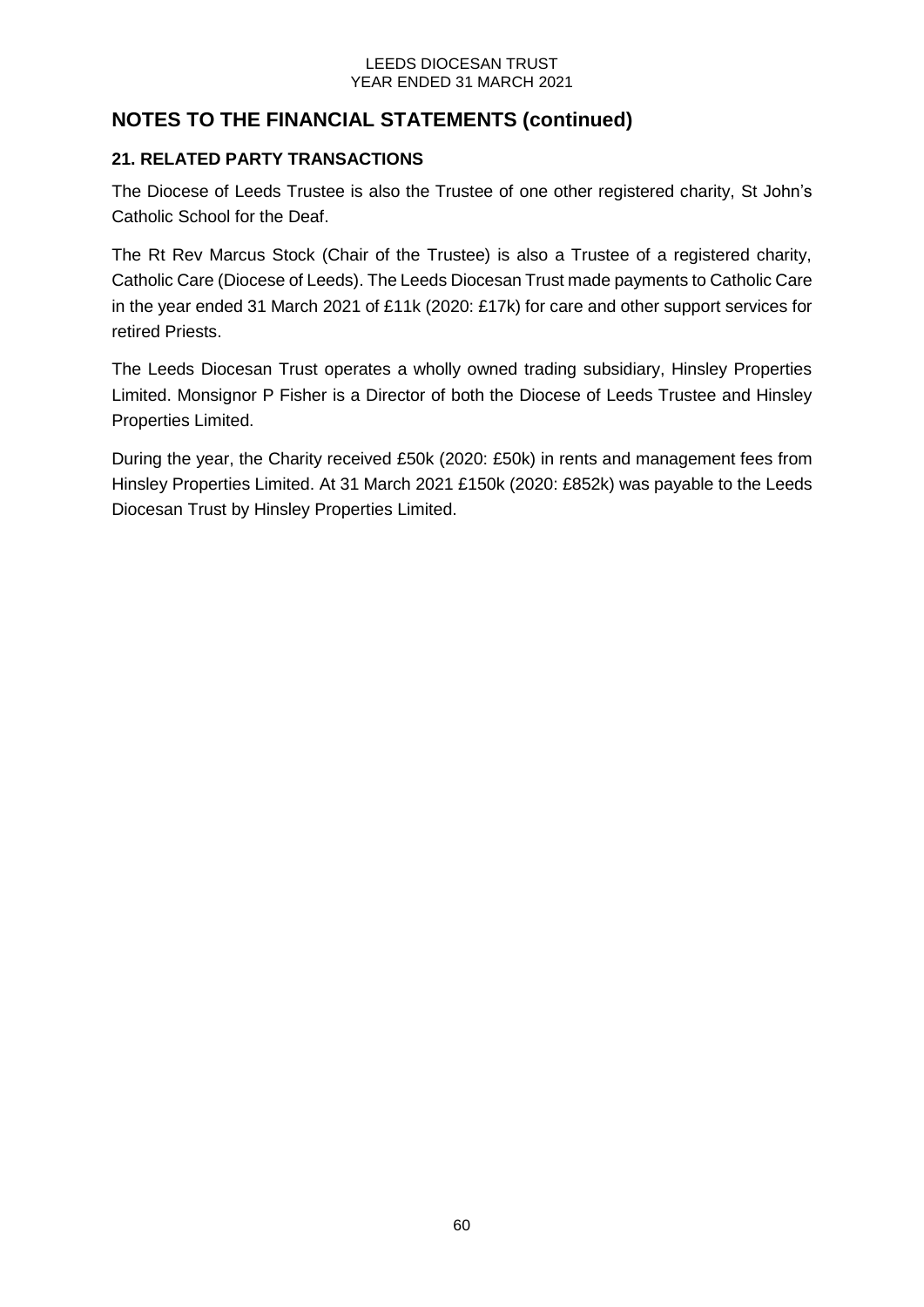# NOTES TO THE FINANCIAL STATEMENTS (continued)

## 21. RELATED PARTY TRANSACTIONS

The Diocese of Leeds Trustee is also the Trustee of one other registered charity, St John's Catholic School for the Deaf.

The Rt Rev Marcus Stock (Chair of the Trustee) is also a Trustee of a registered charity, Catholic Care (Diocese of Leeds). The Leeds Diocesan Trust made payments to Catholic Care in the year ended 31 March 2021 of £11k (2020: £17k) for care and other support services for retired Priests.

The Leeds Diocesan Trust operates a wholly owned trading subsidiary, Hinsley Properties Limited. Monsignor P Fisher is a Director of both the Diocese of Leeds Trustee and Hinsley Properties Limited.

During the year, the Charity received £50k (2020: £50k) in rents and management fees from Hinsley Properties Limited. At 31 March 2021 £150k (2020: £852k) was payable to the Leeds Diocesan Trust by Hinsley Properties Limited.